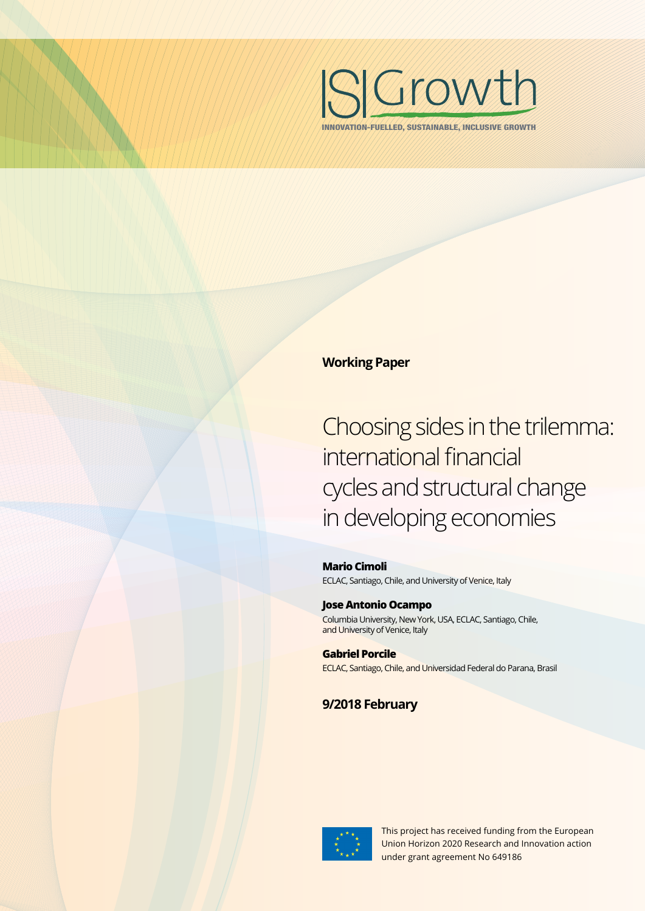ISGrowth

INNOVATION-FUELLED, SUSTAINABLE, INCLUSIVE GROWTH

**Working Paper**

# Choosing sides in the trilemma: international financial cycles and structural change in developing economies

**Mario Cimoli**
ECLAC, Santiago, Chile, and University of Venice, Italy

**Jose Antonio Ocampo**
Columbia University, New York, USA, ECLAC, Santiago, Chile, and University of Venice, Italy

**Gabriel Porcile**
ECLAC, Santiago, Chile, and Universidad Federal do Parana, Brasil

**9/2018 February**

This project has received funding from the European Union Horizon 2020 Research and Innovation action under grant agreement No 649186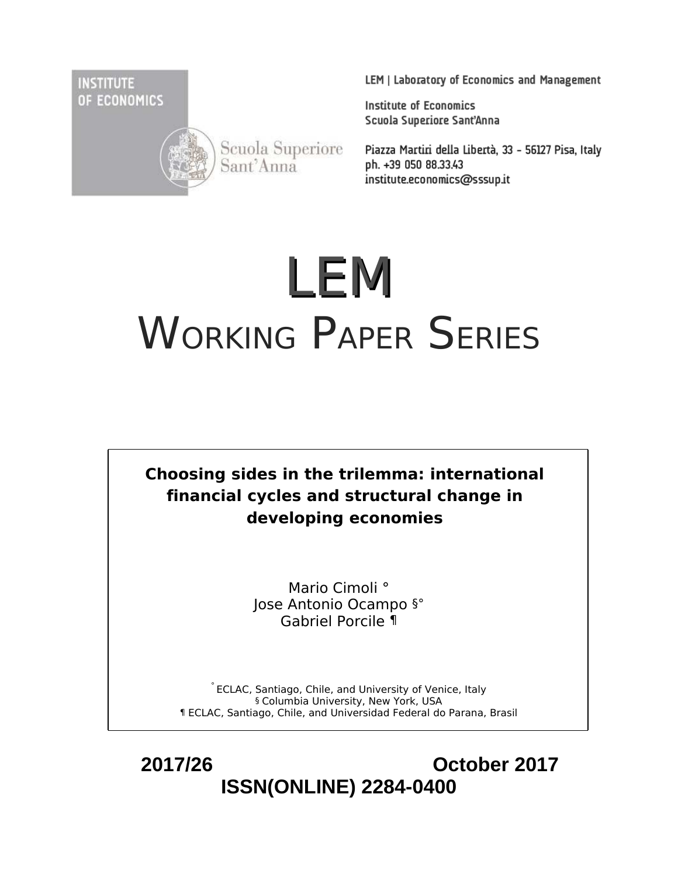INSTITUTE OF ECONOMICS

Scuola Superiore Sant'Anna

LEM | Laboratory of Economics and Management

Institute of Economics
Scuola Superiore Sant'Anna

Piazza Martiri della Libertà, 33 - 56127 Pisa, Italy
ph. +39 050 88.33.43
institute.economics@sssup.it

# LEM

# WORKING PAPER SERIES

**Choosing sides in the trilemma: international financial cycles and structural change in developing economies**

Mario Cimoli °
Jose Antonio Ocampo §°
Gabriel Porcile ¶

° ECLAC, Santiago, Chile, and University of Venice, Italy
§ Columbia University, New York, USA
¶ ECLAC, Santiago, Chile, and Universidad Federal do Parana, Brasil

**2017/26** **October 2017**

**ISSN(ONLINE) 2284-0400**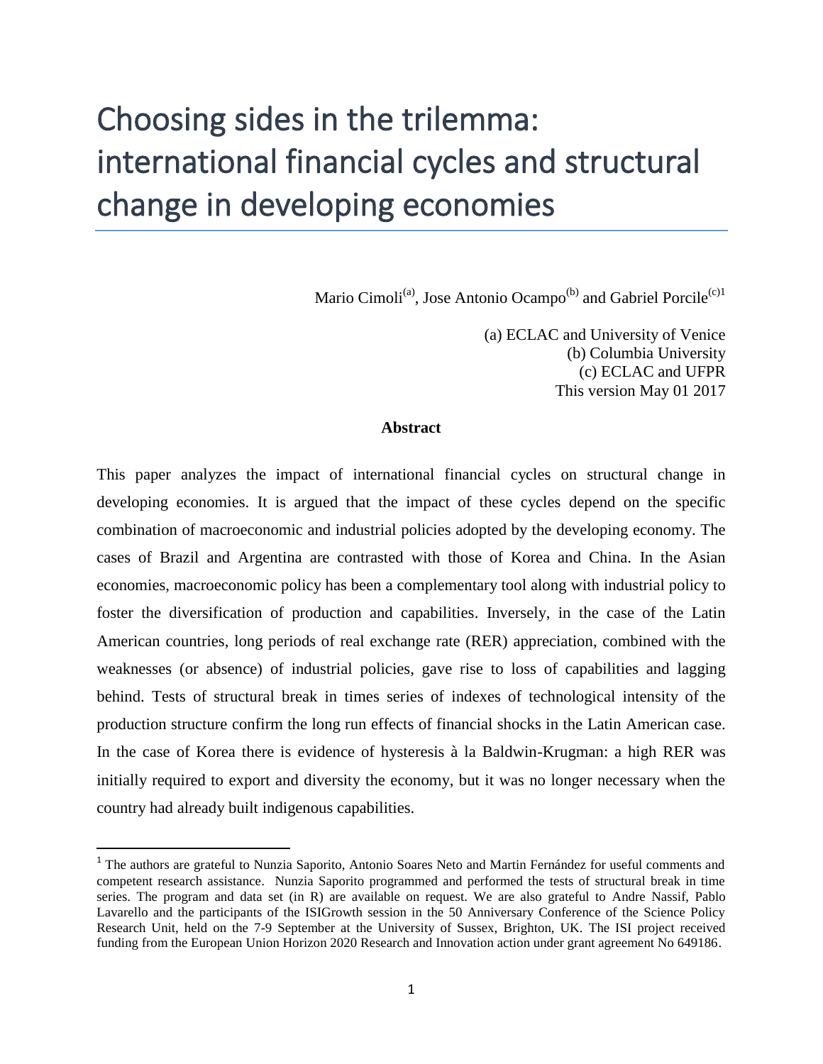# Choosing sides in the trilemma: international financial cycles and structural change in developing economies

Mario Cimoli[(a)], Jose Antonio Ocampo[(b)] and Gabriel Porcile[(c)1]

(a) ECLAC and University of Venice  
(b) Columbia University  
(c) ECLAC and UFPR  
This version May 01 2017

**Abstract**

This paper analyzes the impact of international financial cycles on structural change in developing economies. It is argued that the impact of these cycles depend on the specific combination of macroeconomic and industrial policies adopted by the developing economy. The cases of Brazil and Argentina are contrasted with those of Korea and China. In the Asian economies, macroeconomic policy has been a complementary tool along with industrial policy to foster the diversification of production and capabilities. Inversely, in the case of the Latin American countries, long periods of real exchange rate (RER) appreciation, combined with the weaknesses (or absence) of industrial policies, gave rise to loss of capabilities and lagging behind. Tests of structural break in times series of indexes of technological intensity of the production structure confirm the long run effects of financial shocks in the Latin American case. In the case of Korea there is evidence of hysteresis à la Baldwin-Krugman: a high RER was initially required to export and diversity the economy, but it was no longer necessary when the country had already built indigenous capabilities.

[1] The authors are grateful to Nunzia Saporito, Antonio Soares Neto and Martin Fernández for useful comments and competent research assistance. Nunzia Saporito programmed and performed the tests of structural break in time series. The program and data set (in R) are available on request. We are also grateful to Andre Nassif, Pablo Lavarello and the participants of the ISIGrowth session in the 50 Anniversary Conference of the Science Policy Research Unit, held on the 7-9 September at the University of Sussex, Brighton, UK. The ISI project received funding from the European Union Horizon 2020 Research and Innovation action under grant agreement No 649186.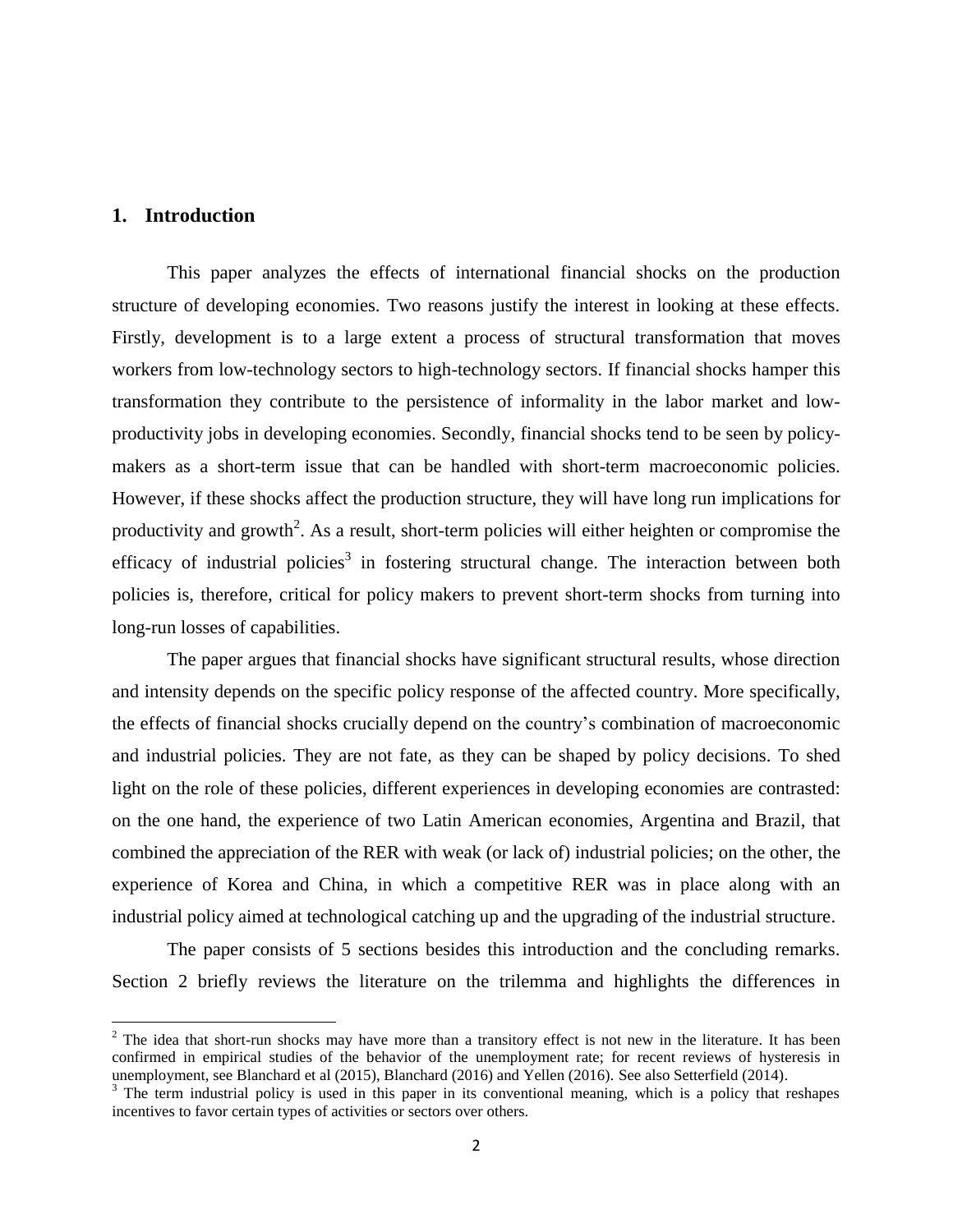## 1. Introduction

This paper analyzes the effects of international financial shocks on the production structure of developing economies. Two reasons justify the interest in looking at these effects. Firstly, development is to a large extent a process of structural transformation that moves workers from low-technology sectors to high-technology sectors. If financial shocks hamper this transformation they contribute to the persistence of informality in the labor market and low-productivity jobs in developing economies. Secondly, financial shocks tend to be seen by policy-makers as a short-term issue that can be handled with short-term macroeconomic policies. However, if these shocks affect the production structure, they will have long run implications for productivity and growth[2]. As a result, short-term policies will either heighten or compromise the efficacy of industrial policies[3] in fostering structural change. The interaction between both policies is, therefore, critical for policy makers to prevent short-term shocks from turning into long-run losses of capabilities.

The paper argues that financial shocks have significant structural results, whose direction and intensity depends on the specific policy response of the affected country. More specifically, the effects of financial shocks crucially depend on the country's combination of macroeconomic and industrial policies. They are not fate, as they can be shaped by policy decisions. To shed light on the role of these policies, different experiences in developing economies are contrasted: on the one hand, the experience of two Latin American economies, Argentina and Brazil, that combined the appreciation of the RER with weak (or lack of) industrial policies; on the other, the experience of Korea and China, in which a competitive RER was in place along with an industrial policy aimed at technological catching up and the upgrading of the industrial structure.

The paper consists of 5 sections besides this introduction and the concluding remarks. Section 2 briefly reviews the literature on the trilemma and highlights the differences in

[2] The idea that short-run shocks may have more than a transitory effect is not new in the literature. It has been confirmed in empirical studies of the behavior of the unemployment rate; for recent reviews of hysteresis in unemployment, see Blanchard et al (2015), Blanchard (2016) and Yellen (2016). See also Setterfield (2014).

[3] The term industrial policy is used in this paper in its conventional meaning, which is a policy that reshapes incentives to favor certain types of activities or sectors over others.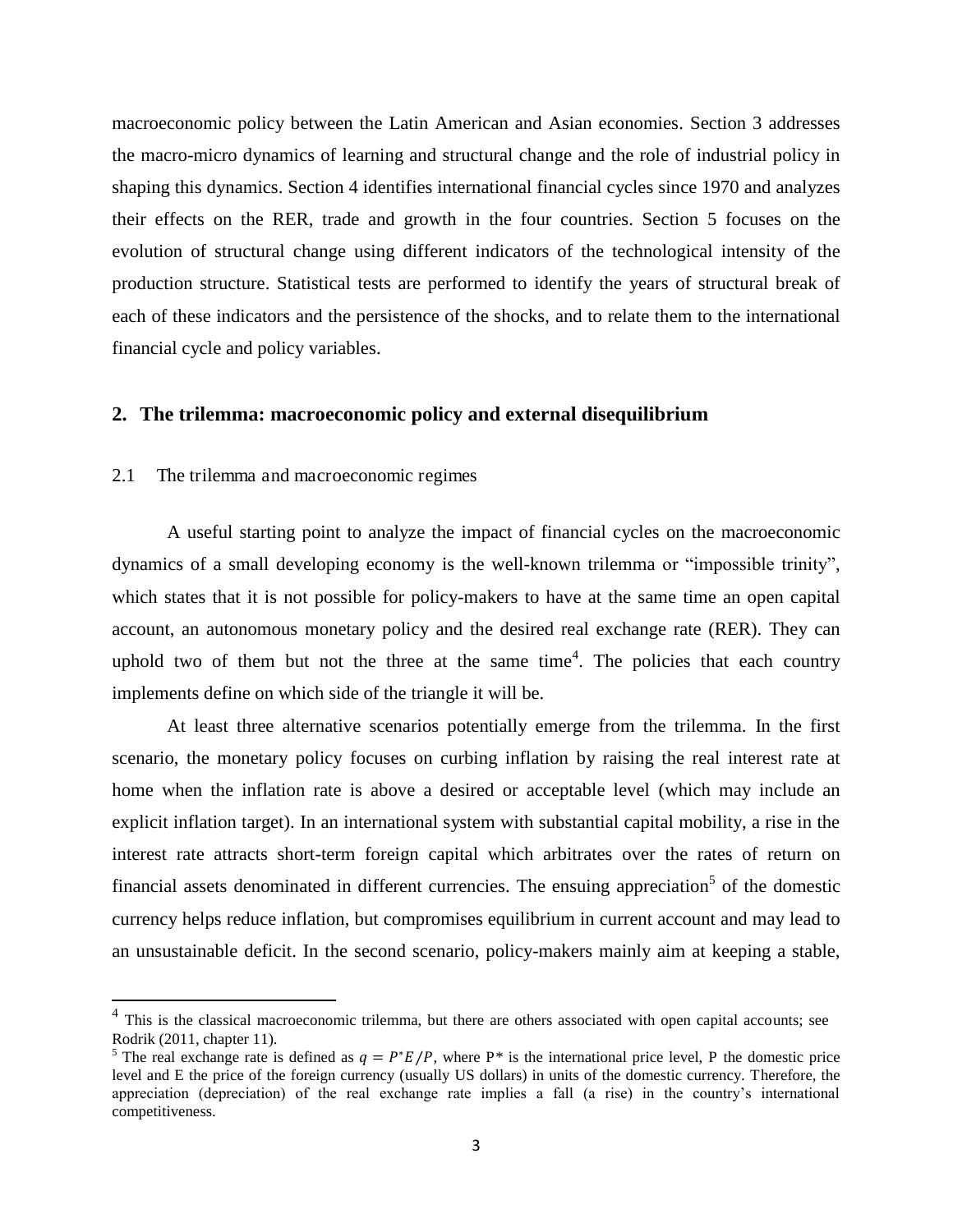macroeconomic policy between the Latin American and Asian economies. Section 3 addresses the macro-micro dynamics of learning and structural change and the role of industrial policy in shaping this dynamics. Section 4 identifies international financial cycles since 1970 and analyzes their effects on the RER, trade and growth in the four countries. Section 5 focuses on the evolution of structural change using different indicators of the technological intensity of the production structure. Statistical tests are performed to identify the years of structural break of each of these indicators and the persistence of the shocks, and to relate them to the international financial cycle and policy variables.

## 2. The trilemma: macroeconomic policy and external disequilibrium

### 2.1 The trilemma and macroeconomic regimes

A useful starting point to analyze the impact of financial cycles on the macroeconomic dynamics of a small developing economy is the well-known trilemma or "impossible trinity", which states that it is not possible for policy-makers to have at the same time an open capital account, an autonomous monetary policy and the desired real exchange rate (RER). They can uphold two of them but not the three at the same time[4]. The policies that each country implements define on which side of the triangle it will be.

At least three alternative scenarios potentially emerge from the trilemma. In the first scenario, the monetary policy focuses on curbing inflation by raising the real interest rate at home when the inflation rate is above a desired or acceptable level (which may include an explicit inflation target). In an international system with substantial capital mobility, a rise in the interest rate attracts short-term foreign capital which arbitrates over the rates of return on financial assets denominated in different currencies. The ensuing appreciation[5] of the domestic currency helps reduce inflation, but compromises equilibrium in current account and may lead to an unsustainable deficit. In the second scenario, policy-makers mainly aim at keeping a stable,

---

[4] This is the classical macroeconomic trilemma, but there are others associated with open capital accounts; see Rodrik (2011, chapter 11).

[5] The real exchange rate is defined as $q = P^{*}E/P$, where $P^{*}$ is the international price level, P the domestic price level and E the price of the foreign currency (usually US dollars) in units of the domestic currency. Therefore, the appreciation (depreciation) of the real exchange rate implies a fall (a rise) in the country's international competitiveness.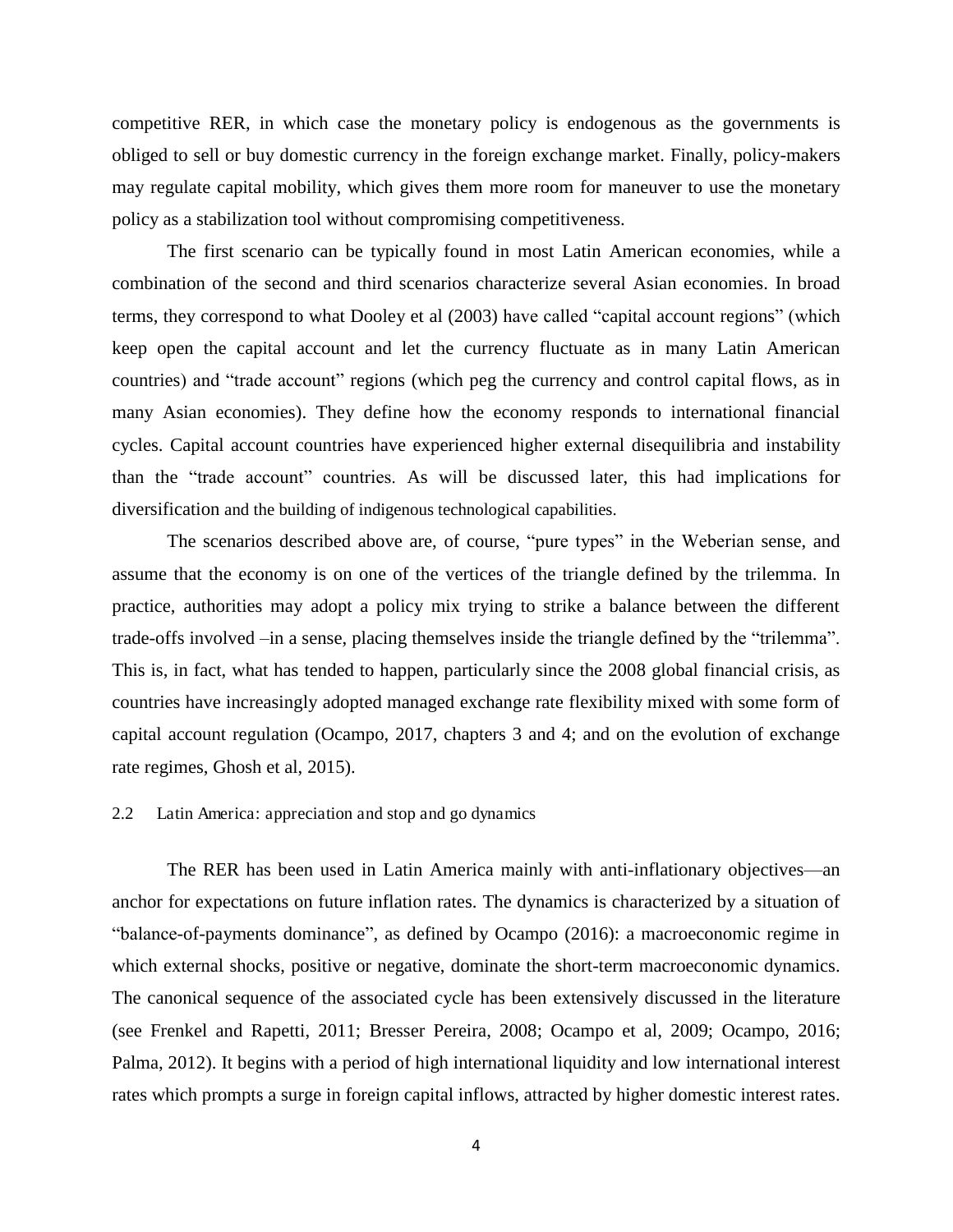competitive RER, in which case the monetary policy is endogenous as the governments is obliged to sell or buy domestic currency in the foreign exchange market. Finally, policy-makers may regulate capital mobility, which gives them more room for maneuver to use the monetary policy as a stabilization tool without compromising competitiveness.

The first scenario can be typically found in most Latin American economies, while a combination of the second and third scenarios characterize several Asian economies. In broad terms, they correspond to what Dooley et al (2003) have called "capital account regions" (which keep open the capital account and let the currency fluctuate as in many Latin American countries) and "trade account" regions (which peg the currency and control capital flows, as in many Asian economies). They define how the economy responds to international financial cycles. Capital account countries have experienced higher external disequilibria and instability than the "trade account" countries. As will be discussed later, this had implications for diversification and the building of indigenous technological capabilities.

The scenarios described above are, of course, "pure types" in the Weberian sense, and assume that the economy is on one of the vertices of the triangle defined by the trilemma. In practice, authorities may adopt a policy mix trying to strike a balance between the different trade-offs involved –in a sense, placing themselves inside the triangle defined by the "trilemma". This is, in fact, what has tended to happen, particularly since the 2008 global financial crisis, as countries have increasingly adopted managed exchange rate flexibility mixed with some form of capital account regulation (Ocampo, 2017, chapters 3 and 4; and on the evolution of exchange rate regimes, Ghosh et al, 2015).

### 2.2 Latin America: appreciation and stop and go dynamics

The RER has been used in Latin America mainly with anti-inflationary objectives—an anchor for expectations on future inflation rates. The dynamics is characterized by a situation of "balance-of-payments dominance", as defined by Ocampo (2016): a macroeconomic regime in which external shocks, positive or negative, dominate the short-term macroeconomic dynamics. The canonical sequence of the associated cycle has been extensively discussed in the literature (see Frenkel and Rapetti, 2011; Bresser Pereira, 2008; Ocampo et al, 2009; Ocampo, 2016; Palma, 2012). It begins with a period of high international liquidity and low international interest rates which prompts a surge in foreign capital inflows, attracted by higher domestic interest rates.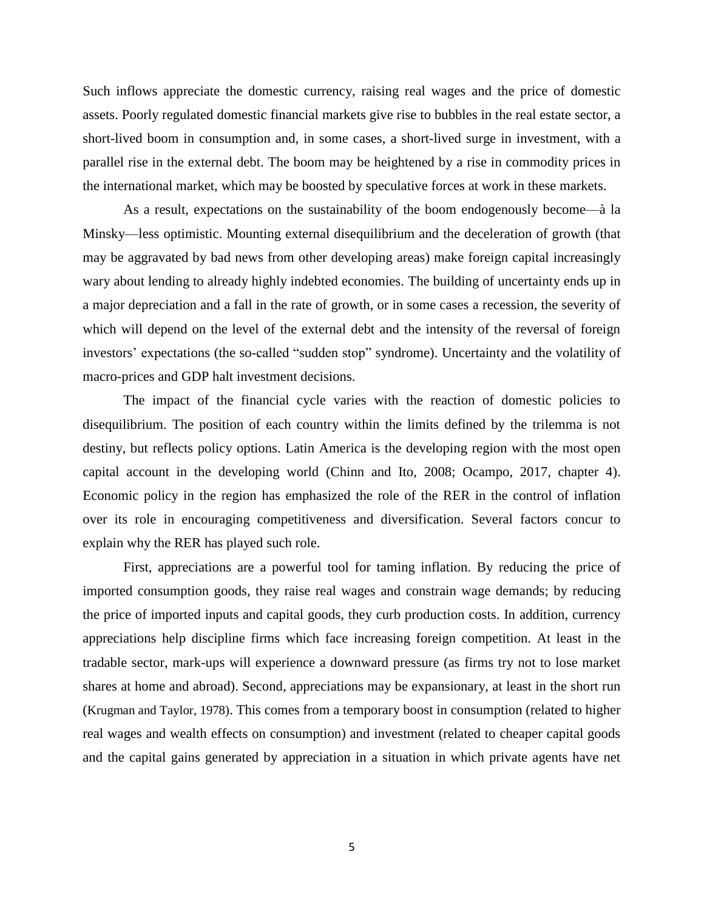Such inflows appreciate the domestic currency, raising real wages and the price of domestic assets. Poorly regulated domestic financial markets give rise to bubbles in the real estate sector, a short-lived boom in consumption and, in some cases, a short-lived surge in investment, with a parallel rise in the external debt. The boom may be heightened by a rise in commodity prices in the international market, which may be boosted by speculative forces at work in these markets.

As a result, expectations on the sustainability of the boom endogenously become—à la Minsky—less optimistic. Mounting external disequilibrium and the deceleration of growth (that may be aggravated by bad news from other developing areas) make foreign capital increasingly wary about lending to already highly indebted economies. The building of uncertainty ends up in a major depreciation and a fall in the rate of growth, or in some cases a recession, the severity of which will depend on the level of the external debt and the intensity of the reversal of foreign investors' expectations (the so-called "sudden stop" syndrome). Uncertainty and the volatility of macro-prices and GDP halt investment decisions.

The impact of the financial cycle varies with the reaction of domestic policies to disequilibrium. The position of each country within the limits defined by the trilemma is not destiny, but reflects policy options. Latin America is the developing region with the most open capital account in the developing world (Chinn and Ito, 2008; Ocampo, 2017, chapter 4). Economic policy in the region has emphasized the role of the RER in the control of inflation over its role in encouraging competitiveness and diversification. Several factors concur to explain why the RER has played such role.

First, appreciations are a powerful tool for taming inflation. By reducing the price of imported consumption goods, they raise real wages and constrain wage demands; by reducing the price of imported inputs and capital goods, they curb production costs. In addition, currency appreciations help discipline firms which face increasing foreign competition. At least in the tradable sector, mark-ups will experience a downward pressure (as firms try not to lose market shares at home and abroad). Second, appreciations may be expansionary, at least in the short run (Krugman and Taylor, 1978). This comes from a temporary boost in consumption (related to higher real wages and wealth effects on consumption) and investment (related to cheaper capital goods and the capital gains generated by appreciation in a situation in which private agents have net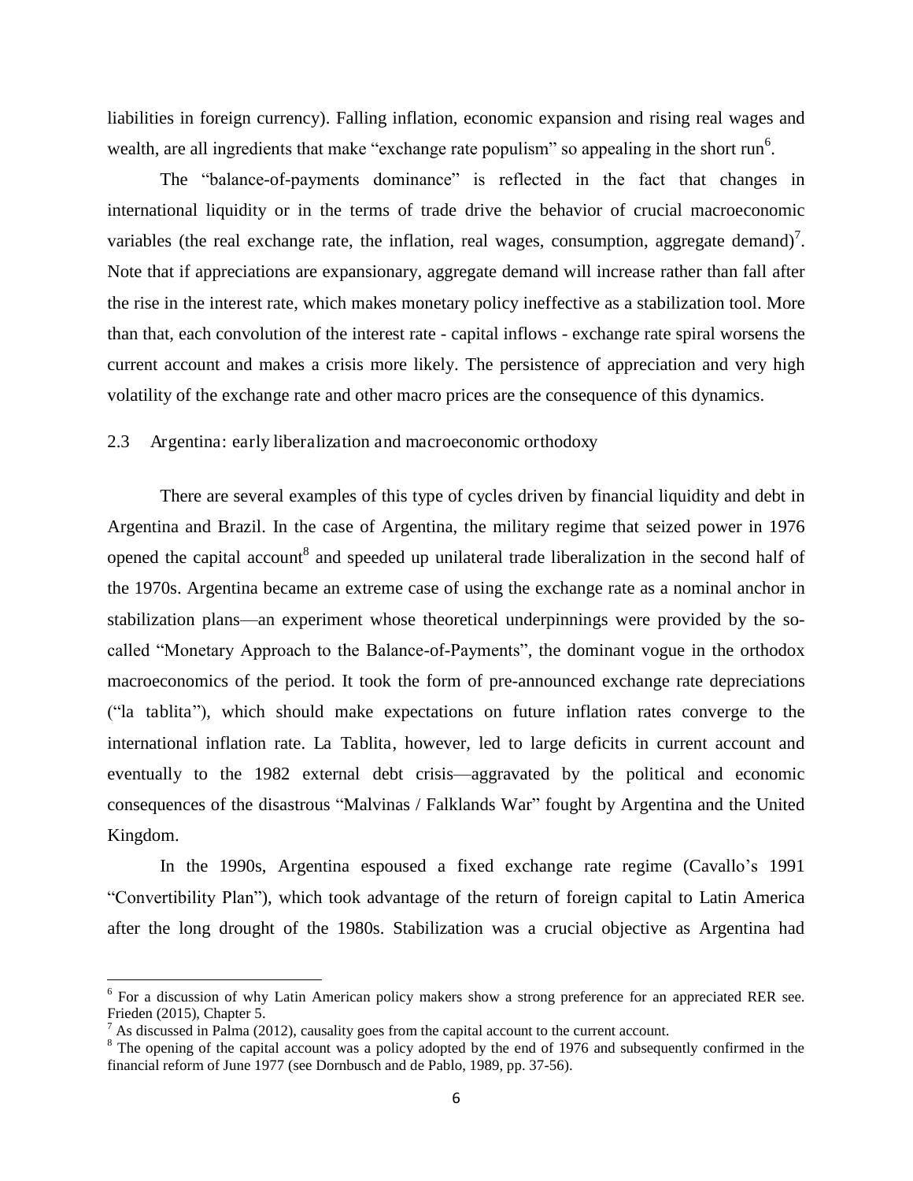liabilities in foreign currency). Falling inflation, economic expansion and rising real wages and wealth, are all ingredients that make "exchange rate populism" so appealing in the short run[6].

The "balance-of-payments dominance" is reflected in the fact that changes in international liquidity or in the terms of trade drive the behavior of crucial macroeconomic variables (the real exchange rate, the inflation, real wages, consumption, aggregate demand)[7]. Note that if appreciations are expansionary, aggregate demand will increase rather than fall after the rise in the interest rate, which makes monetary policy ineffective as a stabilization tool. More than that, each convolution of the interest rate - capital inflows - exchange rate spiral worsens the current account and makes a crisis more likely. The persistence of appreciation and very high volatility of the exchange rate and other macro prices are the consequence of this dynamics.

### 2.3 Argentina: early liberalization and macroeconomic orthodoxy

There are several examples of this type of cycles driven by financial liquidity and debt in Argentina and Brazil. In the case of Argentina, the military regime that seized power in 1976 opened the capital account[8] and speeded up unilateral trade liberalization in the second half of the 1970s. Argentina became an extreme case of using the exchange rate as a nominal anchor in stabilization plans—an experiment whose theoretical underpinnings were provided by the so-called "Monetary Approach to the Balance-of-Payments", the dominant vogue in the orthodox macroeconomics of the period. It took the form of pre-announced exchange rate depreciations ("la tablita"), which should make expectations on future inflation rates converge to the international inflation rate. La Tablita, however, led to large deficits in current account and eventually to the 1982 external debt crisis—aggravated by the political and economic consequences of the disastrous "Malvinas / Falklands War" fought by Argentina and the United Kingdom.

In the 1990s, Argentina espoused a fixed exchange rate regime (Cavallo's 1991 "Convertibility Plan"), which took advantage of the return of foreign capital to Latin America after the long drought of the 1980s. Stabilization was a crucial objective as Argentina had

---

[6] For a discussion of why Latin American policy makers show a strong preference for an appreciated RER see. Frieden (2015), Chapter 5.

[7] As discussed in Palma (2012), causality goes from the capital account to the current account.

[8] The opening of the capital account was a policy adopted by the end of 1976 and subsequently confirmed in the financial reform of June 1977 (see Dornbusch and de Pablo, 1989, pp. 37-56).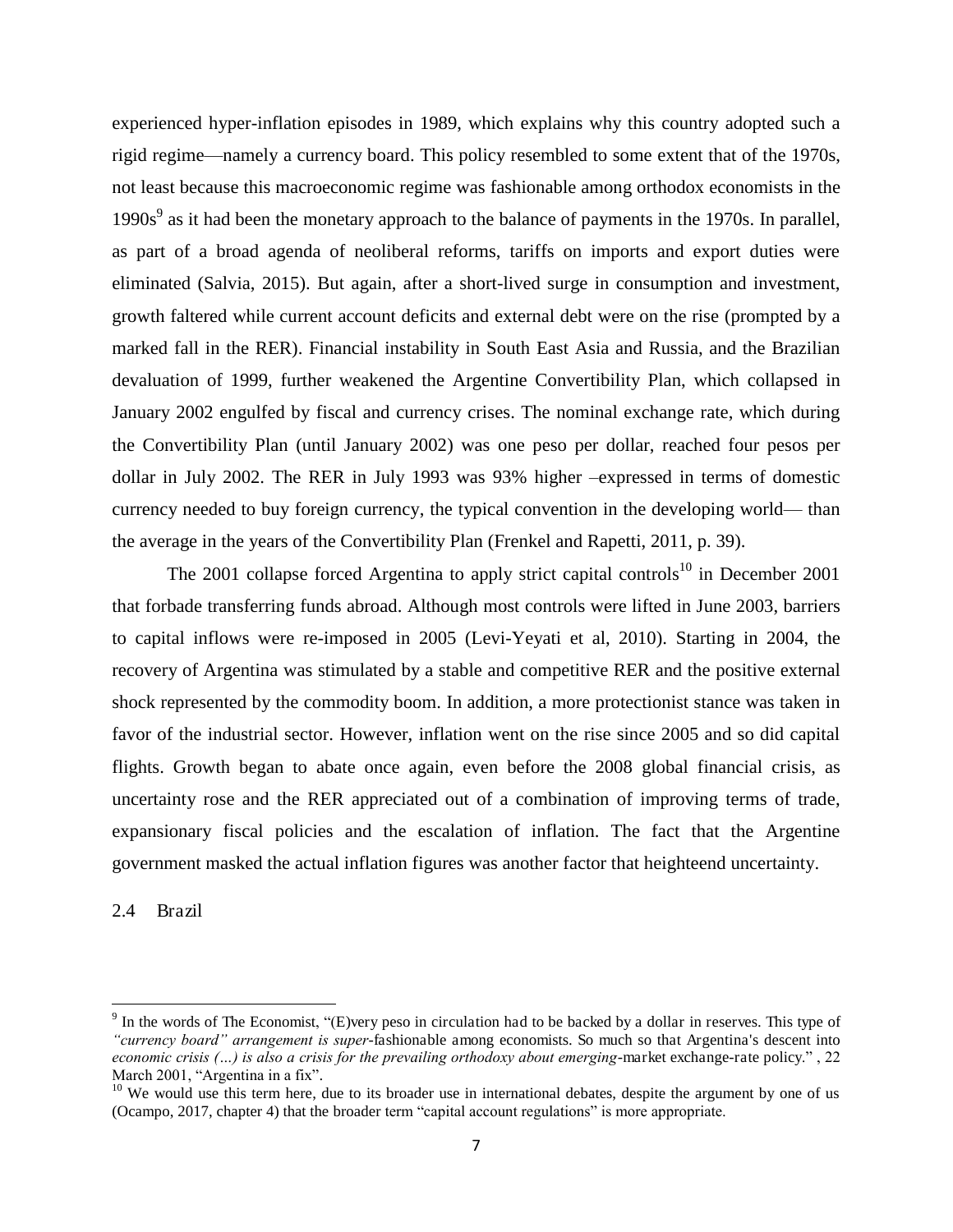experienced hyper-inflation episodes in 1989, which explains why this country adopted such a rigid regime—namely a currency board. This policy resembled to some extent that of the 1970s, not least because this macroeconomic regime was fashionable among orthodox economists in the 1990s[9] as it had been the monetary approach to the balance of payments in the 1970s. In parallel, as part of a broad agenda of neoliberal reforms, tariffs on imports and export duties were eliminated (Salvia, 2015). But again, after a short-lived surge in consumption and investment, growth faltered while current account deficits and external debt were on the rise (prompted by a marked fall in the RER). Financial instability in South East Asia and Russia, and the Brazilian devaluation of 1999, further weakened the Argentine Convertibility Plan, which collapsed in January 2002 engulfed by fiscal and currency crises. The nominal exchange rate, which during the Convertibility Plan (until January 2002) was one peso per dollar, reached four pesos per dollar in July 2002. The RER in July 1993 was 93% higher –expressed in terms of domestic currency needed to buy foreign currency, the typical convention in the developing world— than the average in the years of the Convertibility Plan (Frenkel and Rapetti, 2011, p. 39).

The 2001 collapse forced Argentina to apply strict capital controls[10] in December 2001 that forbade transferring funds abroad. Although most controls were lifted in June 2003, barriers to capital inflows were re-imposed in 2005 (Levi-Yeyati et al, 2010). Starting in 2004, the recovery of Argentina was stimulated by a stable and competitive RER and the positive external shock represented by the commodity boom. In addition, a more protectionist stance was taken in favor of the industrial sector. However, inflation went on the rise since 2005 and so did capital flights. Growth began to abate once again, even before the 2008 global financial crisis, as uncertainty rose and the RER appreciated out of a combination of improving terms of trade, expansionary fiscal policies and the escalation of inflation. The fact that the Argentine government masked the actual inflation figures was another factor that heighteend uncertainty.

## 2.4 Brazil

---

[9] In the words of The Economist, "(E)very peso in circulation had to be backed by a dollar in reserves. This type of *"currency board" arrangement is super*-fashionable among economists. So much so that Argentina's descent into *economic crisis (…) is also a crisis for the prevailing orthodoxy about emerging*-market exchange-rate policy." , 22 March 2001, "Argentina in a fix".

[10] We would use this term here, due to its broader use in international debates, despite the argument by one of us (Ocampo, 2017, chapter 4) that the broader term "capital account regulations" is more appropriate.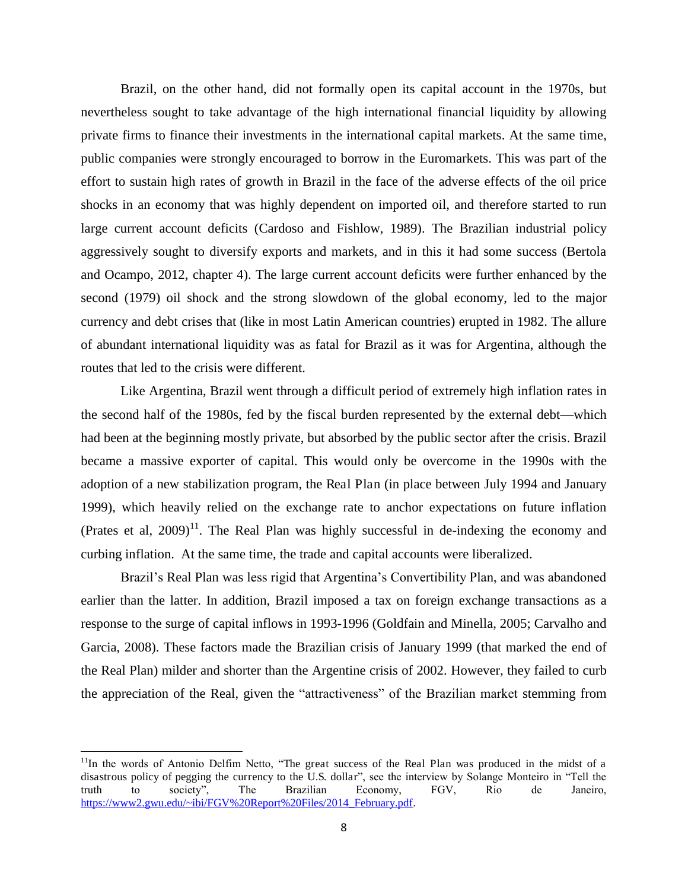Brazil, on the other hand, did not formally open its capital account in the 1970s, but nevertheless sought to take advantage of the high international financial liquidity by allowing private firms to finance their investments in the international capital markets. At the same time, public companies were strongly encouraged to borrow in the Euromarkets. This was part of the effort to sustain high rates of growth in Brazil in the face of the adverse effects of the oil price shocks in an economy that was highly dependent on imported oil, and therefore started to run large current account deficits (Cardoso and Fishlow, 1989). The Brazilian industrial policy aggressively sought to diversify exports and markets, and in this it had some success (Bertola and Ocampo, 2012, chapter 4). The large current account deficits were further enhanced by the second (1979) oil shock and the strong slowdown of the global economy, led to the major currency and debt crises that (like in most Latin American countries) erupted in 1982. The allure of abundant international liquidity was as fatal for Brazil as it was for Argentina, although the routes that led to the crisis were different.

Like Argentina, Brazil went through a difficult period of extremely high inflation rates in the second half of the 1980s, fed by the fiscal burden represented by the external debt—which had been at the beginning mostly private, but absorbed by the public sector after the crisis. Brazil became a massive exporter of capital. This would only be overcome in the 1990s with the adoption of a new stabilization program, the Real Plan (in place between July 1994 and January 1999), which heavily relied on the exchange rate to anchor expectations on future inflation (Prates et al, 2009)[11]. The Real Plan was highly successful in de-indexing the economy and curbing inflation. At the same time, the trade and capital accounts were liberalized.

Brazil's Real Plan was less rigid that Argentina's Convertibility Plan, and was abandoned earlier than the latter. In addition, Brazil imposed a tax on foreign exchange transactions as a response to the surge of capital inflows in 1993-1996 (Goldfain and Minella, 2005; Carvalho and Garcia, 2008). These factors made the Brazilian crisis of January 1999 (that marked the end of the Real Plan) milder and shorter than the Argentine crisis of 2002. However, they failed to curb the appreciation of the Real, given the "attractiveness" of the Brazilian market stemming from

[11] In the words of Antonio Delfim Netto, "The great success of the Real Plan was produced in the midst of a disastrous policy of pegging the currency to the U.S. dollar", see the interview by Solange Monteiro in "Tell the truth to society", The Brazilian Economy, FGV, Rio de Janeiro, https://www2.gwu.edu/~ibi/FGV%20Report%20Files/2014_February.pdf.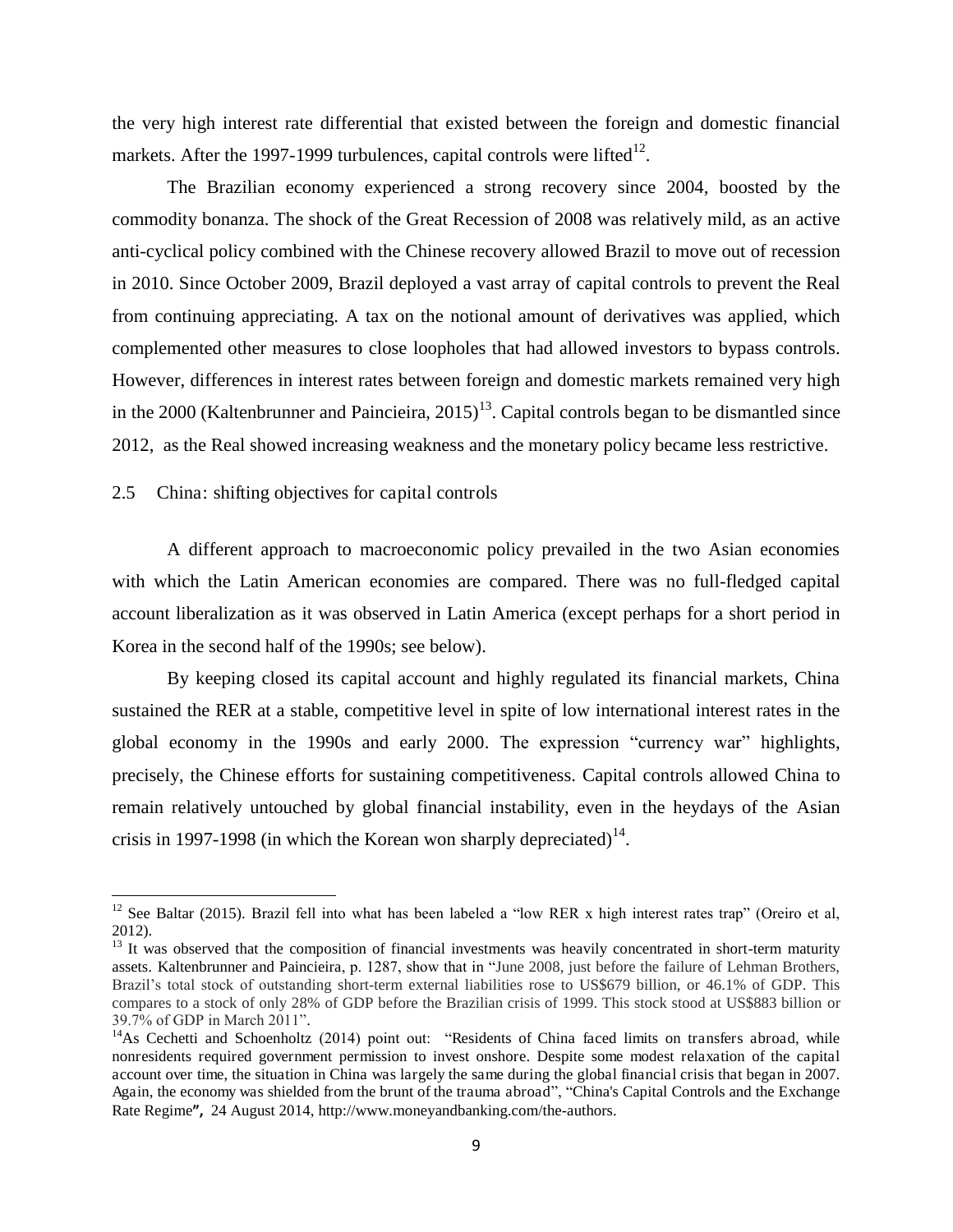the very high interest rate differential that existed between the foreign and domestic financial markets. After the 1997-1999 turbulences, capital controls were lifted[12].

The Brazilian economy experienced a strong recovery since 2004, boosted by the commodity bonanza. The shock of the Great Recession of 2008 was relatively mild, as an active anti-cyclical policy combined with the Chinese recovery allowed Brazil to move out of recession in 2010. Since October 2009, Brazil deployed a vast array of capital controls to prevent the Real from continuing appreciating. A tax on the notional amount of derivatives was applied, which complemented other measures to close loopholes that had allowed investors to bypass controls. However, differences in interest rates between foreign and domestic markets remained very high in the 2000 (Kaltenbrunner and Paincieira, 2015)[13]. Capital controls began to be dismantled since 2012, as the Real showed increasing weakness and the monetary policy became less restrictive.

## 2.5 China: shifting objectives for capital controls

A different approach to macroeconomic policy prevailed in the two Asian economies with which the Latin American economies are compared. There was no full-fledged capital account liberalization as it was observed in Latin America (except perhaps for a short period in Korea in the second half of the 1990s; see below).

By keeping closed its capital account and highly regulated its financial markets, China sustained the RER at a stable, competitive level in spite of low international interest rates in the global economy in the 1990s and early 2000. The expression "currency war" highlights, precisely, the Chinese efforts for sustaining competitiveness. Capital controls allowed China to remain relatively untouched by global financial instability, even in the heydays of the Asian crisis in 1997-1998 (in which the Korean won sharply depreciated)[14].

---

[12] See Baltar (2015). Brazil fell into what has been labeled a "low RER x high interest rates trap" (Oreiro et al, 2012).

[13] It was observed that the composition of financial investments was heavily concentrated in short-term maturity assets. Kaltenbrunner and Paincieira, p. 1287, show that in "June 2008, just before the failure of Lehman Brothers, Brazil's total stock of outstanding short-term external liabilities rose to US$679 billion, or 46.1% of GDP. This compares to a stock of only 28% of GDP before the Brazilian crisis of 1999. This stock stood at US$883 billion or 39.7% of GDP in March 2011".

[14] As Cechetti and Schoenholtz (2014) point out: "Residents of China faced limits on transfers abroad, while nonresidents required government permission to invest onshore. Despite some modest relaxation of the capital account over time, the situation in China was largely the same during the global financial crisis that began in 2007. Again, the economy was shielded from the brunt of the trauma abroad", "China's Capital Controls and the Exchange Rate Regime", 24 August 2014, http://www.moneyandbanking.com/the-authors.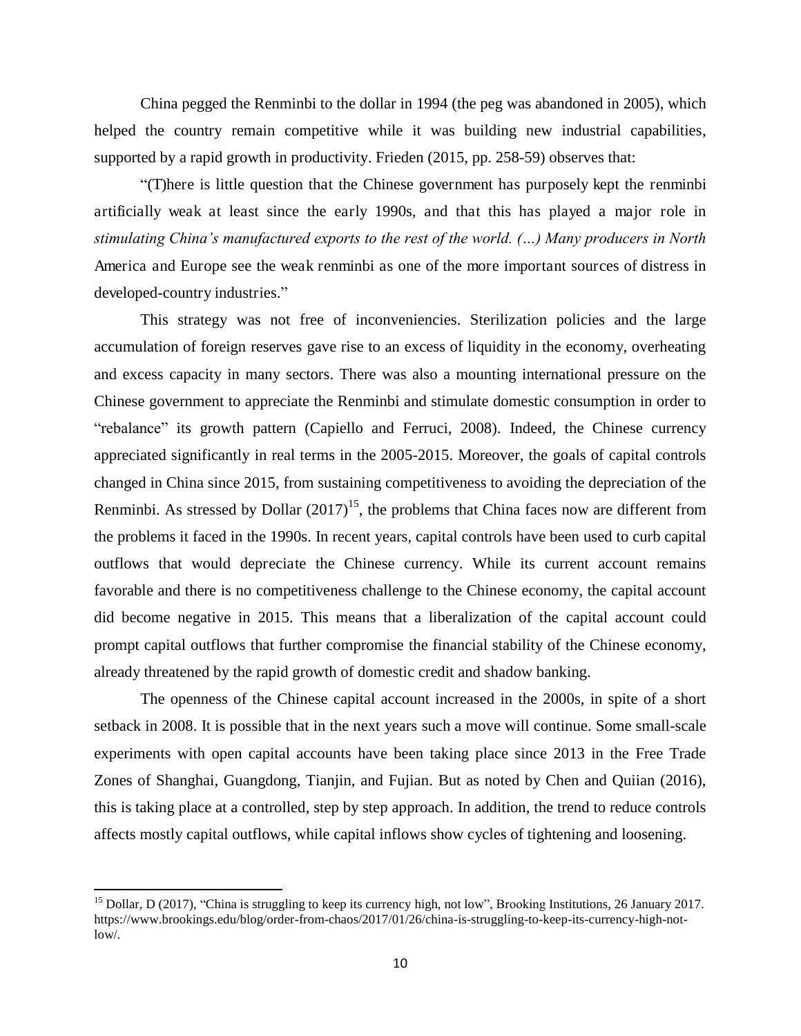China pegged the Renminbi to the dollar in 1994 (the peg was abandoned in 2005), which helped the country remain competitive while it was building new industrial capabilities, supported by a rapid growth in productivity. Frieden (2015, pp. 258-59) observes that:

"(T)here is little question that the Chinese government has purposely kept the renminbi artificially weak at least since the early 1990s, and that this has played a major role in *stimulating China's manufactured exports to the rest of the world. (…) Many producers in North* America and Europe see the weak renminbi as one of the more important sources of distress in developed-country industries."

This strategy was not free of inconveniencies. Sterilization policies and the large accumulation of foreign reserves gave rise to an excess of liquidity in the economy, overheating and excess capacity in many sectors. There was also a mounting international pressure on the Chinese government to appreciate the Renminbi and stimulate domestic consumption in order to "rebalance" its growth pattern (Capiello and Ferruci, 2008). Indeed, the Chinese currency appreciated significantly in real terms in the 2005-2015. Moreover, the goals of capital controls changed in China since 2015, from sustaining competitiveness to avoiding the depreciation of the Renminbi. As stressed by Dollar (2017)[15], the problems that China faces now are different from the problems it faced in the 1990s. In recent years, capital controls have been used to curb capital outflows that would depreciate the Chinese currency. While its current account remains favorable and there is no competitiveness challenge to the Chinese economy, the capital account did become negative in 2015. This means that a liberalization of the capital account could prompt capital outflows that further compromise the financial stability of the Chinese economy, already threatened by the rapid growth of domestic credit and shadow banking.

The openness of the Chinese capital account increased in the 2000s, in spite of a short setback in 2008. It is possible that in the next years such a move will continue. Some small-scale experiments with open capital accounts have been taking place since 2013 in the Free Trade Zones of Shanghai, Guangdong, Tianjin, and Fujian. But as noted by Chen and Quiian (2016), this is taking place at a controlled, step by step approach. In addition, the trend to reduce controls affects mostly capital outflows, while capital inflows show cycles of tightening and loosening.

---

[15] Dollar, D (2017), "China is struggling to keep its currency high, not low", Brooking Institutions, 26 January 2017. https://www.brookings.edu/blog/order-from-chaos/2017/01/26/china-is-struggling-to-keep-its-currency-high-not-low/.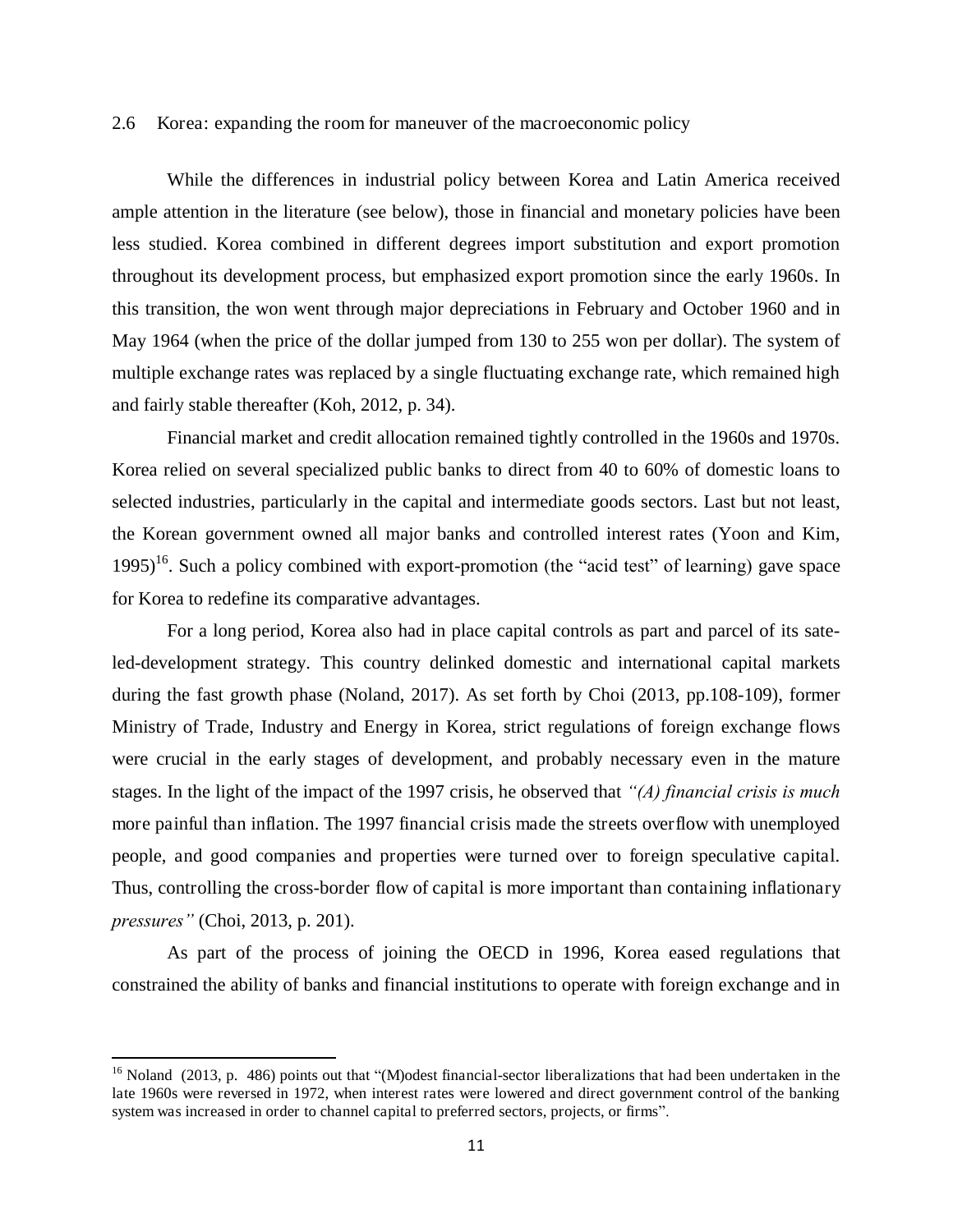## 2.6 Korea: expanding the room for maneuver of the macroeconomic policy

While the differences in industrial policy between Korea and Latin America received ample attention in the literature (see below), those in financial and monetary policies have been less studied. Korea combined in different degrees import substitution and export promotion throughout its development process, but emphasized export promotion since the early 1960s. In this transition, the won went through major depreciations in February and October 1960 and in May 1964 (when the price of the dollar jumped from 130 to 255 won per dollar). The system of multiple exchange rates was replaced by a single fluctuating exchange rate, which remained high and fairly stable thereafter (Koh, 2012, p. 34).

Financial market and credit allocation remained tightly controlled in the 1960s and 1970s. Korea relied on several specialized public banks to direct from 40 to 60% of domestic loans to selected industries, particularly in the capital and intermediate goods sectors. Last but not least, the Korean government owned all major banks and controlled interest rates (Yoon and Kim, 1995)[16]. Such a policy combined with export-promotion (the "acid test" of learning) gave space for Korea to redefine its comparative advantages.

For a long period, Korea also had in place capital controls as part and parcel of its sateled-development strategy. This country delinked domestic and international capital markets during the fast growth phase (Noland, 2017). As set forth by Choi (2013, pp.108-109), former Ministry of Trade, Industry and Energy in Korea, strict regulations of foreign exchange flows were crucial in the early stages of development, and probably necessary even in the mature stages. In the light of the impact of the 1997 crisis, he observed that *"(A) financial crisis is much* more painful than inflation. The 1997 financial crisis made the streets overflow with unemployed people, and good companies and properties were turned over to foreign speculative capital. Thus, controlling the cross-border flow of capital is more important than containing inflationary *pressures"* (Choi, 2013, p. 201).

As part of the process of joining the OECD in 1996, Korea eased regulations that constrained the ability of banks and financial institutions to operate with foreign exchange and in

[16] Noland (2013, p. 486) points out that "(M)odest financial-sector liberalizations that had been undertaken in the late 1960s were reversed in 1972, when interest rates were lowered and direct government control of the banking system was increased in order to channel capital to preferred sectors, projects, or firms".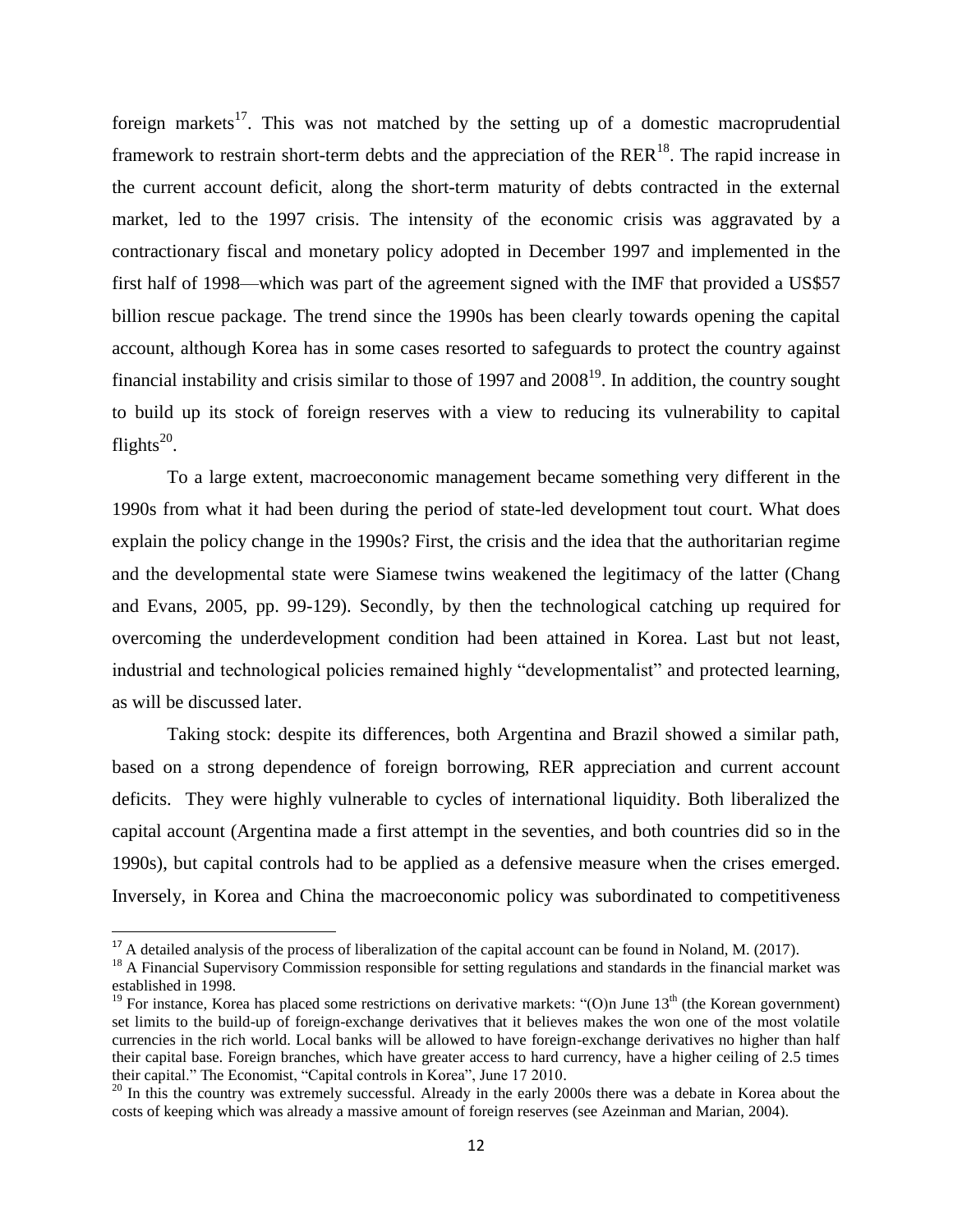foreign markets[17]. This was not matched by the setting up of a domestic macroprudential framework to restrain short-term debts and the appreciation of the RER[18]. The rapid increase in the current account deficit, along the short-term maturity of debts contracted in the external market, led to the 1997 crisis. The intensity of the economic crisis was aggravated by a contractionary fiscal and monetary policy adopted in December 1997 and implemented in the first half of 1998—which was part of the agreement signed with the IMF that provided a US$57 billion rescue package. The trend since the 1990s has been clearly towards opening the capital account, although Korea has in some cases resorted to safeguards to protect the country against financial instability and crisis similar to those of 1997 and 2008[19]. In addition, the country sought to build up its stock of foreign reserves with a view to reducing its vulnerability to capital flights[20].

To a large extent, macroeconomic management became something very different in the 1990s from what it had been during the period of state-led development tout court. What does explain the policy change in the 1990s? First, the crisis and the idea that the authoritarian regime and the developmental state were Siamese twins weakened the legitimacy of the latter (Chang and Evans, 2005, pp. 99-129). Secondly, by then the technological catching up required for overcoming the underdevelopment condition had been attained in Korea. Last but not least, industrial and technological policies remained highly "developmentalist" and protected learning, as will be discussed later.

Taking stock: despite its differences, both Argentina and Brazil showed a similar path, based on a strong dependence of foreign borrowing, RER appreciation and current account deficits. They were highly vulnerable to cycles of international liquidity. Both liberalized the capital account (Argentina made a first attempt in the seventies, and both countries did so in the 1990s), but capital controls had to be applied as a defensive measure when the crises emerged. Inversely, in Korea and China the macroeconomic policy was subordinated to competitiveness

---

[17] A detailed analysis of the process of liberalization of the capital account can be found in Noland, M. (2017).

[18] A Financial Supervisory Commission responsible for setting regulations and standards in the financial market was established in 1998.

[19] For instance, Korea has placed some restrictions on derivative markets: "(O)n June 13th (the Korean government) set limits to the build-up of foreign-exchange derivatives that it believes makes the won one of the most volatile currencies in the rich world. Local banks will be allowed to have foreign-exchange derivatives no higher than half their capital base. Foreign branches, which have greater access to hard currency, have a higher ceiling of 2.5 times their capital." The Economist, "Capital controls in Korea", June 17 2010.

[20] In this the country was extremely successful. Already in the early 2000s there was a debate in Korea about the costs of keeping which was already a massive amount of foreign reserves (see Azeinman and Marian, 2004).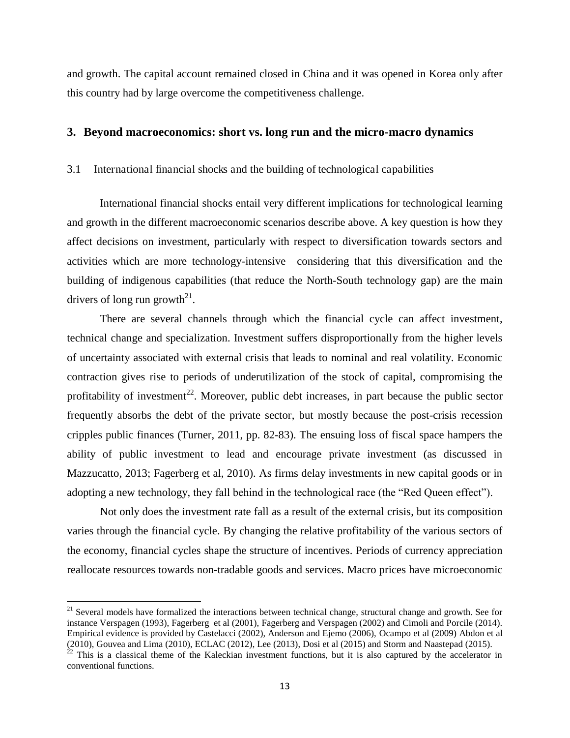and growth. The capital account remained closed in China and it was opened in Korea only after this country had by large overcome the competitiveness challenge.

## 3. Beyond macroeconomics: short vs. long run and the micro-macro dynamics

### 3.1 International financial shocks and the building of technological capabilities

International financial shocks entail very different implications for technological learning and growth in the different macroeconomic scenarios describe above. A key question is how they affect decisions on investment, particularly with respect to diversification towards sectors and activities which are more technology-intensive—considering that this diversification and the building of indigenous capabilities (that reduce the North-South technology gap) are the main drivers of long run growth[21].

There are several channels through which the financial cycle can affect investment, technical change and specialization. Investment suffers disproportionally from the higher levels of uncertainty associated with external crisis that leads to nominal and real volatility. Economic contraction gives rise to periods of underutilization of the stock of capital, compromising the profitability of investment[22]. Moreover, public debt increases, in part because the public sector frequently absorbs the debt of the private sector, but mostly because the post-crisis recession cripples public finances (Turner, 2011, pp. 82-83). The ensuing loss of fiscal space hampers the ability of public investment to lead and encourage private investment (as discussed in Mazzucatto, 2013; Fagerberg et al, 2010). As firms delay investments in new capital goods or in adopting a new technology, they fall behind in the technological race (the "Red Queen effect").

Not only does the investment rate fall as a result of the external crisis, but its composition varies through the financial cycle. By changing the relative profitability of the various sectors of the economy, financial cycles shape the structure of incentives. Periods of currency appreciation reallocate resources towards non-tradable goods and services. Macro prices have microeconomic

---

[21] Several models have formalized the interactions between technical change, structural change and growth. See for instance Verspagen (1993), Fagerberg et al (2001), Fagerberg and Verspagen (2002) and Cimoli and Porcile (2014). Empirical evidence is provided by Castelacci (2002), Anderson and Ejemo (2006), Ocampo et al (2009) Abdon et al (2010), Gouvea and Lima (2010), ECLAC (2012), Lee (2013), Dosi et al (2015) and Storm and Naastepad (2015).

[22] This is a classical theme of the Kaleckian investment functions, but it is also captured by the accelerator in conventional functions.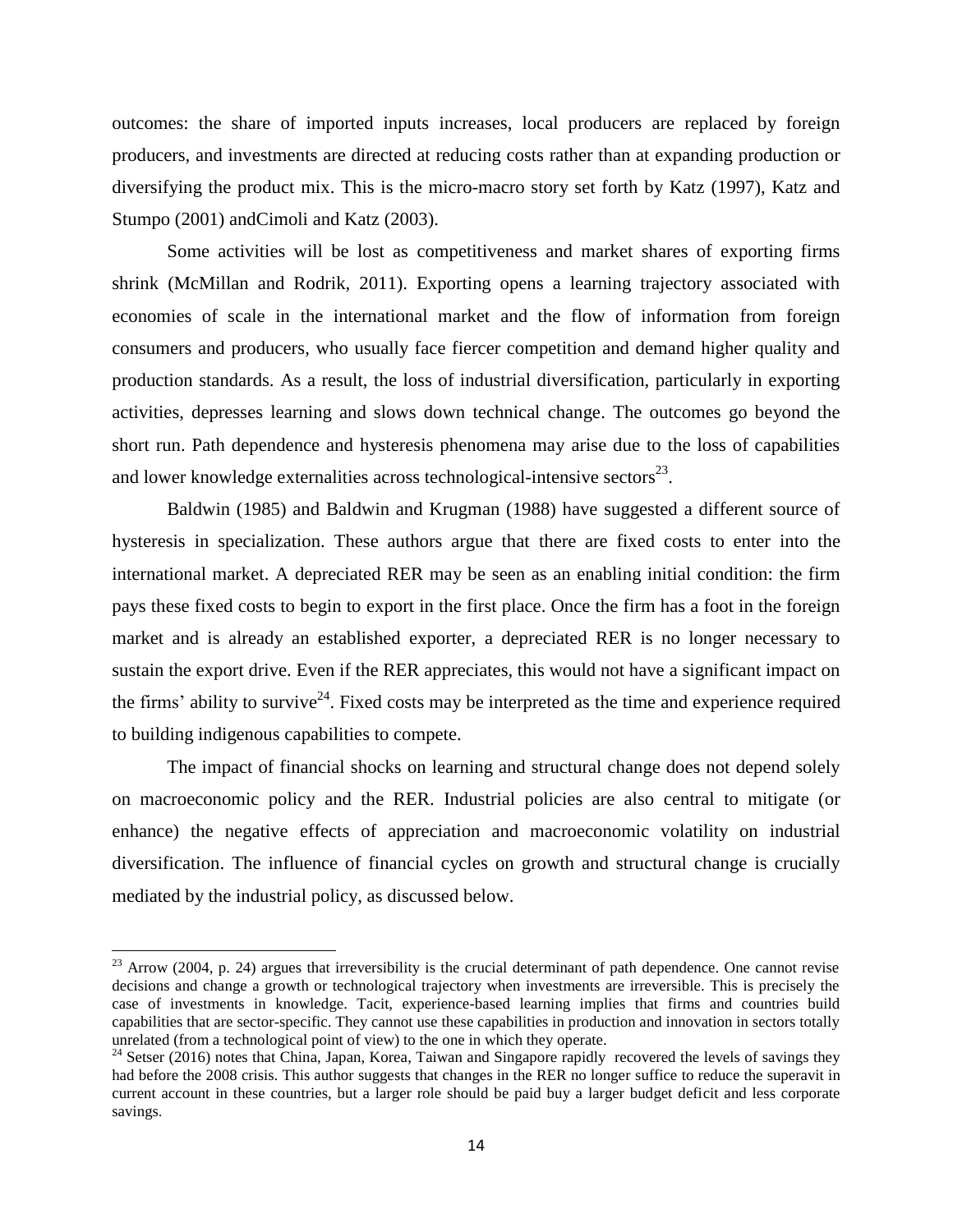outcomes: the share of imported inputs increases, local producers are replaced by foreign producers, and investments are directed at reducing costs rather than at expanding production or diversifying the product mix. This is the micro-macro story set forth by Katz (1997), Katz and Stumpo (2001) andCimoli and Katz (2003).

Some activities will be lost as competitiveness and market shares of exporting firms shrink (McMillan and Rodrik, 2011). Exporting opens a learning trajectory associated with economies of scale in the international market and the flow of information from foreign consumers and producers, who usually face fiercer competition and demand higher quality and production standards. As a result, the loss of industrial diversification, particularly in exporting activities, depresses learning and slows down technical change. The outcomes go beyond the short run. Path dependence and hysteresis phenomena may arise due to the loss of capabilities and lower knowledge externalities across technological-intensive sectors[23].

Baldwin (1985) and Baldwin and Krugman (1988) have suggested a different source of hysteresis in specialization. These authors argue that there are fixed costs to enter into the international market. A depreciated RER may be seen as an enabling initial condition: the firm pays these fixed costs to begin to export in the first place. Once the firm has a foot in the foreign market and is already an established exporter, a depreciated RER is no longer necessary to sustain the export drive. Even if the RER appreciates, this would not have a significant impact on the firms' ability to survive[24]. Fixed costs may be interpreted as the time and experience required to building indigenous capabilities to compete.

The impact of financial shocks on learning and structural change does not depend solely on macroeconomic policy and the RER. Industrial policies are also central to mitigate (or enhance) the negative effects of appreciation and macroeconomic volatility on industrial diversification. The influence of financial cycles on growth and structural change is crucially mediated by the industrial policy, as discussed below.

---

[23] Arrow (2004, p. 24) argues that irreversibility is the crucial determinant of path dependence. One cannot revise decisions and change a growth or technological trajectory when investments are irreversible. This is precisely the case of investments in knowledge. Tacit, experience-based learning implies that firms and countries build capabilities that are sector-specific. They cannot use these capabilities in production and innovation in sectors totally unrelated (from a technological point of view) to the one in which they operate.

[24] Setser (2016) notes that China, Japan, Korea, Taiwan and Singapore rapidly recovered the levels of savings they had before the 2008 crisis. This author suggests that changes in the RER no longer suffice to reduce the superavit in current account in these countries, but a larger role should be paid buy a larger budget deficit and less corporate savings.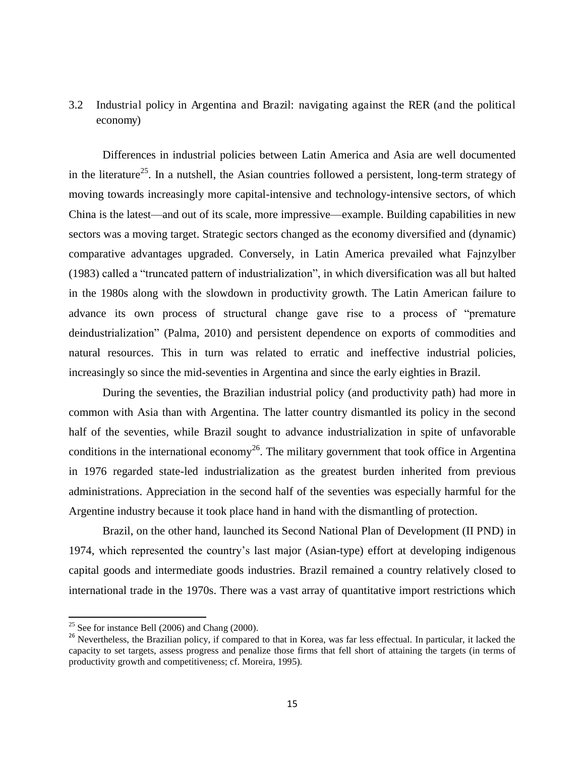## 3.2 Industrial policy in Argentina and Brazil: navigating against the RER (and the political economy)

Differences in industrial policies between Latin America and Asia are well documented in the literature[25]. In a nutshell, the Asian countries followed a persistent, long-term strategy of moving towards increasingly more capital-intensive and technology-intensive sectors, of which China is the latest—and out of its scale, more impressive—example. Building capabilities in new sectors was a moving target. Strategic sectors changed as the economy diversified and (dynamic) comparative advantages upgraded. Conversely, in Latin America prevailed what Fajnzylber (1983) called a "truncated pattern of industrialization", in which diversification was all but halted in the 1980s along with the slowdown in productivity growth. The Latin American failure to advance its own process of structural change gave rise to a process of "premature deindustrialization" (Palma, 2010) and persistent dependence on exports of commodities and natural resources. This in turn was related to erratic and ineffective industrial policies, increasingly so since the mid-seventies in Argentina and since the early eighties in Brazil.

During the seventies, the Brazilian industrial policy (and productivity path) had more in common with Asia than with Argentina. The latter country dismantled its policy in the second half of the seventies, while Brazil sought to advance industrialization in spite of unfavorable conditions in the international economy[26]. The military government that took office in Argentina in 1976 regarded state-led industrialization as the greatest burden inherited from previous administrations. Appreciation in the second half of the seventies was especially harmful for the Argentine industry because it took place hand in hand with the dismantling of protection.

Brazil, on the other hand, launched its Second National Plan of Development (II PND) in 1974, which represented the country's last major (Asian-type) effort at developing indigenous capital goods and intermediate goods industries. Brazil remained a country relatively closed to international trade in the 1970s. There was a vast array of quantitative import restrictions which

[25] See for instance Bell (2006) and Chang (2000).

[26] Nevertheless, the Brazilian policy, if compared to that in Korea, was far less effectual. In particular, it lacked the capacity to set targets, assess progress and penalize those firms that fell short of attaining the targets (in terms of productivity growth and competitiveness; cf. Moreira, 1995).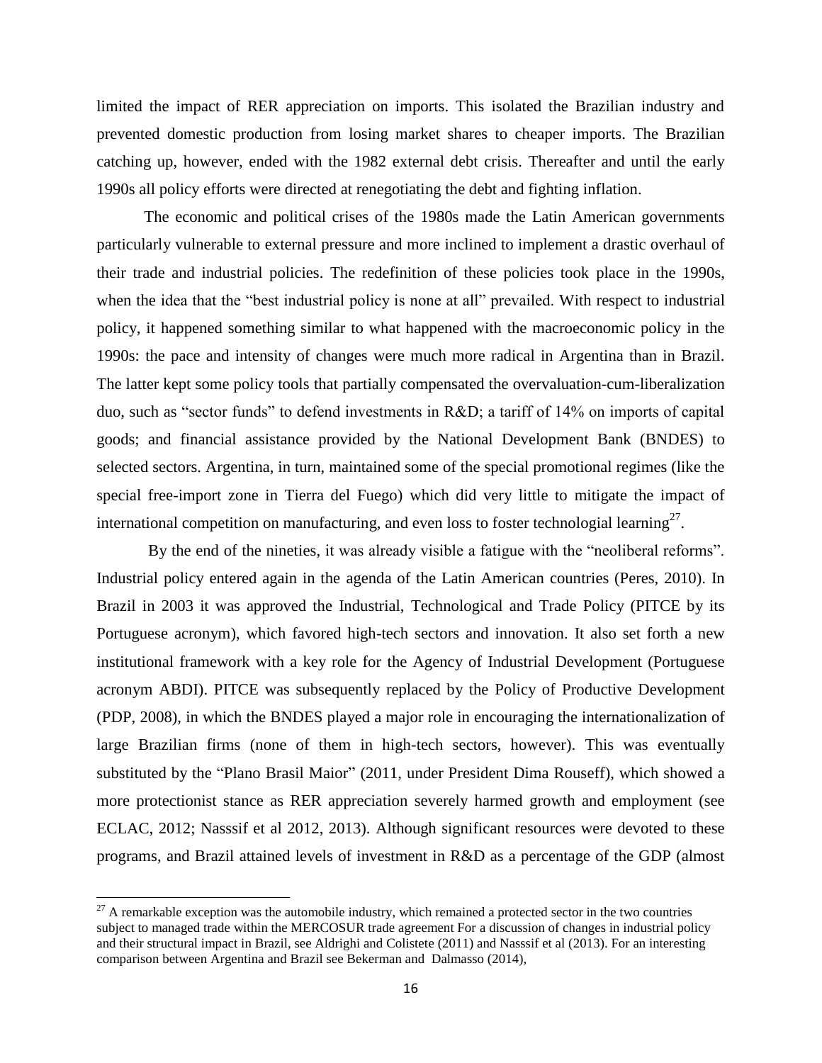limited the impact of RER appreciation on imports. This isolated the Brazilian industry and prevented domestic production from losing market shares to cheaper imports. The Brazilian catching up, however, ended with the 1982 external debt crisis. Thereafter and until the early 1990s all policy efforts were directed at renegotiating the debt and fighting inflation.

The economic and political crises of the 1980s made the Latin American governments particularly vulnerable to external pressure and more inclined to implement a drastic overhaul of their trade and industrial policies. The redefinition of these policies took place in the 1990s, when the idea that the "best industrial policy is none at all" prevailed. With respect to industrial policy, it happened something similar to what happened with the macroeconomic policy in the 1990s: the pace and intensity of changes were much more radical in Argentina than in Brazil. The latter kept some policy tools that partially compensated the overvaluation-cum-liberalization duo, such as "sector funds" to defend investments in R&D; a tariff of 14% on imports of capital goods; and financial assistance provided by the National Development Bank (BNDES) to selected sectors. Argentina, in turn, maintained some of the special promotional regimes (like the special free-import zone in Tierra del Fuego) which did very little to mitigate the impact of international competition on manufacturing, and even loss to foster technologial learning[27].

By the end of the nineties, it was already visible a fatigue with the "neoliberal reforms". Industrial policy entered again in the agenda of the Latin American countries (Peres, 2010). In Brazil in 2003 it was approved the Industrial, Technological and Trade Policy (PITCE by its Portuguese acronym), which favored high-tech sectors and innovation. It also set forth a new institutional framework with a key role for the Agency of Industrial Development (Portuguese acronym ABDI). PITCE was subsequently replaced by the Policy of Productive Development (PDP, 2008), in which the BNDES played a major role in encouraging the internationalization of large Brazilian firms (none of them in high-tech sectors, however). This was eventually substituted by the "Plano Brasil Maior" (2011, under President Dima Rouseff), which showed a more protectionist stance as RER appreciation severely harmed growth and employment (see ECLAC, 2012; Nasssif et al 2012, 2013). Although significant resources were devoted to these programs, and Brazil attained levels of investment in R&D as a percentage of the GDP (almost

[27] A remarkable exception was the automobile industry, which remained a protected sector in the two countries subject to managed trade within the MERCOSUR trade agreement For a discussion of changes in industrial policy and their structural impact in Brazil, see Aldrighi and Colistete (2011) and Nasssif et al (2013). For an interesting comparison between Argentina and Brazil see Bekerman and Dalmasso (2014),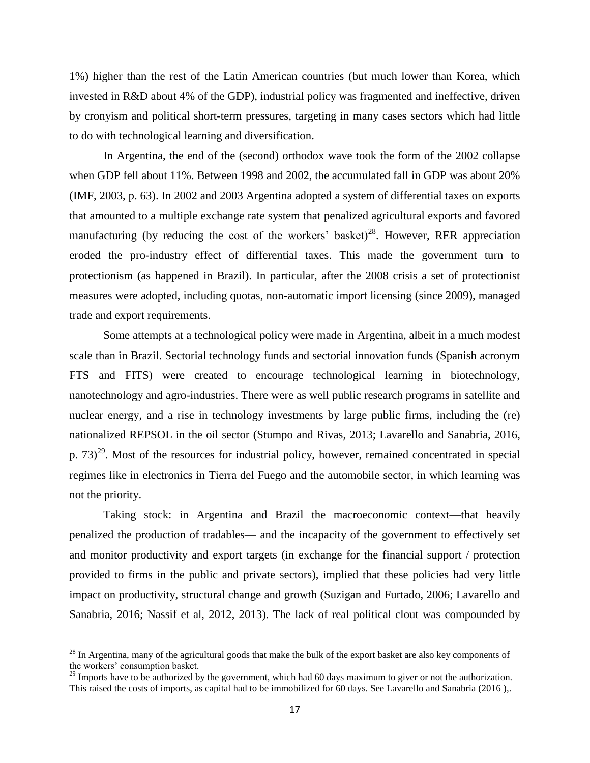1%) higher than the rest of the Latin American countries (but much lower than Korea, which invested in R&D about 4% of the GDP), industrial policy was fragmented and ineffective, driven by cronyism and political short-term pressures, targeting in many cases sectors which had little to do with technological learning and diversification.

In Argentina, the end of the (second) orthodox wave took the form of the 2002 collapse when GDP fell about 11%. Between 1998 and 2002, the accumulated fall in GDP was about 20% (IMF, 2003, p. 63). In 2002 and 2003 Argentina adopted a system of differential taxes on exports that amounted to a multiple exchange rate system that penalized agricultural exports and favored manufacturing (by reducing the cost of the workers' basket)[28]. However, RER appreciation eroded the pro-industry effect of differential taxes. This made the government turn to protectionism (as happened in Brazil). In particular, after the 2008 crisis a set of protectionist measures were adopted, including quotas, non-automatic import licensing (since 2009), managed trade and export requirements.

Some attempts at a technological policy were made in Argentina, albeit in a much modest scale than in Brazil. Sectorial technology funds and sectorial innovation funds (Spanish acronym FTS and FITS) were created to encourage technological learning in biotechnology, nanotechnology and agro-industries. There were as well public research programs in satellite and nuclear energy, and a rise in technology investments by large public firms, including the (re) nationalized REPSOL in the oil sector (Stumpo and Rivas, 2013; Lavarello and Sanabria, 2016, p. 73)[29]. Most of the resources for industrial policy, however, remained concentrated in special regimes like in electronics in Tierra del Fuego and the automobile sector, in which learning was not the priority.

Taking stock: in Argentina and Brazil the macroeconomic context—that heavily penalized the production of tradables— and the incapacity of the government to effectively set and monitor productivity and export targets (in exchange for the financial support / protection provided to firms in the public and private sectors), implied that these policies had very little impact on productivity, structural change and growth (Suzigan and Furtado, 2006; Lavarello and Sanabria, 2016; Nassif et al, 2012, 2013). The lack of real political clout was compounded by

[28] In Argentina, many of the agricultural goods that make the bulk of the export basket are also key components of the workers' consumption basket.

[29] Imports have to be authorized by the government, which had 60 days maximum to giver or not the authorization. This raised the costs of imports, as capital had to be immobilized for 60 days. See Lavarello and Sanabria (2016 ),.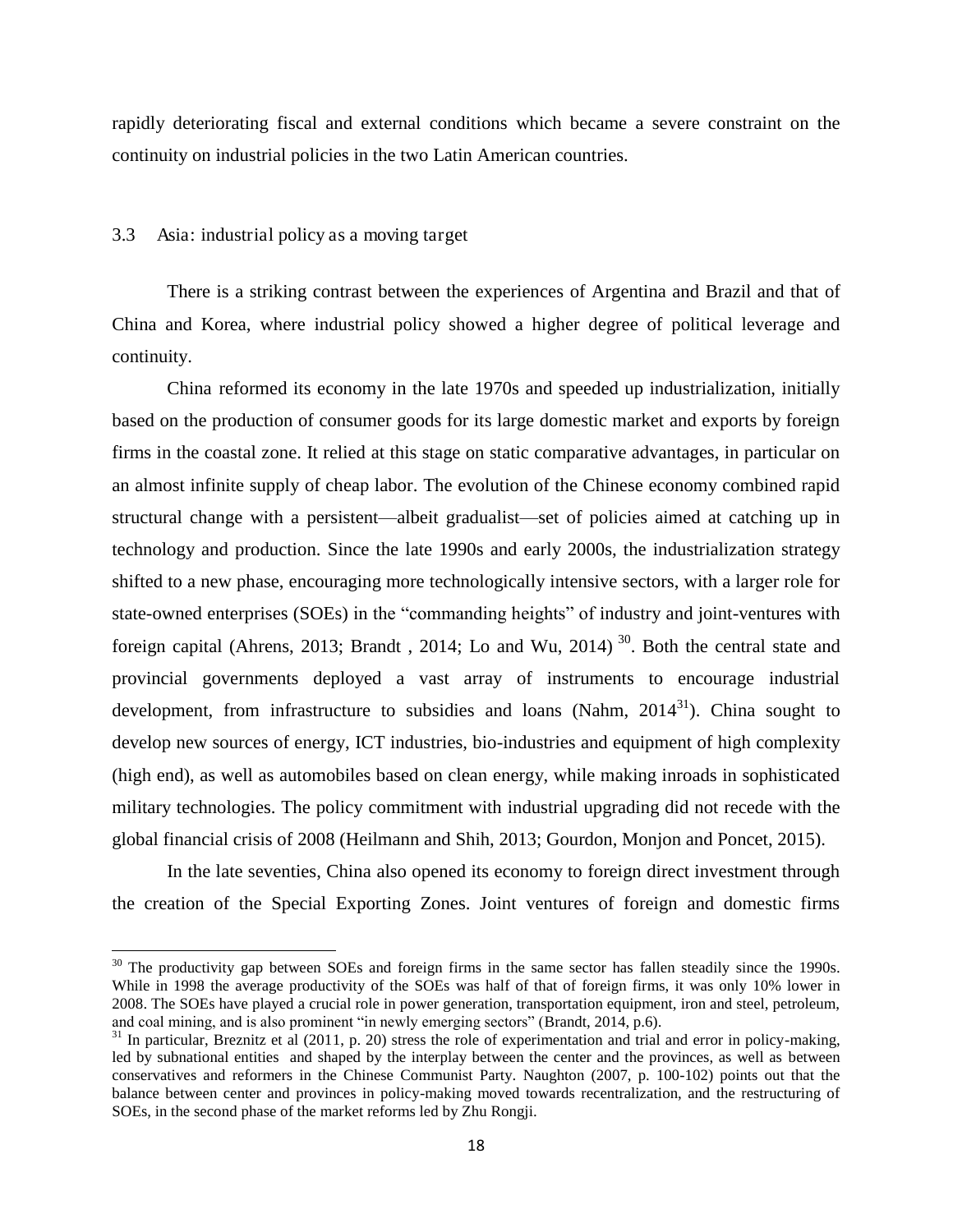rapidly deteriorating fiscal and external conditions which became a severe constraint on the continuity on industrial policies in the two Latin American countries.

### 3.3 Asia: industrial policy as a moving target

There is a striking contrast between the experiences of Argentina and Brazil and that of China and Korea, where industrial policy showed a higher degree of political leverage and continuity.

China reformed its economy in the late 1970s and speeded up industrialization, initially based on the production of consumer goods for its large domestic market and exports by foreign firms in the coastal zone. It relied at this stage on static comparative advantages, in particular on an almost infinite supply of cheap labor. The evolution of the Chinese economy combined rapid structural change with a persistent—albeit gradualist—set of policies aimed at catching up in technology and production. Since the late 1990s and early 2000s, the industrialization strategy shifted to a new phase, encouraging more technologically intensive sectors, with a larger role for state-owned enterprises (SOEs) in the "commanding heights" of industry and joint-ventures with foreign capital (Ahrens, 2013; Brandt , 2014; Lo and Wu, 2014) [30]. Both the central state and provincial governments deployed a vast array of instruments to encourage industrial development, from infrastructure to subsidies and loans (Nahm, 2014[31]). China sought to develop new sources of energy, ICT industries, bio-industries and equipment of high complexity (high end), as well as automobiles based on clean energy, while making inroads in sophisticated military technologies. The policy commitment with industrial upgrading did not recede with the global financial crisis of 2008 (Heilmann and Shih, 2013; Gourdon, Monjon and Poncet, 2015).

In the late seventies, China also opened its economy to foreign direct investment through the creation of the Special Exporting Zones. Joint ventures of foreign and domestic firms

---

[30] The productivity gap between SOEs and foreign firms in the same sector has fallen steadily since the 1990s. While in 1998 the average productivity of the SOEs was half of that of foreign firms, it was only 10% lower in 2008. The SOEs have played a crucial role in power generation, transportation equipment, iron and steel, petroleum, and coal mining, and is also prominent "in newly emerging sectors" (Brandt, 2014, p.6).

[31] In particular, Breznitz et al (2011, p. 20) stress the role of experimentation and trial and error in policy-making, led by subnational entities and shaped by the interplay between the center and the provinces, as well as between conservatives and reformers in the Chinese Communist Party. Naughton (2007, p. 100-102) points out that the balance between center and provinces in policy-making moved towards recentralization, and the restructuring of SOEs, in the second phase of the market reforms led by Zhu Rongji.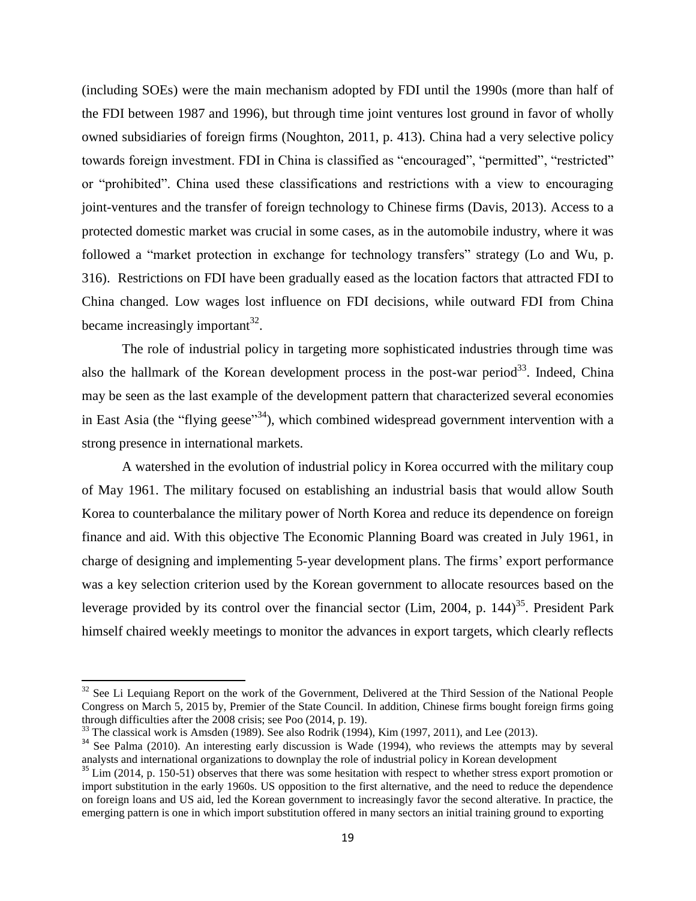(including SOEs) were the main mechanism adopted by FDI until the 1990s (more than half of the FDI between 1987 and 1996), but through time joint ventures lost ground in favor of wholly owned subsidiaries of foreign firms (Noughton, 2011, p. 413). China had a very selective policy towards foreign investment. FDI in China is classified as "encouraged", "permitted", "restricted" or "prohibited". China used these classifications and restrictions with a view to encouraging joint-ventures and the transfer of foreign technology to Chinese firms (Davis, 2013). Access to a protected domestic market was crucial in some cases, as in the automobile industry, where it was followed a "market protection in exchange for technology transfers" strategy (Lo and Wu, p. 316). Restrictions on FDI have been gradually eased as the location factors that attracted FDI to China changed. Low wages lost influence on FDI decisions, while outward FDI from China became increasingly important[32].

The role of industrial policy in targeting more sophisticated industries through time was also the hallmark of the Korean development process in the post-war period[33]. Indeed, China may be seen as the last example of the development pattern that characterized several economies in East Asia (the "flying geese"[34]), which combined widespread government intervention with a strong presence in international markets.

A watershed in the evolution of industrial policy in Korea occurred with the military coup of May 1961. The military focused on establishing an industrial basis that would allow South Korea to counterbalance the military power of North Korea and reduce its dependence on foreign finance and aid. With this objective The Economic Planning Board was created in July 1961, in charge of designing and implementing 5-year development plans. The firms' export performance was a key selection criterion used by the Korean government to allocate resources based on the leverage provided by its control over the financial sector (Lim, 2004, p. 144)[35]. President Park himself chaired weekly meetings to monitor the advances in export targets, which clearly reflects

---

[32] See Li Lequiang Report on the work of the Government, Delivered at the Third Session of the National People Congress on March 5, 2015 by, Premier of the State Council. In addition, Chinese firms bought foreign firms going through difficulties after the 2008 crisis; see Poo (2014, p. 19).

[33] The classical work is Amsden (1989). See also Rodrik (1994), Kim (1997, 2011), and Lee (2013).

[34] See Palma (2010). An interesting early discussion is Wade (1994), who reviews the attempts may by several analysts and international organizations to downplay the role of industrial policy in Korean development

[35] Lim (2014, p. 150-51) observes that there was some hesitation with respect to whether stress export promotion or import substitution in the early 1960s. US opposition to the first alternative, and the need to reduce the dependence on foreign loans and US aid, led the Korean government to increasingly favor the second alterative. In practice, the emerging pattern is one in which import substitution offered in many sectors an initial training ground to exporting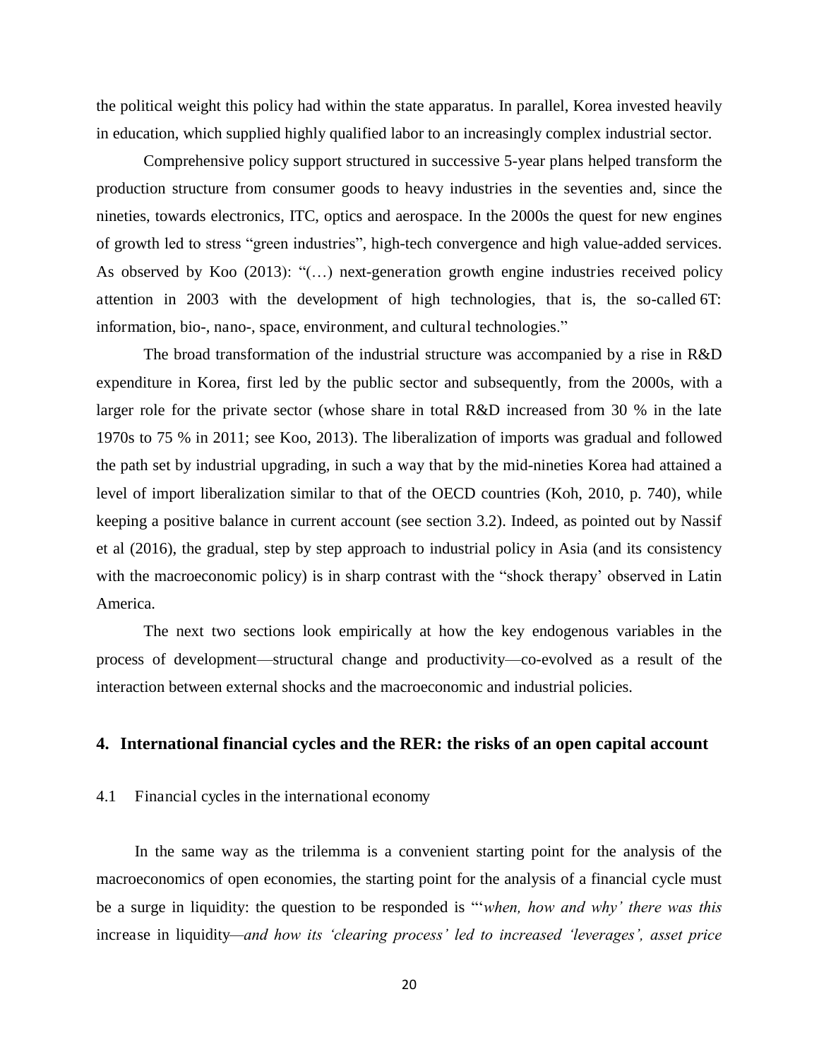the political weight this policy had within the state apparatus. In parallel, Korea invested heavily in education, which supplied highly qualified labor to an increasingly complex industrial sector.

Comprehensive policy support structured in successive 5-year plans helped transform the production structure from consumer goods to heavy industries in the seventies and, since the nineties, towards electronics, ITC, optics and aerospace. In the 2000s the quest for new engines of growth led to stress "green industries", high-tech convergence and high value-added services. As observed by Koo (2013): "(…) next-generation growth engine industries received policy attention in 2003 with the development of high technologies, that is, the so-called 6T: information, bio-, nano-, space, environment, and cultural technologies."

The broad transformation of the industrial structure was accompanied by a rise in R&D expenditure in Korea, first led by the public sector and subsequently, from the 2000s, with a larger role for the private sector (whose share in total R&D increased from 30 % in the late 1970s to 75 % in 2011; see Koo, 2013). The liberalization of imports was gradual and followed the path set by industrial upgrading, in such a way that by the mid-nineties Korea had attained a level of import liberalization similar to that of the OECD countries (Koh, 2010, p. 740), while keeping a positive balance in current account (see section 3.2). Indeed, as pointed out by Nassif et al (2016), the gradual, step by step approach to industrial policy in Asia (and its consistency with the macroeconomic policy) is in sharp contrast with the "shock therapy' observed in Latin America.

The next two sections look empirically at how the key endogenous variables in the process of development—structural change and productivity—co-evolved as a result of the interaction between external shocks and the macroeconomic and industrial policies.

## 4. International financial cycles and the RER: the risks of an open capital account

### 4.1 Financial cycles in the international economy

In the same way as the trilemma is a convenient starting point for the analysis of the macroeconomics of open economies, the starting point for the analysis of a financial cycle must be a surge in liquidity: the question to be responded is "'*when, how and why' there was this* increase in liquidity*—and how its 'clearing process' led to increased 'leverages', asset price*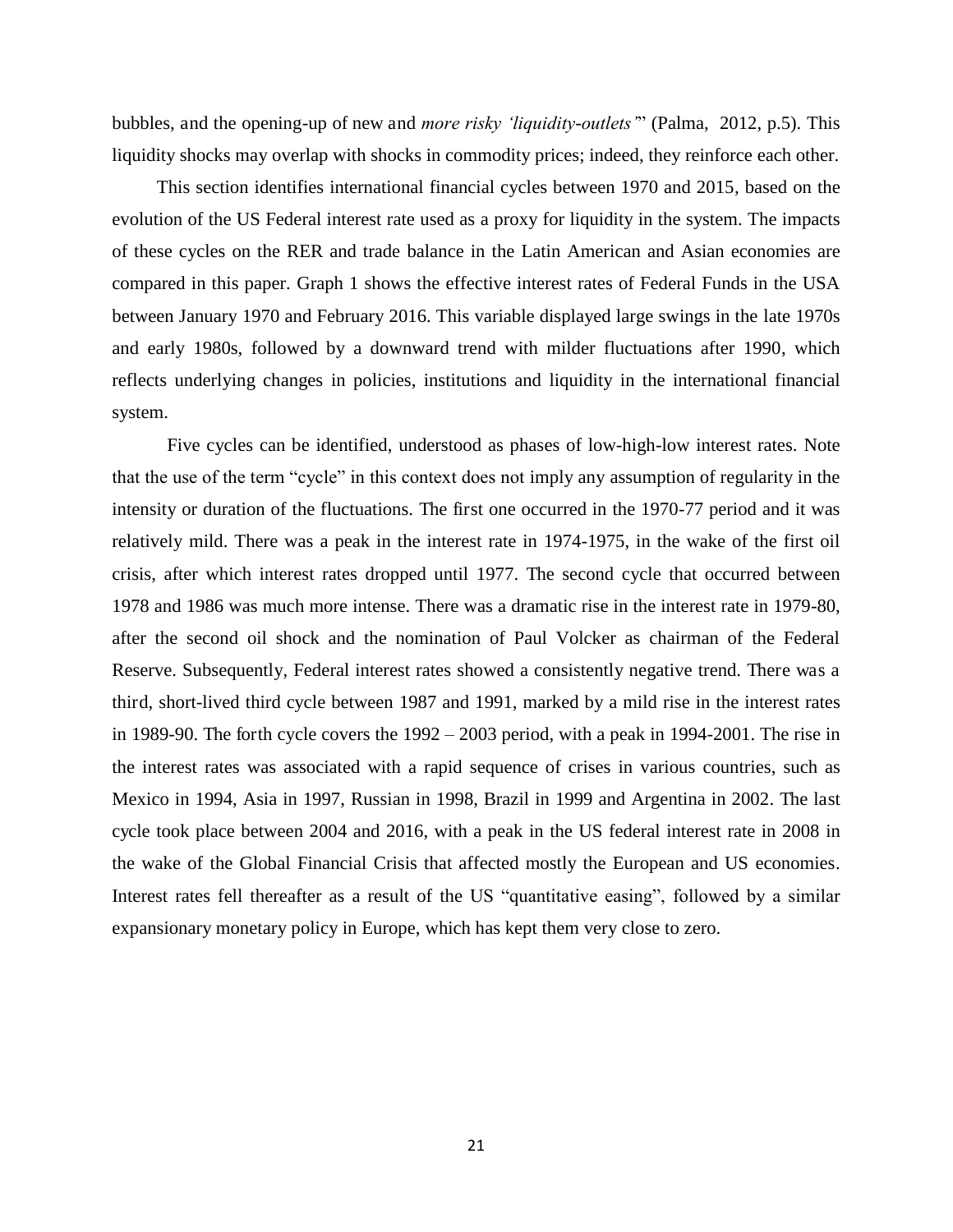bubbles, and the opening-up of new and *more risky 'liquidity-outlets'*" (Palma, 2012, p.5). This liquidity shocks may overlap with shocks in commodity prices; indeed, they reinforce each other.

This section identifies international financial cycles between 1970 and 2015, based on the evolution of the US Federal interest rate used as a proxy for liquidity in the system. The impacts of these cycles on the RER and trade balance in the Latin American and Asian economies are compared in this paper. Graph 1 shows the effective interest rates of Federal Funds in the USA between January 1970 and February 2016. This variable displayed large swings in the late 1970s and early 1980s, followed by a downward trend with milder fluctuations after 1990, which reflects underlying changes in policies, institutions and liquidity in the international financial system.

Five cycles can be identified, understood as phases of low-high-low interest rates. Note that the use of the term "cycle" in this context does not imply any assumption of regularity in the intensity or duration of the fluctuations. The first one occurred in the 1970-77 period and it was relatively mild. There was a peak in the interest rate in 1974-1975, in the wake of the first oil crisis, after which interest rates dropped until 1977. The second cycle that occurred between 1978 and 1986 was much more intense. There was a dramatic rise in the interest rate in 1979-80, after the second oil shock and the nomination of Paul Volcker as chairman of the Federal Reserve. Subsequently, Federal interest rates showed a consistently negative trend. There was a third, short-lived third cycle between 1987 and 1991, marked by a mild rise in the interest rates in 1989-90. The forth cycle covers the 1992 – 2003 period, with a peak in 1994-2001. The rise in the interest rates was associated with a rapid sequence of crises in various countries, such as Mexico in 1994, Asia in 1997, Russian in 1998, Brazil in 1999 and Argentina in 2002. The last cycle took place between 2004 and 2016, with a peak in the US federal interest rate in 2008 in the wake of the Global Financial Crisis that affected mostly the European and US economies. Interest rates fell thereafter as a result of the US "quantitative easing", followed by a similar expansionary monetary policy in Europe, which has kept them very close to zero.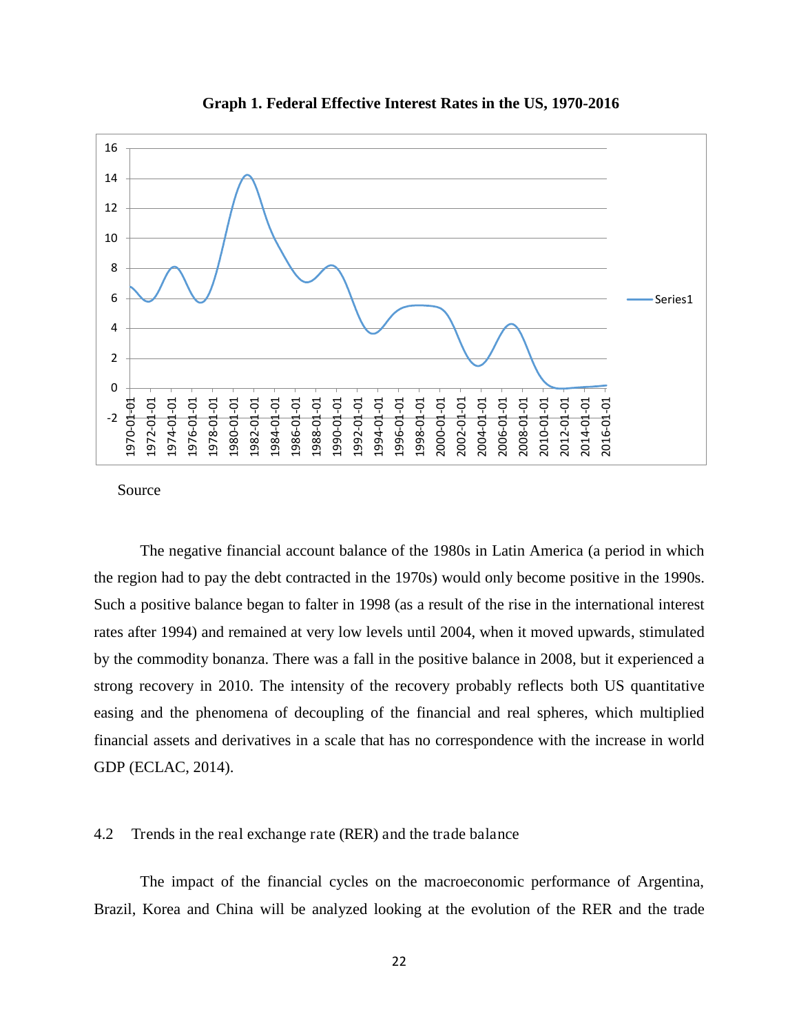**Graph 1. Federal Effective Interest Rates in the US, 1970-2016**

Source

The negative financial account balance of the 1980s in Latin America (a period in which the region had to pay the debt contracted in the 1970s) would only become positive in the 1990s. Such a positive balance began to falter in 1998 (as a result of the rise in the international interest rates after 1994) and remained at very low levels until 2004, when it moved upwards, stimulated by the commodity bonanza. There was a fall in the positive balance in 2008, but it experienced a strong recovery in 2010. The intensity of the recovery probably reflects both US quantitative easing and the phenomena of decoupling of the financial and real spheres, which multiplied financial assets and derivatives in a scale that has no correspondence with the increase in world GDP (ECLAC, 2014).

## 4.2 Trends in the real exchange rate (RER) and the trade balance

The impact of the financial cycles on the macroeconomic performance of Argentina, Brazil, Korea and China will be analyzed looking at the evolution of the RER and the trade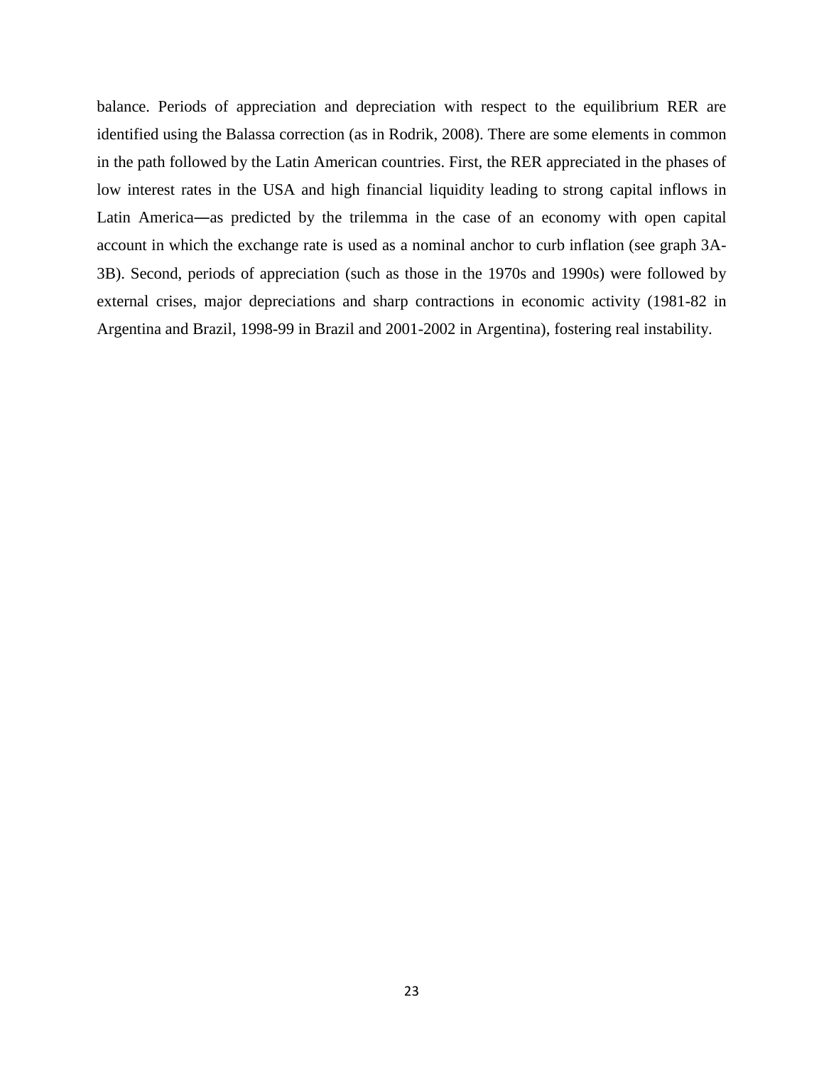balance. Periods of appreciation and depreciation with respect to the equilibrium RER are identified using the Balassa correction (as in Rodrik, 2008). There are some elements in common in the path followed by the Latin American countries. First, the RER appreciated in the phases of low interest rates in the USA and high financial liquidity leading to strong capital inflows in Latin America—as predicted by the trilemma in the case of an economy with open capital account in which the exchange rate is used as a nominal anchor to curb inflation (see graph 3A-3B). Second, periods of appreciation (such as those in the 1970s and 1990s) were followed by external crises, major depreciations and sharp contractions in economic activity (1981-82 in Argentina and Brazil, 1998-99 in Brazil and 2001-2002 in Argentina), fostering real instability.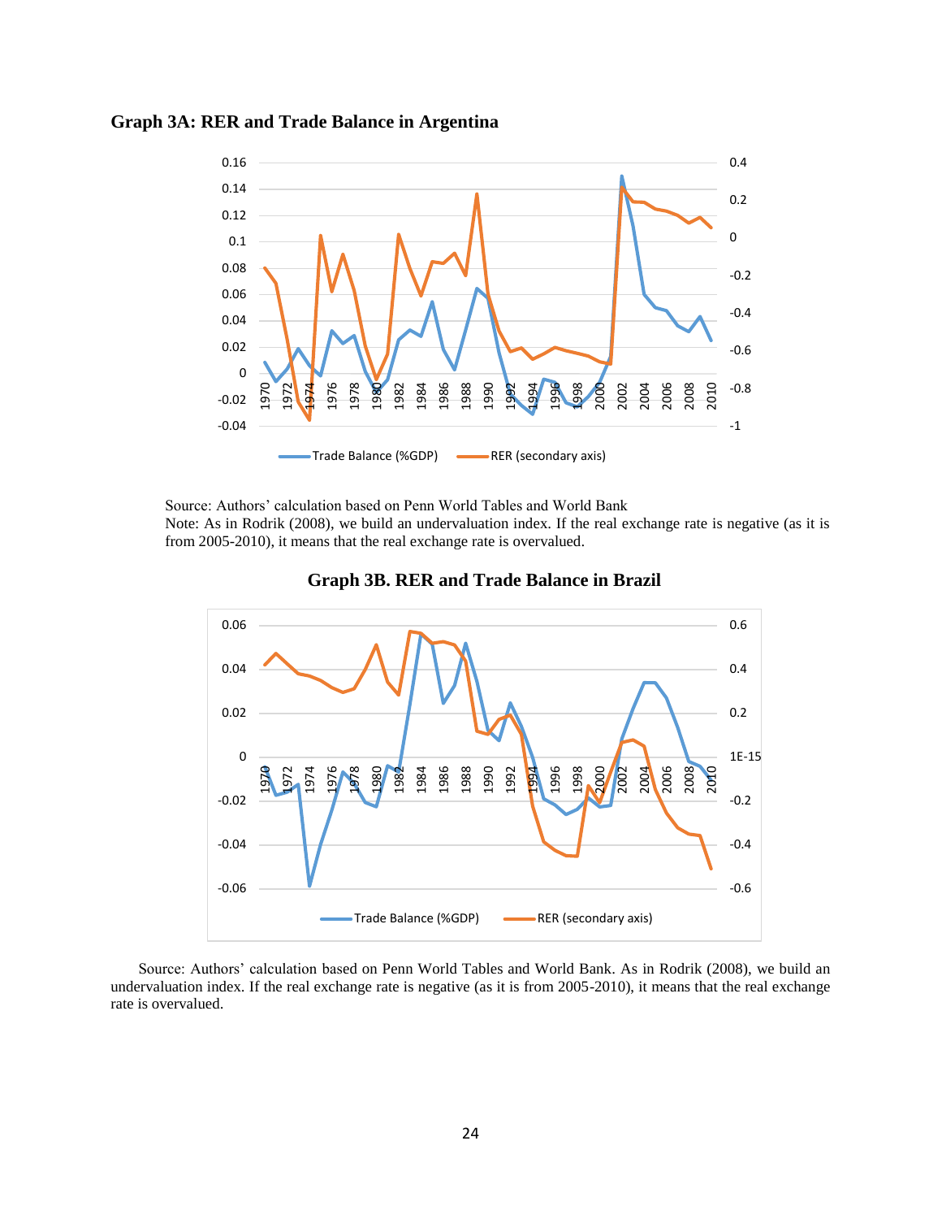**Graph 3A: RER and Trade Balance in Argentina**

Source: Authors' calculation based on Penn World Tables and World Bank

Note: As in Rodrik (2008), we build an undervaluation index. If the real exchange rate is negative (as it is from 2005-2010), it means that the real exchange rate is overvalued.

**Graph 3B. RER and Trade Balance in Brazil**

Source: Authors' calculation based on Penn World Tables and World Bank. As in Rodrik (2008), we build an undervaluation index. If the real exchange rate is negative (as it is from 2005-2010), it means that the real exchange rate is overvalued.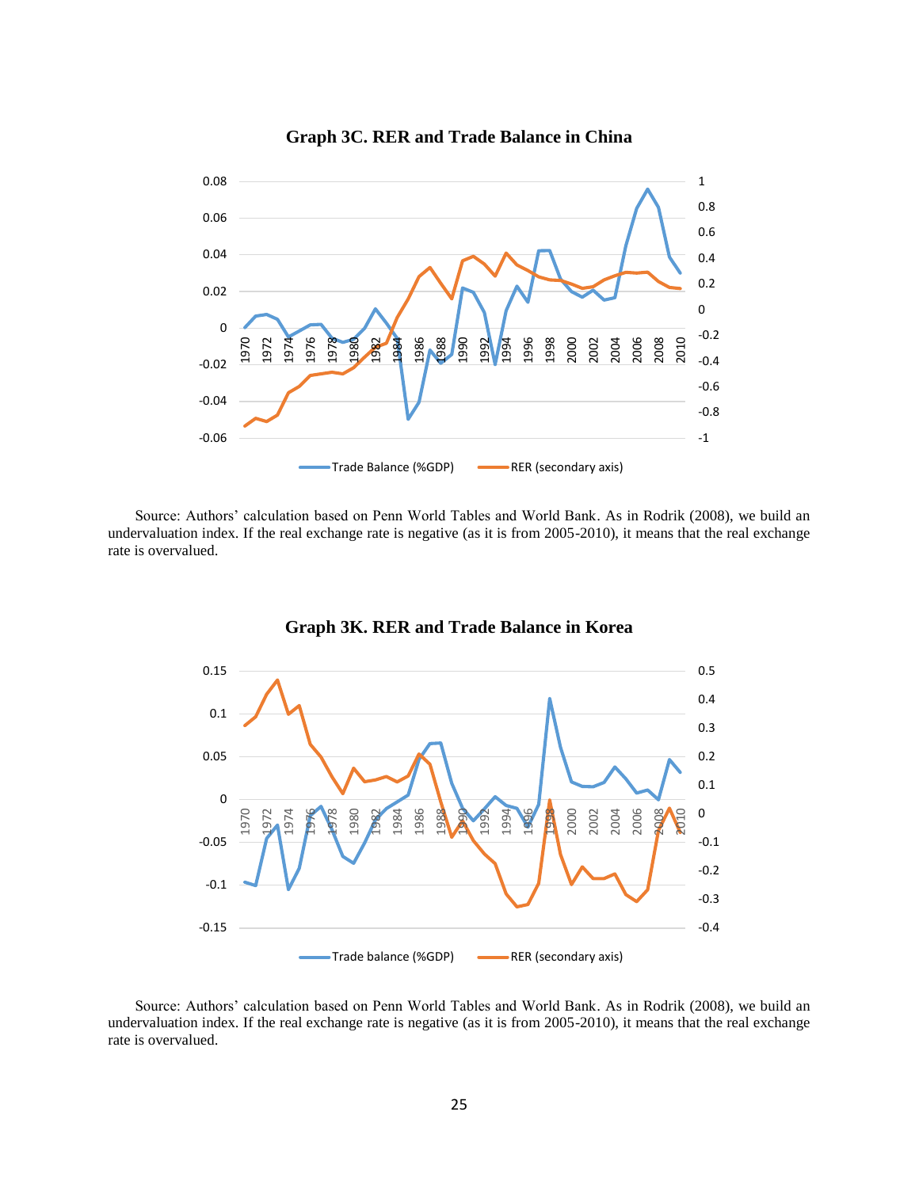**Graph 3C. RER and Trade Balance in China**

Source: Authors' calculation based on Penn World Tables and World Bank. As in Rodrik (2008), we build an undervaluation index. If the real exchange rate is negative (as it is from 2005-2010), it means that the real exchange rate is overvalued.

**Graph 3K. RER and Trade Balance in Korea**

Source: Authors' calculation based on Penn World Tables and World Bank. As in Rodrik (2008), we build an undervaluation index. If the real exchange rate is negative (as it is from 2005-2010), it means that the real exchange rate is overvalued.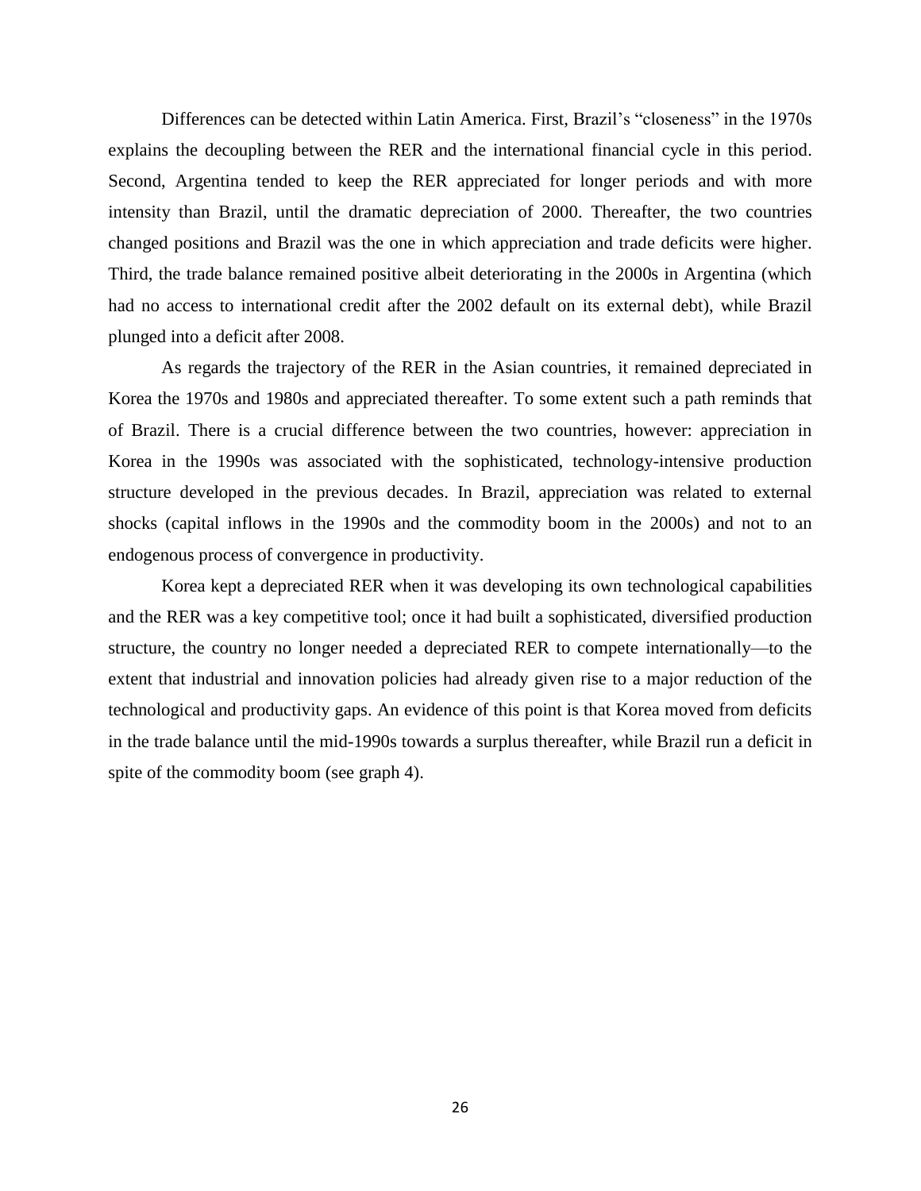Differences can be detected within Latin America. First, Brazil's "closeness" in the 1970s explains the decoupling between the RER and the international financial cycle in this period. Second, Argentina tended to keep the RER appreciated for longer periods and with more intensity than Brazil, until the dramatic depreciation of 2000. Thereafter, the two countries changed positions and Brazil was the one in which appreciation and trade deficits were higher. Third, the trade balance remained positive albeit deteriorating in the 2000s in Argentina (which had no access to international credit after the 2002 default on its external debt), while Brazil plunged into a deficit after 2008.

As regards the trajectory of the RER in the Asian countries, it remained depreciated in Korea the 1970s and 1980s and appreciated thereafter. To some extent such a path reminds that of Brazil. There is a crucial difference between the two countries, however: appreciation in Korea in the 1990s was associated with the sophisticated, technology-intensive production structure developed in the previous decades. In Brazil, appreciation was related to external shocks (capital inflows in the 1990s and the commodity boom in the 2000s) and not to an endogenous process of convergence in productivity.

Korea kept a depreciated RER when it was developing its own technological capabilities and the RER was a key competitive tool; once it had built a sophisticated, diversified production structure, the country no longer needed a depreciated RER to compete internationally—to the extent that industrial and innovation policies had already given rise to a major reduction of the technological and productivity gaps. An evidence of this point is that Korea moved from deficits in the trade balance until the mid-1990s towards a surplus thereafter, while Brazil run a deficit in spite of the commodity boom (see graph 4).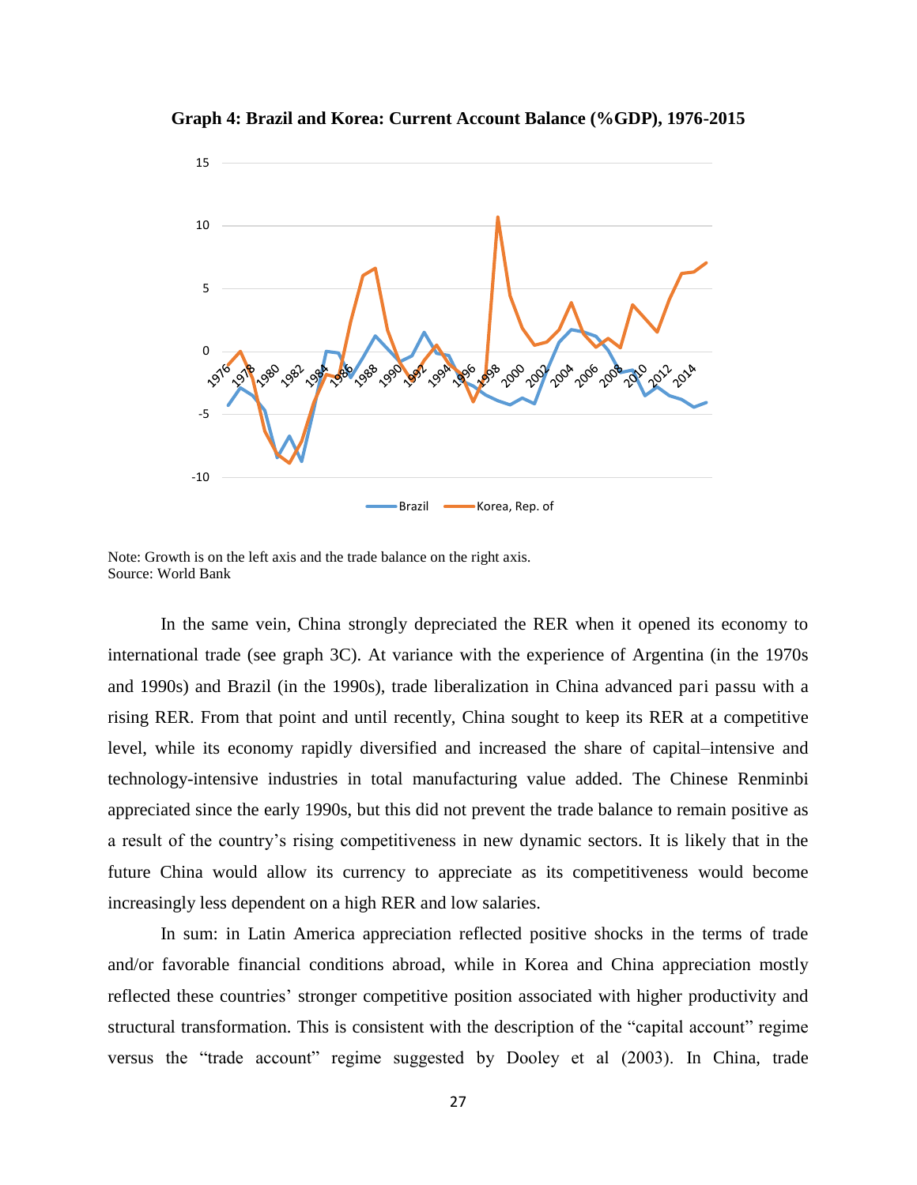**Graph 4: Brazil and Korea: Current Account Balance (%GDP), 1976-2015**

Note: Growth is on the left axis and the trade balance on the right axis.
Source: World Bank

In the same vein, China strongly depreciated the RER when it opened its economy to international trade (see graph 3C). At variance with the experience of Argentina (in the 1970s and 1990s) and Brazil (in the 1990s), trade liberalization in China advanced pari passu with a rising RER. From that point and until recently, China sought to keep its RER at a competitive level, while its economy rapidly diversified and increased the share of capital–intensive and technology-intensive industries in total manufacturing value added. The Chinese Renminbi appreciated since the early 1990s, but this did not prevent the trade balance to remain positive as a result of the country's rising competitiveness in new dynamic sectors. It is likely that in the future China would allow its currency to appreciate as its competitiveness would become increasingly less dependent on a high RER and low salaries.

In sum: in Latin America appreciation reflected positive shocks in the terms of trade and/or favorable financial conditions abroad, while in Korea and China appreciation mostly reflected these countries' stronger competitive position associated with higher productivity and structural transformation. This is consistent with the description of the "capital account" regime versus the "trade account" regime suggested by Dooley et al (2003). In China, trade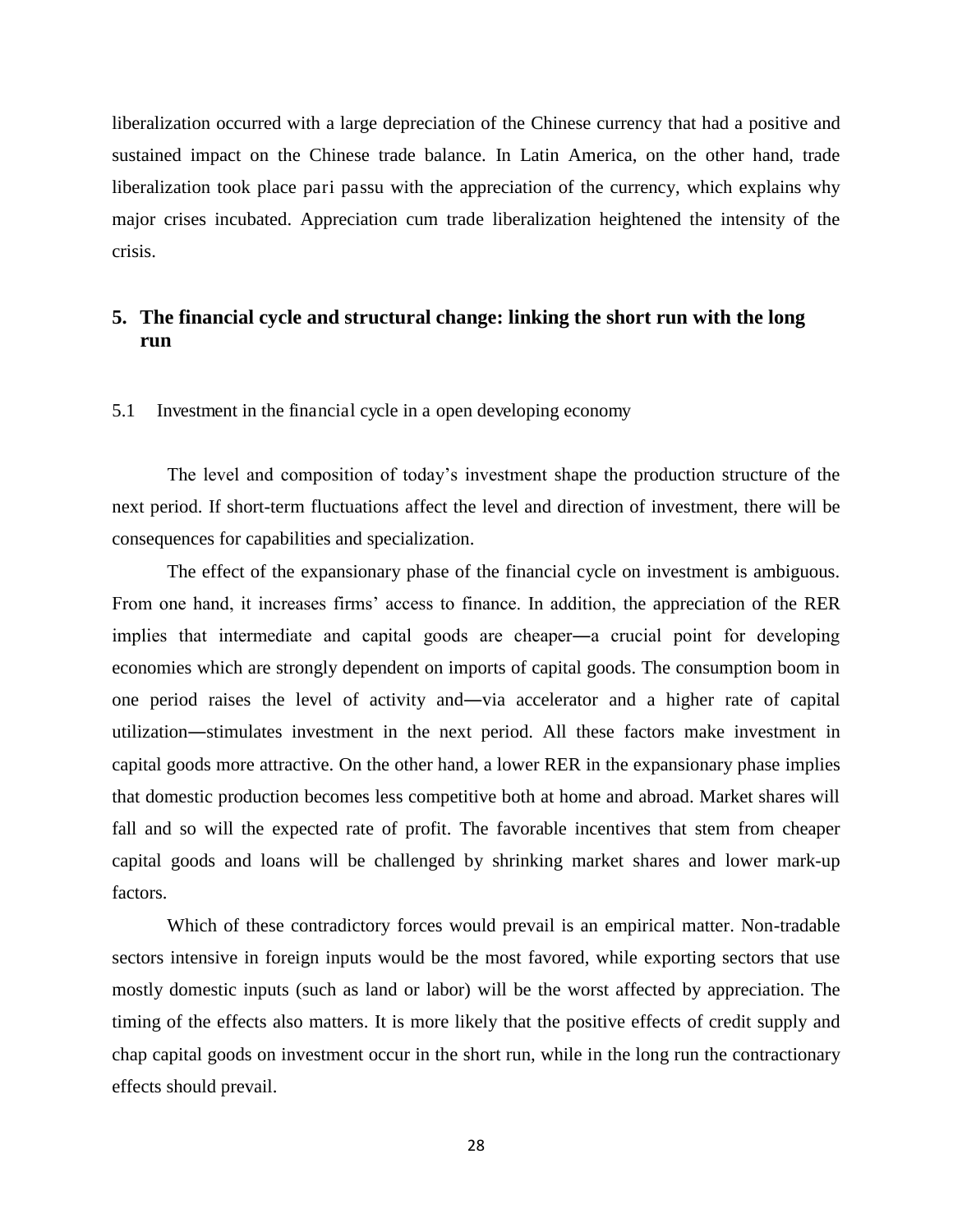liberalization occurred with a large depreciation of the Chinese currency that had a positive and sustained impact on the Chinese trade balance. In Latin America, on the other hand, trade liberalization took place pari passu with the appreciation of the currency, which explains why major crises incubated. Appreciation cum trade liberalization heightened the intensity of the crisis.

## 5. The financial cycle and structural change: linking the short run with the long run

### 5.1 Investment in the financial cycle in a open developing economy

The level and composition of today's investment shape the production structure of the next period. If short-term fluctuations affect the level and direction of investment, there will be consequences for capabilities and specialization.

The effect of the expansionary phase of the financial cycle on investment is ambiguous. From one hand, it increases firms' access to finance. In addition, the appreciation of the RER implies that intermediate and capital goods are cheaper—a crucial point for developing economies which are strongly dependent on imports of capital goods. The consumption boom in one period raises the level of activity and—via accelerator and a higher rate of capital utilization—stimulates investment in the next period. All these factors make investment in capital goods more attractive. On the other hand, a lower RER in the expansionary phase implies that domestic production becomes less competitive both at home and abroad. Market shares will fall and so will the expected rate of profit. The favorable incentives that stem from cheaper capital goods and loans will be challenged by shrinking market shares and lower mark-up factors.

Which of these contradictory forces would prevail is an empirical matter. Non-tradable sectors intensive in foreign inputs would be the most favored, while exporting sectors that use mostly domestic inputs (such as land or labor) will be the worst affected by appreciation. The timing of the effects also matters. It is more likely that the positive effects of credit supply and chap capital goods on investment occur in the short run, while in the long run the contractionary effects should prevail.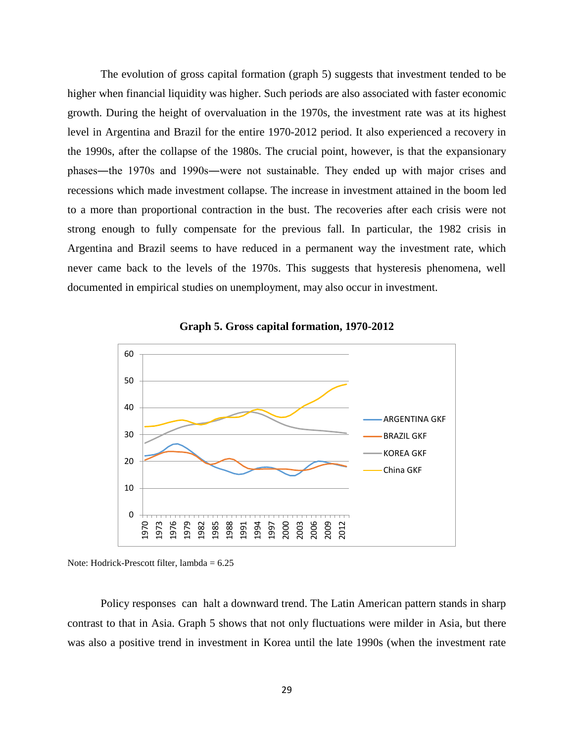The evolution of gross capital formation (graph 5) suggests that investment tended to be higher when financial liquidity was higher. Such periods are also associated with faster economic growth. During the height of overvaluation in the 1970s, the investment rate was at its highest level in Argentina and Brazil for the entire 1970-2012 period. It also experienced a recovery in the 1990s, after the collapse of the 1980s. The crucial point, however, is that the expansionary phases—the 1970s and 1990s—were not sustainable. They ended up with major crises and recessions which made investment collapse. The increase in investment attained in the boom led to a more than proportional contraction in the bust. The recoveries after each crisis were not strong enough to fully compensate for the previous fall. In particular, the 1982 crisis in Argentina and Brazil seems to have reduced in a permanent way the investment rate, which never came back to the levels of the 1970s. This suggests that hysteresis phenomena, well documented in empirical studies on unemployment, may also occur in investment.

**Graph 5. Gross capital formation, 1970-2012**

Note: Hodrick-Prescott filter, lambda = 6.25

Policy responses can halt a downward trend. The Latin American pattern stands in sharp contrast to that in Asia. Graph 5 shows that not only fluctuations were milder in Asia, but there was also a positive trend in investment in Korea until the late 1990s (when the investment rate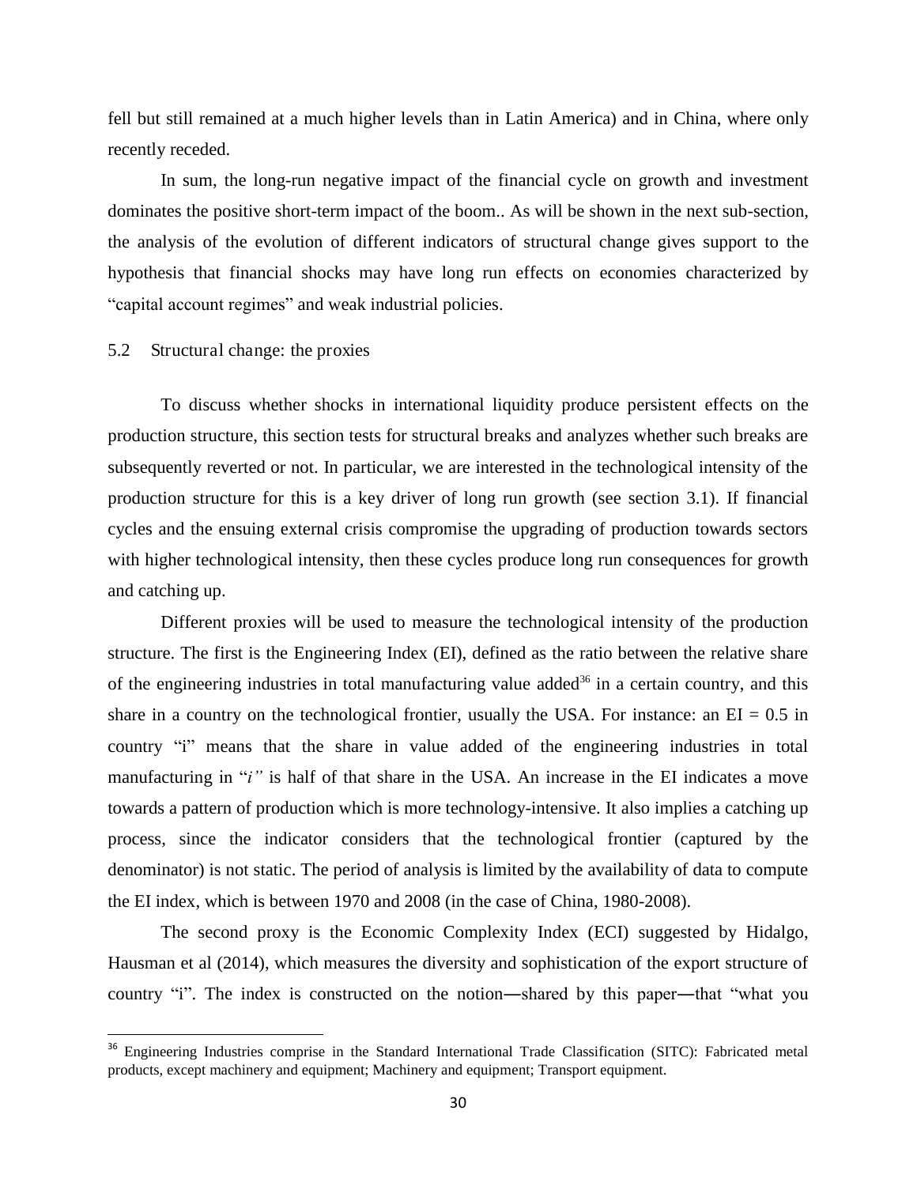fell but still remained at a much higher levels than in Latin America) and in China, where only recently receded.

In sum, the long-run negative impact of the financial cycle on growth and investment dominates the positive short-term impact of the boom.. As will be shown in the next sub-section, the analysis of the evolution of different indicators of structural change gives support to the hypothesis that financial shocks may have long run effects on economies characterized by "capital account regimes" and weak industrial policies.

## 5.2 Structural change: the proxies

To discuss whether shocks in international liquidity produce persistent effects on the production structure, this section tests for structural breaks and analyzes whether such breaks are subsequently reverted or not. In particular, we are interested in the technological intensity of the production structure for this is a key driver of long run growth (see section 3.1). If financial cycles and the ensuing external crisis compromise the upgrading of production towards sectors with higher technological intensity, then these cycles produce long run consequences for growth and catching up.

Different proxies will be used to measure the technological intensity of the production structure. The first is the Engineering Index (EI), defined as the ratio between the relative share of the engineering industries in total manufacturing value added[36] in a certain country, and this share in a country on the technological frontier, usually the USA. For instance: an EI = 0.5 in country "i" means that the share in value added of the engineering industries in total manufacturing in "*i"* is half of that share in the USA. An increase in the EI indicates a move towards a pattern of production which is more technology-intensive. It also implies a catching up process, since the indicator considers that the technological frontier (captured by the denominator) is not static. The period of analysis is limited by the availability of data to compute the EI index, which is between 1970 and 2008 (in the case of China, 1980-2008).

The second proxy is the Economic Complexity Index (ECI) suggested by Hidalgo, Hausman et al (2014), which measures the diversity and sophistication of the export structure of country "i". The index is constructed on the notion―shared by this paper―that "what you

---

[36] Engineering Industries comprise in the Standard International Trade Classification (SITC): Fabricated metal products, except machinery and equipment; Machinery and equipment; Transport equipment.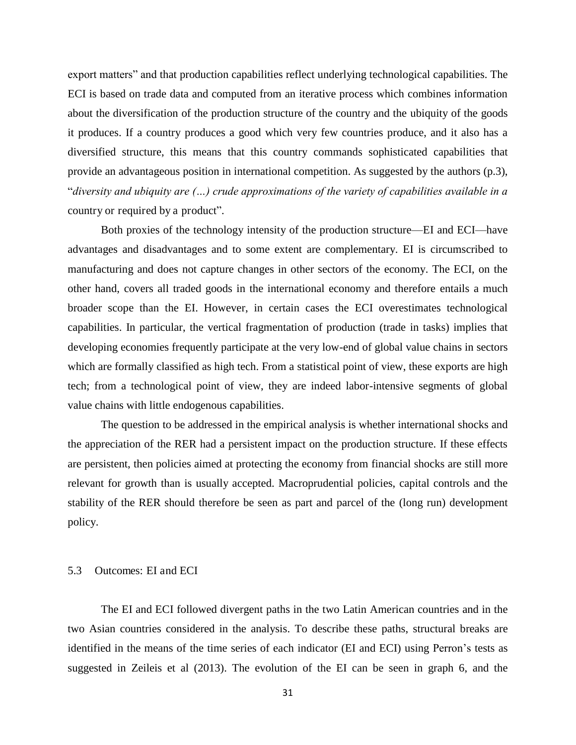export matters" and that production capabilities reflect underlying technological capabilities. The ECI is based on trade data and computed from an iterative process which combines information about the diversification of the production structure of the country and the ubiquity of the goods it produces. If a country produces a good which very few countries produce, and it also has a diversified structure, this means that this country commands sophisticated capabilities that provide an advantageous position in international competition. As suggested by the authors (p.3), "*diversity and ubiquity are (…) crude approximations of the variety of capabilities available in a* country or required by a product".

Both proxies of the technology intensity of the production structure—EI and ECI—have advantages and disadvantages and to some extent are complementary. EI is circumscribed to manufacturing and does not capture changes in other sectors of the economy. The ECI, on the other hand, covers all traded goods in the international economy and therefore entails a much broader scope than the EI. However, in certain cases the ECI overestimates technological capabilities. In particular, the vertical fragmentation of production (trade in tasks) implies that developing economies frequently participate at the very low-end of global value chains in sectors which are formally classified as high tech. From a statistical point of view, these exports are high tech; from a technological point of view, they are indeed labor-intensive segments of global value chains with little endogenous capabilities.

The question to be addressed in the empirical analysis is whether international shocks and the appreciation of the RER had a persistent impact on the production structure. If these effects are persistent, then policies aimed at protecting the economy from financial shocks are still more relevant for growth than is usually accepted. Macroprudential policies, capital controls and the stability of the RER should therefore be seen as part and parcel of the (long run) development policy.

### 5.3 Outcomes: EI and ECI

The EI and ECI followed divergent paths in the two Latin American countries and in the two Asian countries considered in the analysis. To describe these paths, structural breaks are identified in the means of the time series of each indicator (EI and ECI) using Perron's tests as suggested in Zeileis et al (2013). The evolution of the EI can be seen in graph 6, and the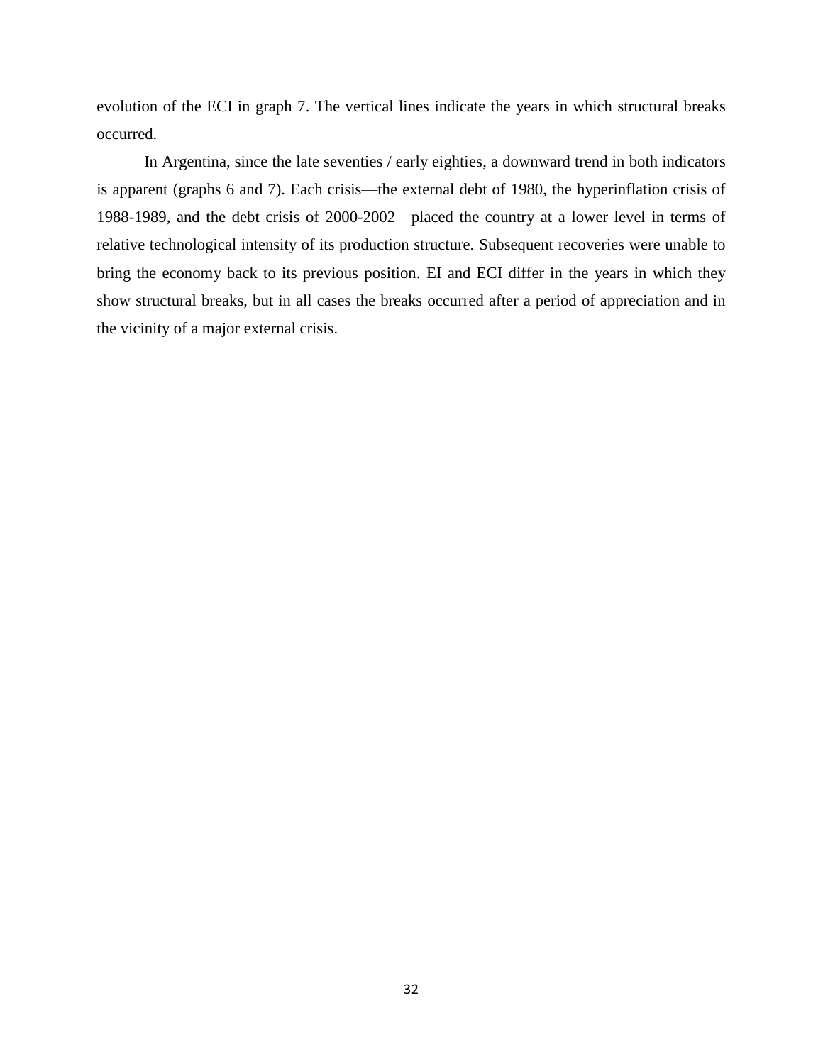evolution of the ECI in graph 7. The vertical lines indicate the years in which structural breaks occurred.

In Argentina, since the late seventies / early eighties, a downward trend in both indicators is apparent (graphs 6 and 7). Each crisis—the external debt of 1980, the hyperinflation crisis of 1988-1989, and the debt crisis of 2000-2002—placed the country at a lower level in terms of relative technological intensity of its production structure. Subsequent recoveries were unable to bring the economy back to its previous position. EI and ECI differ in the years in which they show structural breaks, but in all cases the breaks occurred after a period of appreciation and in the vicinity of a major external crisis.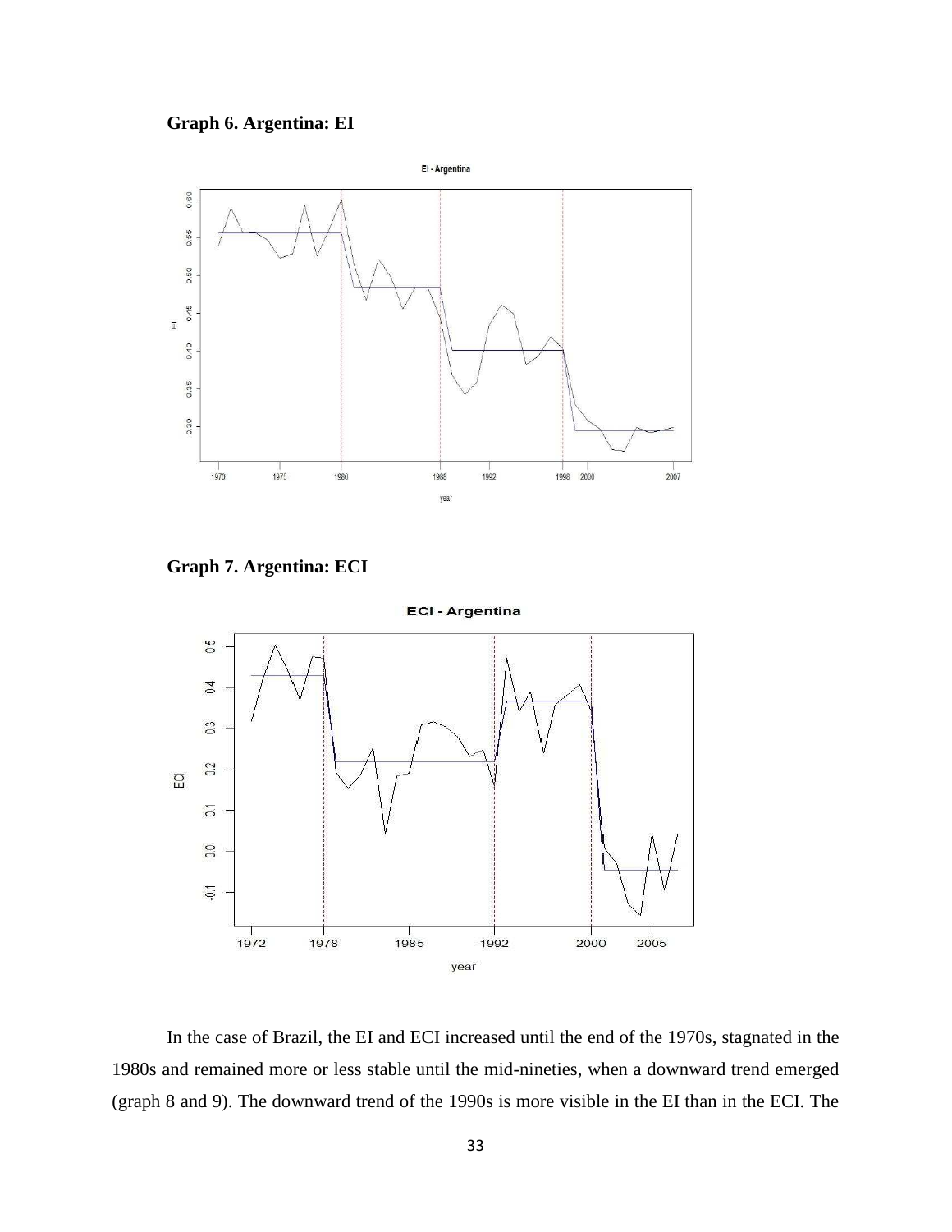**Graph 6. Argentina: EI**

**Graph 7. Argentina: ECI**

In the case of Brazil, the EI and ECI increased until the end of the 1970s, stagnated in the 1980s and remained more or less stable until the mid-nineties, when a downward trend emerged (graph 8 and 9). The downward trend of the 1990s is more visible in the EI than in the ECI. The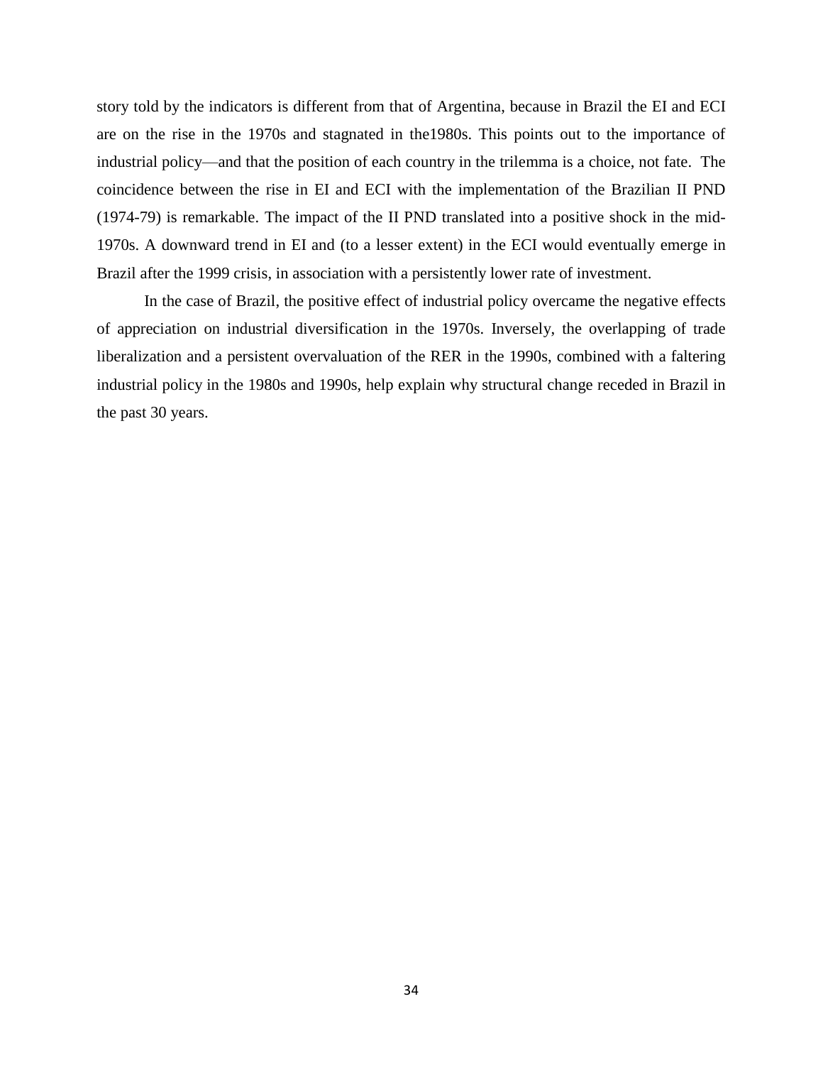story told by the indicators is different from that of Argentina, because in Brazil the EI and ECI are on the rise in the 1970s and stagnated in the1980s. This points out to the importance of industrial policy—and that the position of each country in the trilemma is a choice, not fate. The coincidence between the rise in EI and ECI with the implementation of the Brazilian II PND (1974-79) is remarkable. The impact of the II PND translated into a positive shock in the mid-1970s. A downward trend in EI and (to a lesser extent) in the ECI would eventually emerge in Brazil after the 1999 crisis, in association with a persistently lower rate of investment.

In the case of Brazil, the positive effect of industrial policy overcame the negative effects of appreciation on industrial diversification in the 1970s. Inversely, the overlapping of trade liberalization and a persistent overvaluation of the RER in the 1990s, combined with a faltering industrial policy in the 1980s and 1990s, help explain why structural change receded in Brazil in the past 30 years.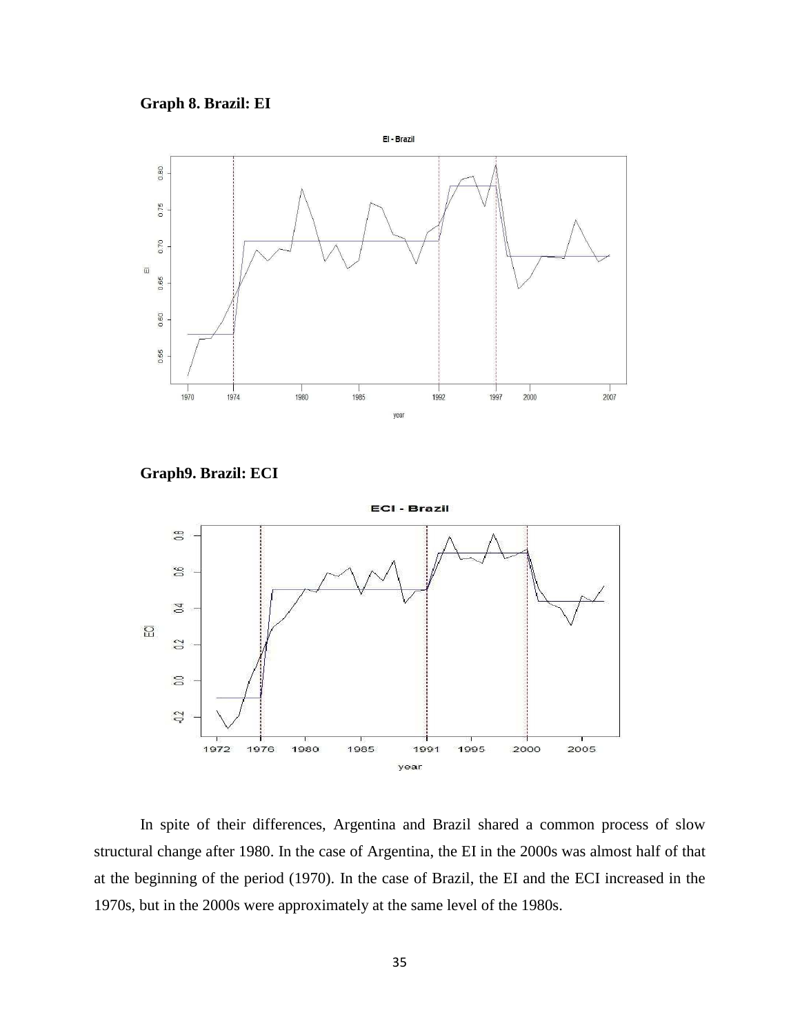**Graph 8. Brazil: EI**

**Graph9. Brazil: ECI**

In spite of their differences, Argentina and Brazil shared a common process of slow structural change after 1980. In the case of Argentina, the EI in the 2000s was almost half of that at the beginning of the period (1970). In the case of Brazil, the EI and the ECI increased in the 1970s, but in the 2000s were approximately at the same level of the 1980s.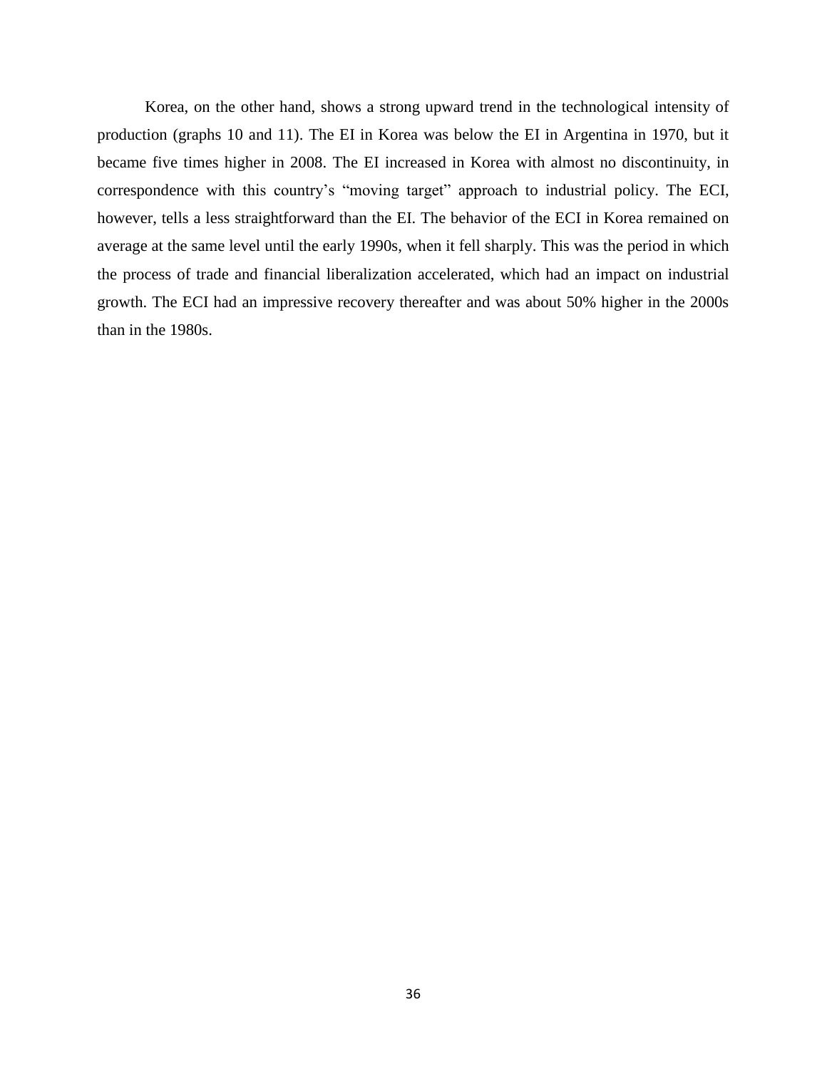Korea, on the other hand, shows a strong upward trend in the technological intensity of production (graphs 10 and 11). The EI in Korea was below the EI in Argentina in 1970, but it became five times higher in 2008. The EI increased in Korea with almost no discontinuity, in correspondence with this country's "moving target" approach to industrial policy. The ECI, however, tells a less straightforward than the EI. The behavior of the ECI in Korea remained on average at the same level until the early 1990s, when it fell sharply. This was the period in which the process of trade and financial liberalization accelerated, which had an impact on industrial growth. The ECI had an impressive recovery thereafter and was about 50% higher in the 2000s than in the 1980s.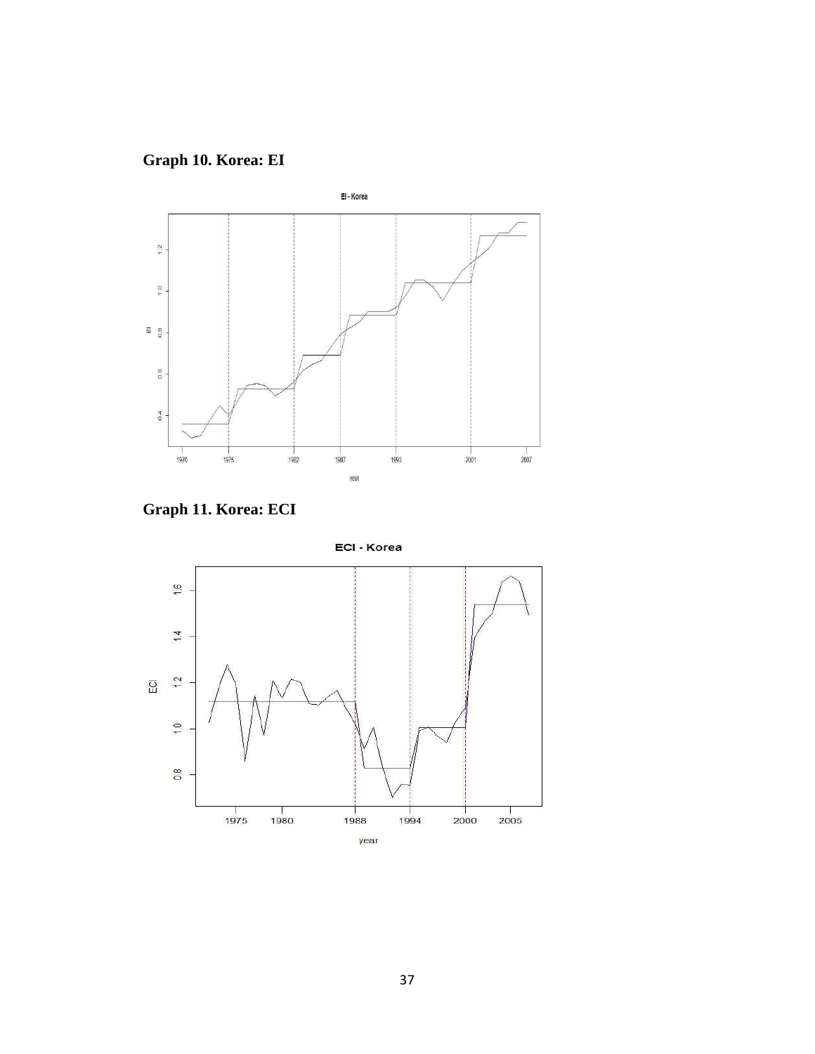**Graph 10. Korea: EI**

**Graph 11. Korea: ECI**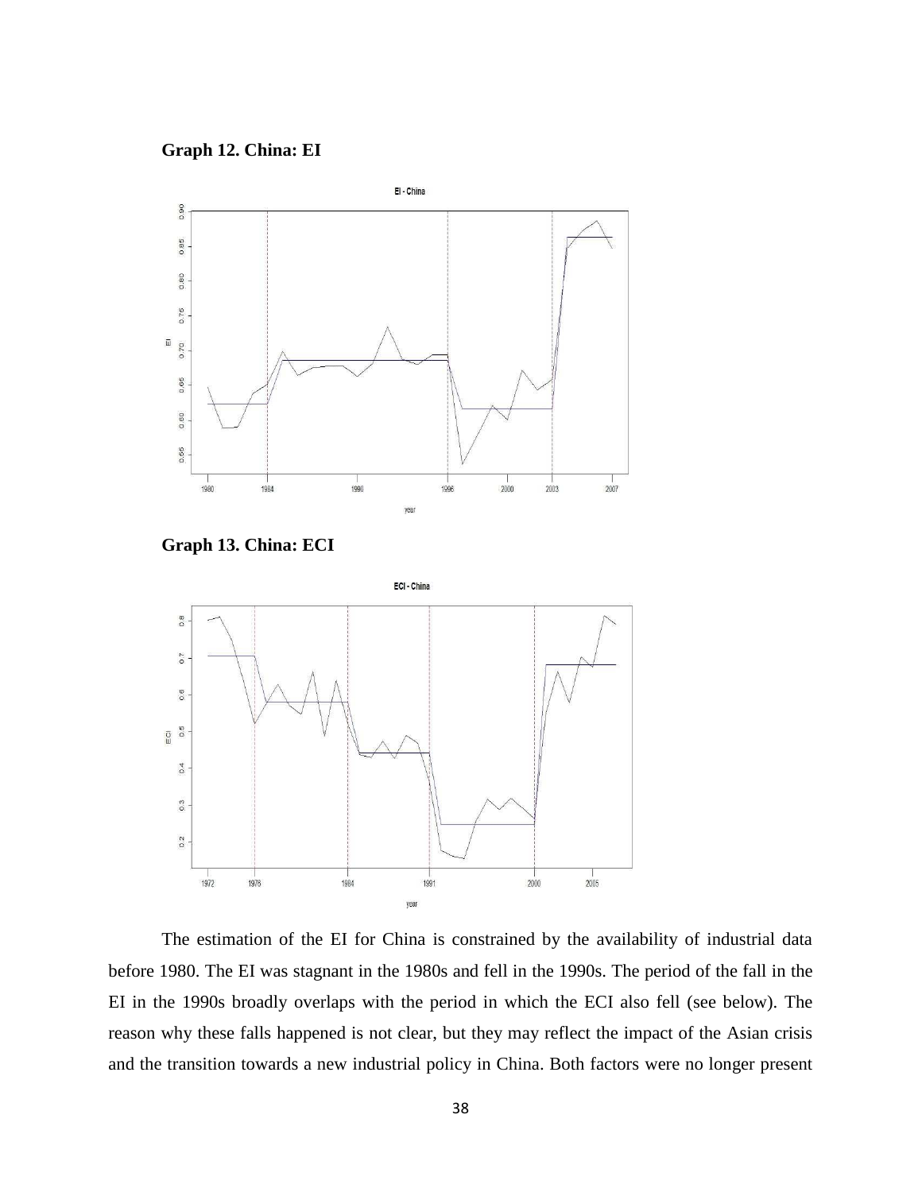**Graph 12. China: EI**

**Graph 13. China: ECI**

The estimation of the EI for China is constrained by the availability of industrial data before 1980. The EI was stagnant in the 1980s and fell in the 1990s. The period of the fall in the EI in the 1990s broadly overlaps with the period in which the ECI also fell (see below). The reason why these falls happened is not clear, but they may reflect the impact of the Asian crisis and the transition towards a new industrial policy in China. Both factors were no longer present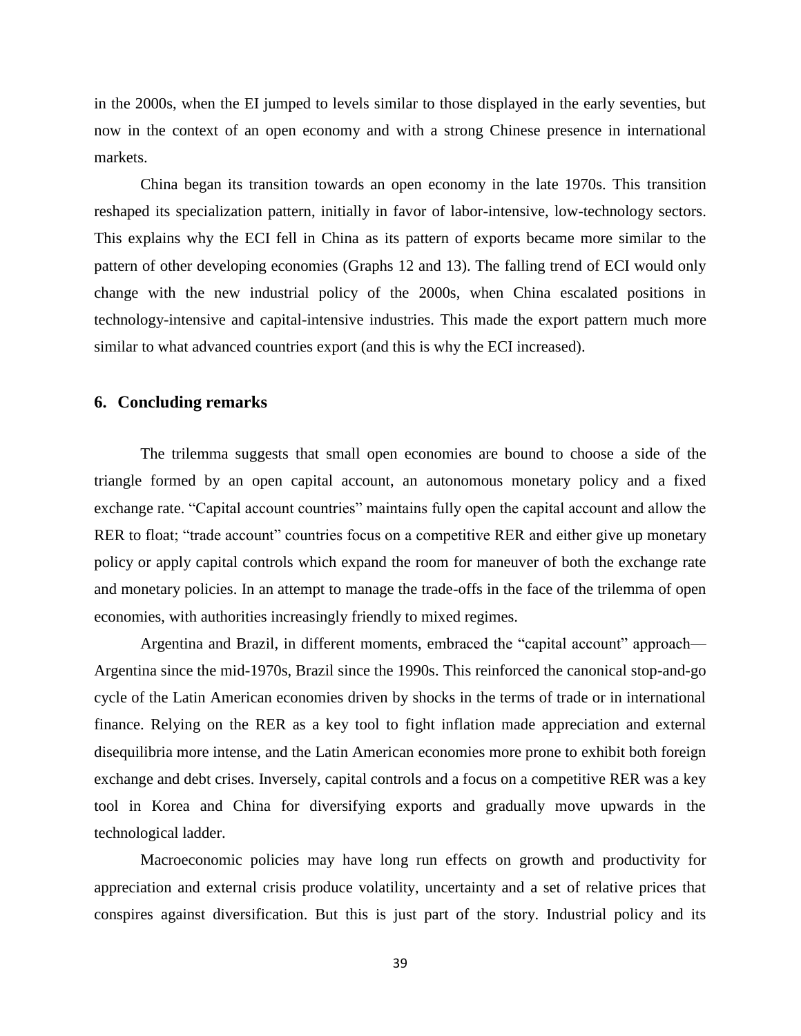in the 2000s, when the EI jumped to levels similar to those displayed in the early seventies, but now in the context of an open economy and with a strong Chinese presence in international markets.

China began its transition towards an open economy in the late 1970s. This transition reshaped its specialization pattern, initially in favor of labor-intensive, low-technology sectors. This explains why the ECI fell in China as its pattern of exports became more similar to the pattern of other developing economies (Graphs 12 and 13). The falling trend of ECI would only change with the new industrial policy of the 2000s, when China escalated positions in technology-intensive and capital-intensive industries. This made the export pattern much more similar to what advanced countries export (and this is why the ECI increased).

## 6. Concluding remarks

The trilemma suggests that small open economies are bound to choose a side of the triangle formed by an open capital account, an autonomous monetary policy and a fixed exchange rate. "Capital account countries" maintains fully open the capital account and allow the RER to float; "trade account" countries focus on a competitive RER and either give up monetary policy or apply capital controls which expand the room for maneuver of both the exchange rate and monetary policies. In an attempt to manage the trade-offs in the face of the trilemma of open economies, with authorities increasingly friendly to mixed regimes.

Argentina and Brazil, in different moments, embraced the "capital account" approach—Argentina since the mid-1970s, Brazil since the 1990s. This reinforced the canonical stop-and-go cycle of the Latin American economies driven by shocks in the terms of trade or in international finance. Relying on the RER as a key tool to fight inflation made appreciation and external disequilibria more intense, and the Latin American economies more prone to exhibit both foreign exchange and debt crises. Inversely, capital controls and a focus on a competitive RER was a key tool in Korea and China for diversifying exports and gradually move upwards in the technological ladder.

Macroeconomic policies may have long run effects on growth and productivity for appreciation and external crisis produce volatility, uncertainty and a set of relative prices that conspires against diversification. But this is just part of the story. Industrial policy and its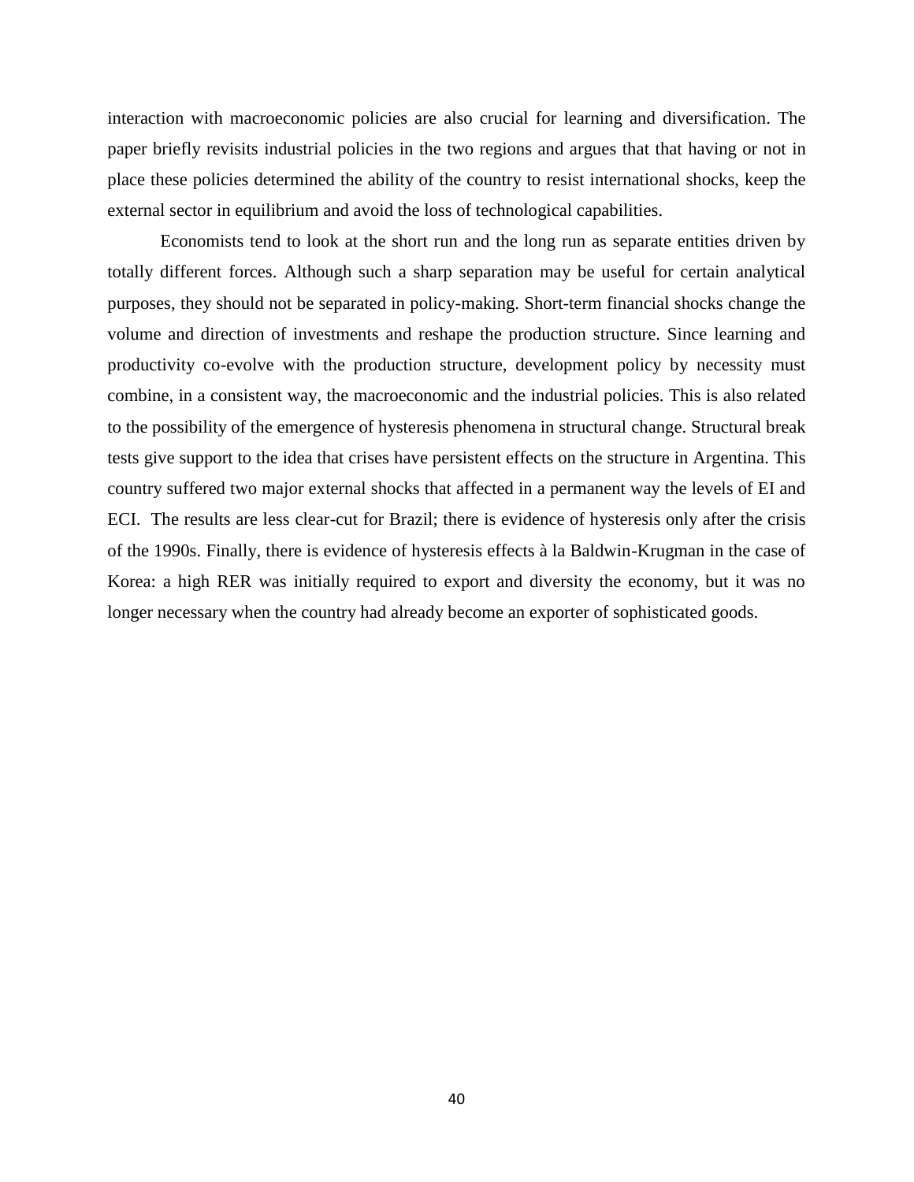interaction with macroeconomic policies are also crucial for learning and diversification. The paper briefly revisits industrial policies in the two regions and argues that that having or not in place these policies determined the ability of the country to resist international shocks, keep the external sector in equilibrium and avoid the loss of technological capabilities.

Economists tend to look at the short run and the long run as separate entities driven by totally different forces. Although such a sharp separation may be useful for certain analytical purposes, they should not be separated in policy-making. Short-term financial shocks change the volume and direction of investments and reshape the production structure. Since learning and productivity co-evolve with the production structure, development policy by necessity must combine, in a consistent way, the macroeconomic and the industrial policies. This is also related to the possibility of the emergence of hysteresis phenomena in structural change. Structural break tests give support to the idea that crises have persistent effects on the structure in Argentina. This country suffered two major external shocks that affected in a permanent way the levels of EI and ECI. The results are less clear-cut for Brazil; there is evidence of hysteresis only after the crisis of the 1990s. Finally, there is evidence of hysteresis effects à la Baldwin-Krugman in the case of Korea: a high RER was initially required to export and diversity the economy, but it was no longer necessary when the country had already become an exporter of sophisticated goods.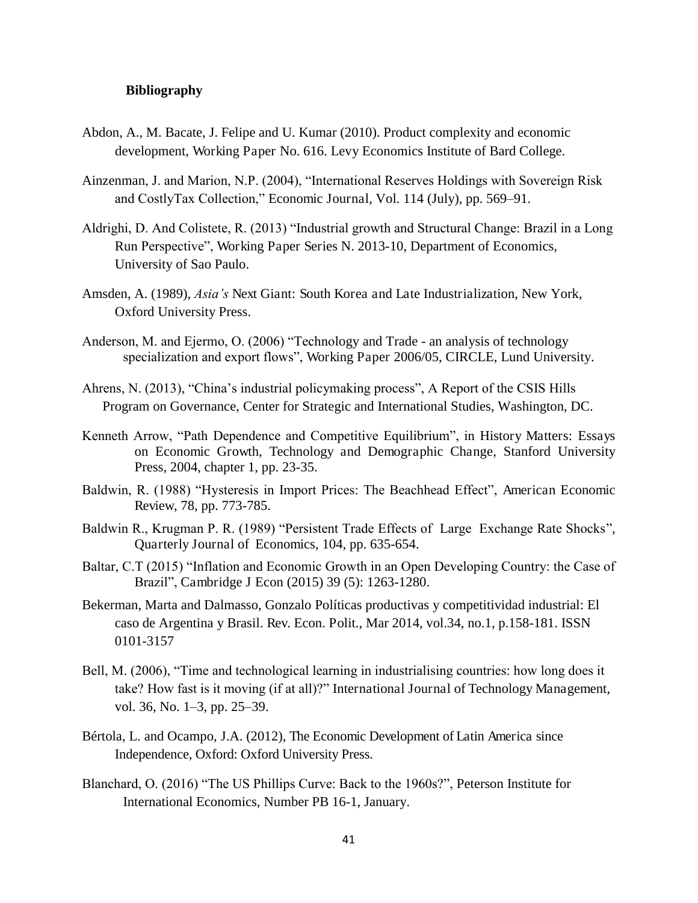**Bibliography**

Abdon, A., M. Bacate, J. Felipe and U. Kumar (2010). Product complexity and economic development, Working Paper No. 616. Levy Economics Institute of Bard College.

Ainzenman, J. and Marion, N.P. (2004), "International Reserves Holdings with Sovereign Risk and CostlyTax Collection," Economic Journal, Vol. 114 (July), pp. 569–91.

Aldrighi, D. And Colistete, R. (2013) "Industrial growth and Structural Change: Brazil in a Long Run Perspective", Working Paper Series N. 2013-10, Department of Economics, University of Sao Paulo.

Amsden, A. (1989), *Asia's* Next Giant: South Korea and Late Industrialization, New York, Oxford University Press.

Anderson, M. and Ejermo, O. (2006) "Technology and Trade - an analysis of technology specialization and export flows", Working Paper 2006/05, CIRCLE, Lund University.

Ahrens, N. (2013), "China's industrial policymaking process", A Report of the CSIS Hills Program on Governance, Center for Strategic and International Studies, Washington, DC.

Kenneth Arrow, "Path Dependence and Competitive Equilibrium", in History Matters: Essays on Economic Growth, Technology and Demographic Change, Stanford University Press, 2004, chapter 1, pp. 23-35.

Baldwin, R. (1988) "Hysteresis in Import Prices: The Beachhead Effect", American Economic Review, 78, pp. 773-785.

Baldwin R., Krugman P. R. (1989) "Persistent Trade Effects of Large Exchange Rate Shocks", Quarterly Journal of Economics, 104, pp. 635-654.

Baltar, C.T (2015) "Inflation and Economic Growth in an Open Developing Country: the Case of Brazil", Cambridge J Econ (2015) 39 (5): 1263-1280.

Bekerman, Marta and Dalmasso, Gonzalo Políticas productivas y competitividad industrial: El caso de Argentina y Brasil. Rev. Econ. Polit., Mar 2014, vol.34, no.1, p.158-181. ISSN 0101-3157

Bell, M. (2006), "Time and technological learning in industrialising countries: how long does it take? How fast is it moving (if at all)?" International Journal of Technology Management, vol. 36, No. 1–3, pp. 25–39.

Bértola, L. and Ocampo, J.A. (2012), The Economic Development of Latin America since Independence, Oxford: Oxford University Press.

Blanchard, O. (2016) "The US Phillips Curve: Back to the 1960s?", Peterson Institute for International Economics, Number PB 16-1, January.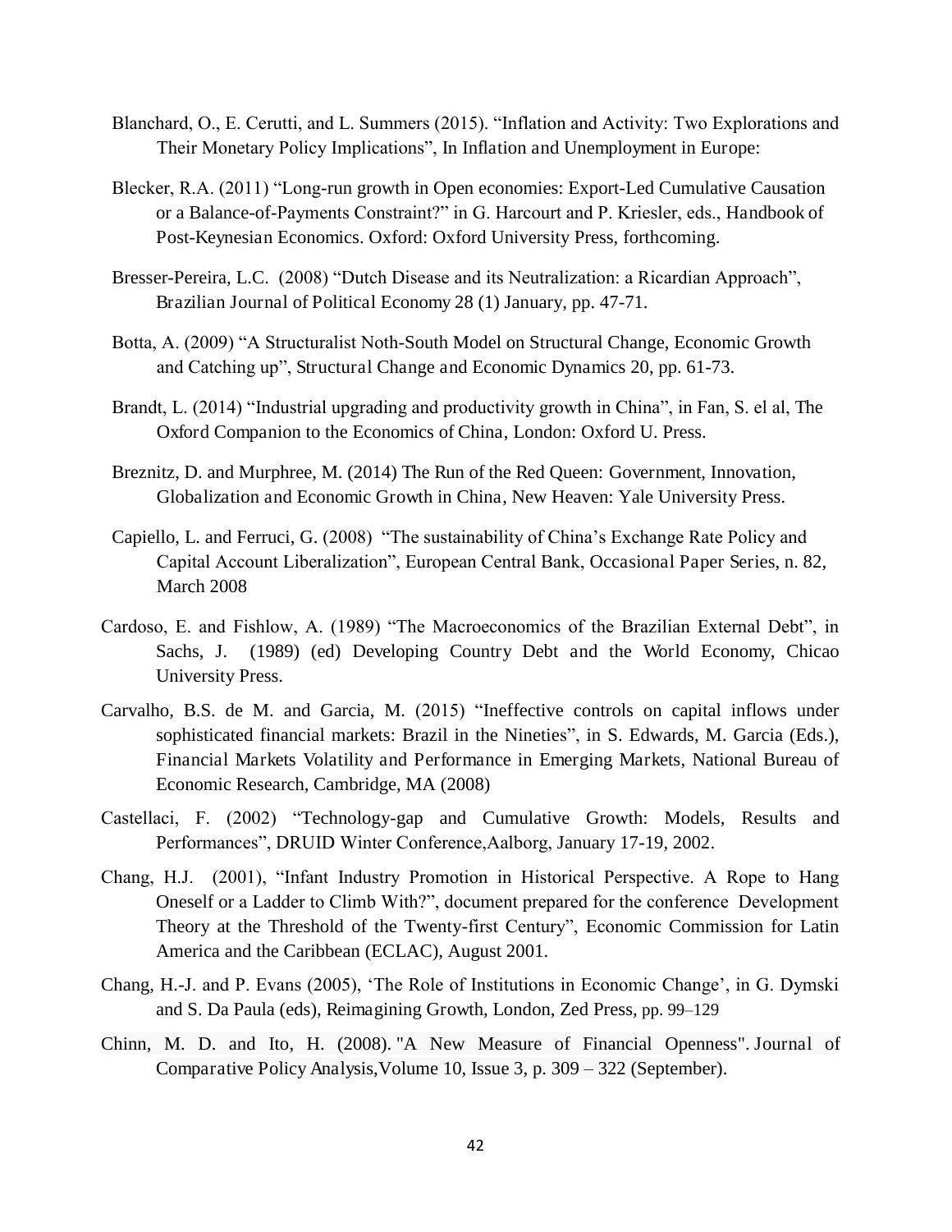Blanchard, O., E. Cerutti, and L. Summers (2015). "Inflation and Activity: Two Explorations and Their Monetary Policy Implications", In Inflation and Unemployment in Europe:

Blecker, R.A. (2011) "Long-run growth in Open economies: Export-Led Cumulative Causation or a Balance-of-Payments Constraint?" in G. Harcourt and P. Kriesler, eds., Handbook of Post-Keynesian Economics. Oxford: Oxford University Press, forthcoming.

Bresser-Pereira, L.C. (2008) "Dutch Disease and its Neutralization: a Ricardian Approach", Brazilian Journal of Political Economy 28 (1) January, pp. 47-71.

Botta, A. (2009) "A Structuralist Noth-South Model on Structural Change, Economic Growth and Catching up", Structural Change and Economic Dynamics 20, pp. 61-73.

Brandt, L. (2014) "Industrial upgrading and productivity growth in China", in Fan, S. el al, The Oxford Companion to the Economics of China, London: Oxford U. Press.

Breznitz, D. and Murphree, M. (2014) The Run of the Red Queen: Government, Innovation, Globalization and Economic Growth in China, New Heaven: Yale University Press.

Capiello, L. and Ferruci, G. (2008) "The sustainability of China's Exchange Rate Policy and Capital Account Liberalization", European Central Bank, Occasional Paper Series, n. 82, March 2008

Cardoso, E. and Fishlow, A. (1989) "The Macroeconomics of the Brazilian External Debt", in Sachs, J. (1989) (ed) Developing Country Debt and the World Economy, Chicao University Press.

Carvalho, B.S. de M. and Garcia, M. (2015) "Ineffective controls on capital inflows under sophisticated financial markets: Brazil in the Nineties", in S. Edwards, M. Garcia (Eds.), Financial Markets Volatility and Performance in Emerging Markets, National Bureau of Economic Research, Cambridge, MA (2008)

Castellaci, F. (2002) "Technology-gap and Cumulative Growth: Models, Results and Performances", DRUID Winter Conference,Aalborg, January 17-19, 2002.

Chang, H.J. (2001), "Infant Industry Promotion in Historical Perspective. A Rope to Hang Oneself or a Ladder to Climb With?", document prepared for the conference Development Theory at the Threshold of the Twenty-first Century", Economic Commission for Latin America and the Caribbean (ECLAC), August 2001.

Chang, H.-J. and P. Evans (2005), 'The Role of Institutions in Economic Change', in G. Dymski and S. Da Paula (eds), Reimagining Growth, London, Zed Press, pp. 99–129

Chinn, M. D. and Ito, H. (2008). "A New Measure of Financial Openness". Journal of Comparative Policy Analysis,Volume 10, Issue 3, p. 309 – 322 (September).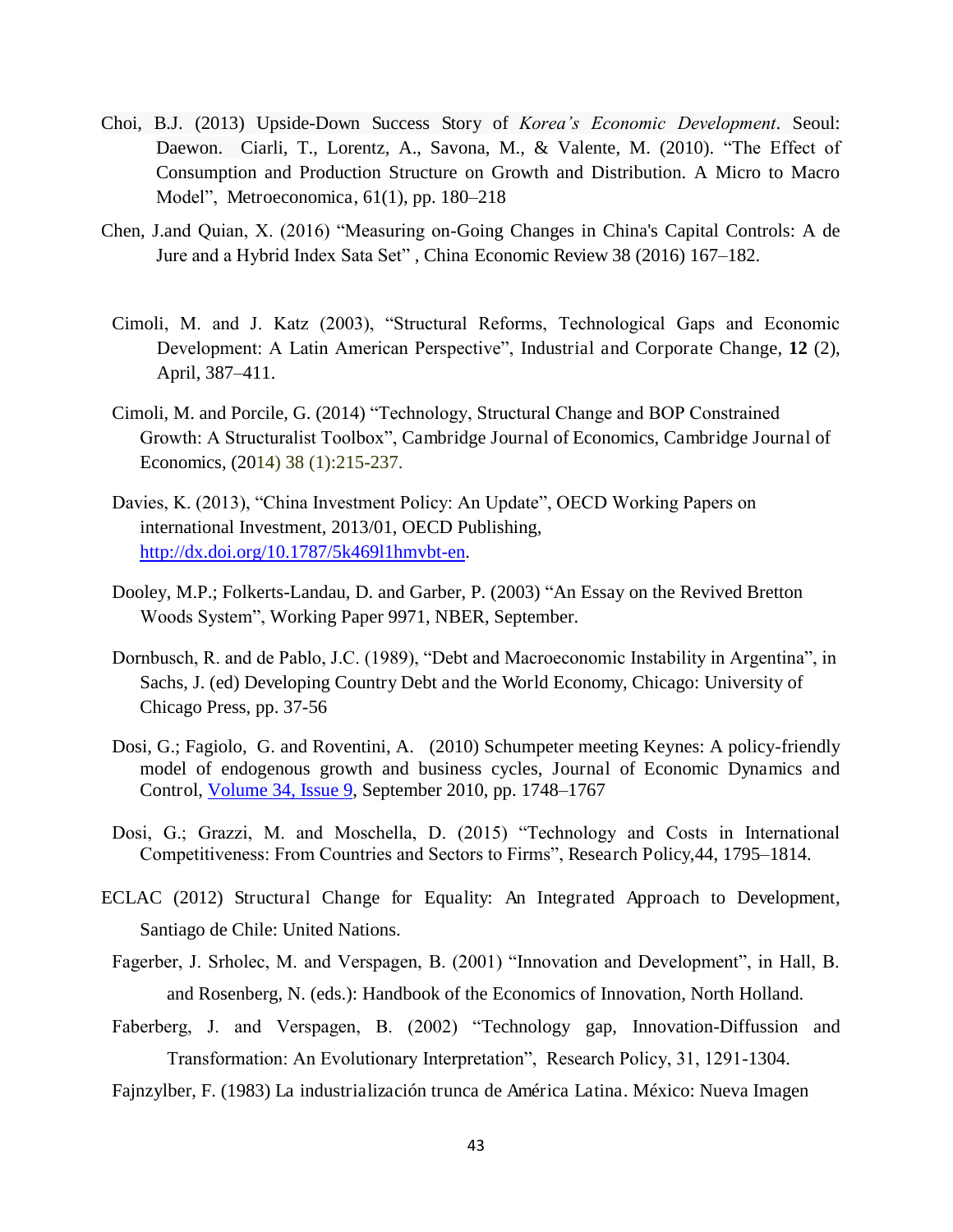Choi, B.J. (2013) Upside-Down Success Story of *Korea's Economic Development*. Seoul: Daewon. Ciarli, T., Lorentz, A., Savona, M., & Valente, M. (2010). "The Effect of Consumption and Production Structure on Growth and Distribution. A Micro to Macro Model", Metroeconomica, 61(1), pp. 180–218

Chen, J.and Quian, X. (2016) "Measuring on-Going Changes in China's Capital Controls: A de Jure and a Hybrid Index Sata Set" , China Economic Review 38 (2016) 167–182.

Cimoli, M. and J. Katz (2003), "Structural Reforms, Technological Gaps and Economic Development: A Latin American Perspective", Industrial and Corporate Change, **12** (2), April, 387–411.

Cimoli, M. and Porcile, G. (2014) "Technology, Structural Change and BOP Constrained Growth: A Structuralist Toolbox", Cambridge Journal of Economics, Cambridge Journal of Economics, (2014) 38 (1):215-237.

Davies, K. (2013), "China Investment Policy: An Update", OECD Working Papers on international Investment, 2013/01, OECD Publishing, http://dx.doi.org/10.1787/5k469l1hmvbt-en.

Dooley, M.P.; Folkerts-Landau, D. and Garber, P. (2003) "An Essay on the Revived Bretton Woods System", Working Paper 9971, NBER, September.

Dornbusch, R. and de Pablo, J.C. (1989), "Debt and Macroeconomic Instability in Argentina", in Sachs, J. (ed) Developing Country Debt and the World Economy, Chicago: University of Chicago Press, pp. 37-56

Dosi, G.; Fagiolo, G. and Roventini, A. (2010) Schumpeter meeting Keynes: A policy-friendly model of endogenous growth and business cycles, Journal of Economic Dynamics and Control, Volume 34, Issue 9, September 2010, pp. 1748–1767

Dosi, G.; Grazzi, M. and Moschella, D. (2015) "Technology and Costs in International Competitiveness: From Countries and Sectors to Firms", Research Policy,44, 1795–1814.

ECLAC (2012) Structural Change for Equality: An Integrated Approach to Development, Santiago de Chile: United Nations.

Fagerber, J. Srholec, M. and Verspagen, B. (2001) "Innovation and Development", in Hall, B. and Rosenberg, N. (eds.): Handbook of the Economics of Innovation, North Holland.

Faberberg, J. and Verspagen, B. (2002) "Technology gap, Innovation-Diffusion and Transformation: An Evolutionary Interpretation", Research Policy, 31, 1291-1304.

Fajnzylber, F. (1983) La industrialización trunca de América Latina. México: Nueva Imagen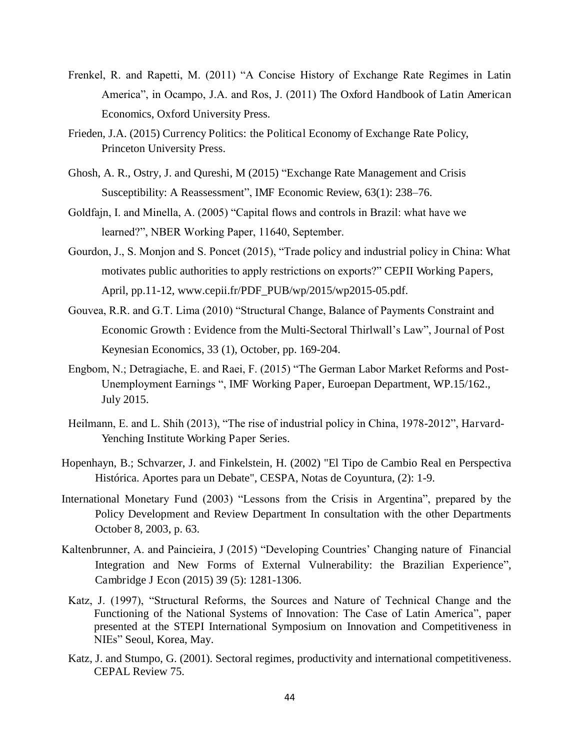Frenkel, R. and Rapetti, M. (2011) "A Concise History of Exchange Rate Regimes in Latin America", in Ocampo, J.A. and Ros, J. (2011) The Oxford Handbook of Latin American Economics, Oxford University Press.

Frieden, J.A. (2015) Currency Politics: the Political Economy of Exchange Rate Policy, Princeton University Press.

Ghosh, A. R., Ostry, J. and Qureshi, M (2015) "Exchange Rate Management and Crisis Susceptibility: A Reassessment", IMF Economic Review, 63(1): 238–76.

Goldfajn, I. and Minella, A. (2005) "Capital flows and controls in Brazil: what have we learned?", NBER Working Paper, 11640, September.

Gourdon, J., S. Monjon and S. Poncet (2015), "Trade policy and industrial policy in China: What motivates public authorities to apply restrictions on exports?" CEPII Working Papers, April, pp.11-12, www.cepii.fr/PDF_PUB/wp/2015/wp2015-05.pdf.

Gouvea, R.R. and G.T. Lima (2010) "Structural Change, Balance of Payments Constraint and Economic Growth : Evidence from the Multi-Sectoral Thirlwall's Law", Journal of Post Keynesian Economics, 33 (1), October, pp. 169-204.

Engbom, N.; Detragiache, E. and Raei, F. (2015) "The German Labor Market Reforms and Post-Unemployment Earnings ", IMF Working Paper, Euroepan Department, WP.15/162., July 2015.

Heilmann, E. and L. Shih (2013), "The rise of industrial policy in China, 1978-2012", Harvard-Yenching Institute Working Paper Series.

Hopenhayn, B.; Schvarzer, J. and Finkelstein, H. (2002) "El Tipo de Cambio Real en Perspectiva Histórica. Aportes para un Debate", CESPA, Notas de Coyuntura, (2): 1-9.

International Monetary Fund (2003) "Lessons from the Crisis in Argentina", prepared by the Policy Development and Review Department In consultation with the other Departments October 8, 2003, p. 63.

Kaltenbrunner, A. and Paincieira, J (2015) "Developing Countries' Changing nature of Financial Integration and New Forms of External Vulnerability: the Brazilian Experience", Cambridge J Econ (2015) 39 (5): 1281-1306.

Katz, J. (1997), "Structural Reforms, the Sources and Nature of Technical Change and the Functioning of the National Systems of Innovation: The Case of Latin America", paper presented at the STEPI International Symposium on Innovation and Competitiveness in NIEs" Seoul, Korea, May.

Katz, J. and Stumpo, G. (2001). Sectoral regimes, productivity and international competitiveness. CEPAL Review 75.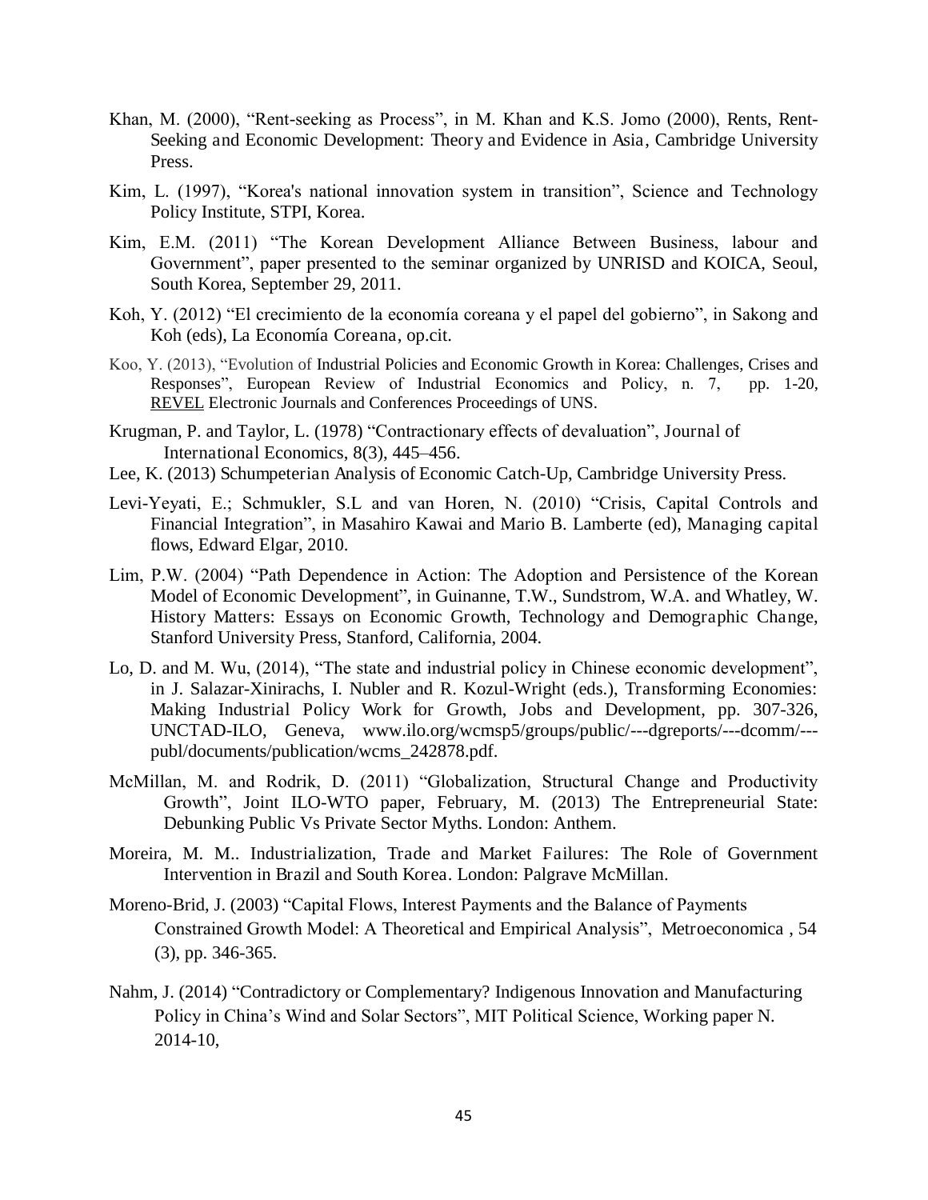Khan, M. (2000), "Rent-seeking as Process", in M. Khan and K.S. Jomo (2000), Rents, Rent-Seeking and Economic Development: Theory and Evidence in Asia, Cambridge University Press.

Kim, L. (1997), "Korea's national innovation system in transition", Science and Technology Policy Institute, STPI, Korea.

Kim, E.M. (2011) "The Korean Development Alliance Between Business, labour and Government", paper presented to the seminar organized by UNRISD and KOICA, Seoul, South Korea, September 29, 2011.

Koh, Y. (2012) "El crecimiento de la economía coreana y el papel del gobierno", in Sakong and Koh (eds), La Economía Coreana, op.cit.

Koo, Y. (2013), "Evolution of Industrial Policies and Economic Growth in Korea: Challenges, Crises and Responses", European Review of Industrial Economics and Policy, n. 7, pp. 1-20, REVEL Electronic Journals and Conferences Proceedings of UNS.

Krugman, P. and Taylor, L. (1978) "Contractionary effects of devaluation", Journal of International Economics, 8(3), 445–456.

Lee, K. (2013) Schumpeterian Analysis of Economic Catch-Up, Cambridge University Press.

Levi-Yeyati, E.; Schmukler, S.L and van Horen, N. (2010) "Crisis, Capital Controls and Financial Integration", in Masahiro Kawai and Mario B. Lamberte (ed), Managing capital flows, Edward Elgar, 2010.

Lim, P.W. (2004) "Path Dependence in Action: The Adoption and Persistence of the Korean Model of Economic Development", in Guinanne, T.W., Sundstrom, W.A. and Whatley, W. History Matters: Essays on Economic Growth, Technology and Demographic Change, Stanford University Press, Stanford, California, 2004.

Lo, D. and M. Wu, (2014), "The state and industrial policy in Chinese economic development", in J. Salazar-Xinirachs, I. Nubler and R. Kozul-Wright (eds.), Transforming Economies: Making Industrial Policy Work for Growth, Jobs and Development, pp. 307-326, UNCTAD-ILO, Geneva, www.ilo.org/wcmsp5/groups/public/---dgreports/---dcomm/---publ/documents/publication/wcms_242878.pdf.

McMillan, M. and Rodrik, D. (2011) "Globalization, Structural Change and Productivity Growth", Joint ILO-WTO paper, February, M. (2013) The Entrepreneurial State: Debunking Public Vs Private Sector Myths. London: Anthem.

Moreira, M. M.. Industrialization, Trade and Market Failures: The Role of Government Intervention in Brazil and South Korea. London: Palgrave McMillan.

Moreno-Brid, J. (2003) "Capital Flows, Interest Payments and the Balance of Payments Constrained Growth Model: A Theoretical and Empirical Analysis", Metroeconomica , 54 (3), pp. 346-365.

Nahm, J. (2014) "Contradictory or Complementary? Indigenous Innovation and Manufacturing Policy in China's Wind and Solar Sectors", MIT Political Science, Working paper N. 2014-10,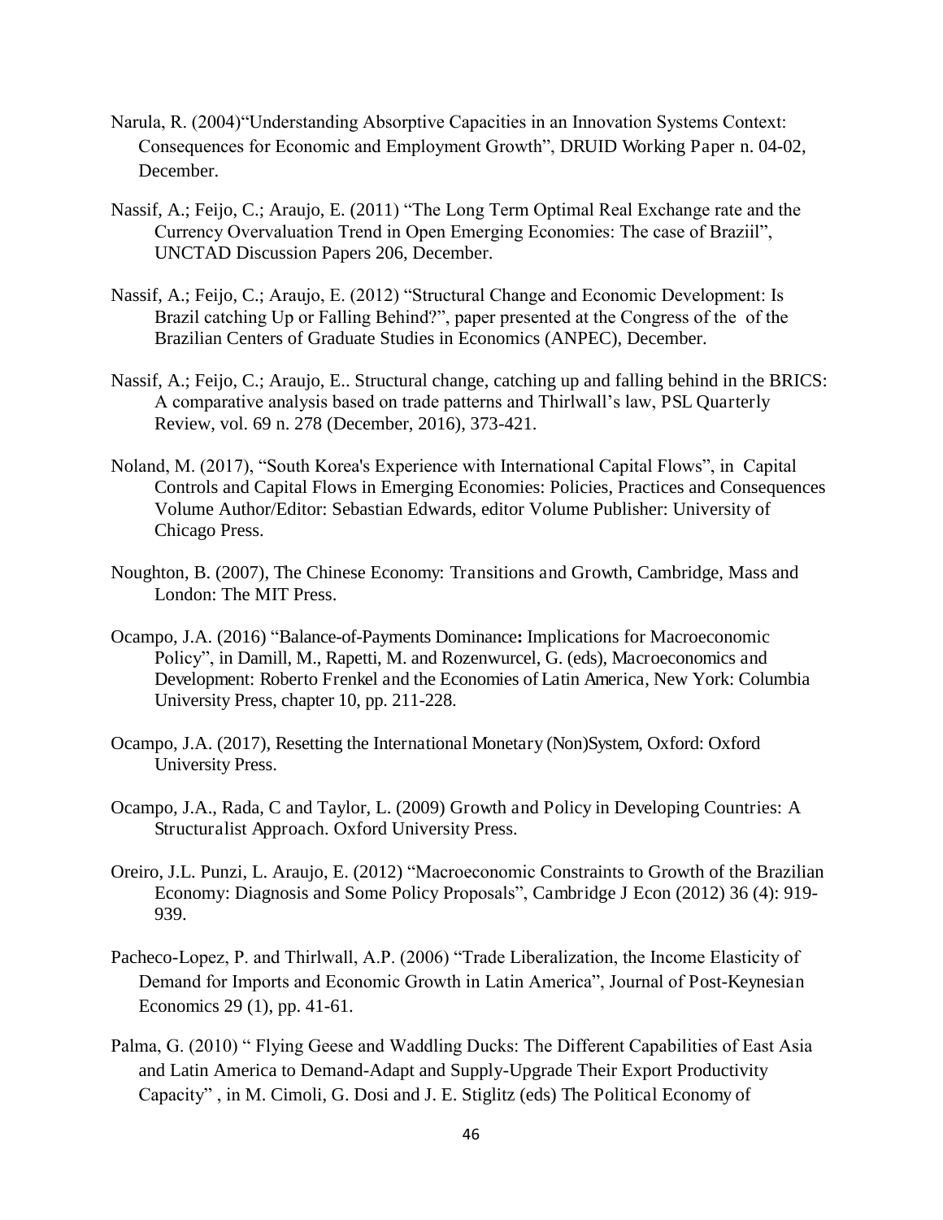Narula, R. (2004)"Understanding Absorptive Capacities in an Innovation Systems Context: Consequences for Economic and Employment Growth", DRUID Working Paper n. 04-02, December.

Nassif, A.; Feijo, C.; Araujo, E. (2011) "The Long Term Optimal Real Exchange rate and the Currency Overvaluation Trend in Open Emerging Economies: The case of Braziil", UNCTAD Discussion Papers 206, December.

Nassif, A.; Feijo, C.; Araujo, E. (2012) "Structural Change and Economic Development: Is Brazil catching Up or Falling Behind?", paper presented at the Congress of the of the Brazilian Centers of Graduate Studies in Economics (ANPEC), December.

Nassif, A.; Feijo, C.; Araujo, E.. Structural change, catching up and falling behind in the BRICS: A comparative analysis based on trade patterns and Thirlwall's law, PSL Quarterly Review, vol. 69 n. 278 (December, 2016), 373-421.

Noland, M. (2017), "South Korea's Experience with International Capital Flows", in Capital Controls and Capital Flows in Emerging Economies: Policies, Practices and Consequences Volume Author/Editor: Sebastian Edwards, editor Volume Publisher: University of Chicago Press.

Noughton, B. (2007), The Chinese Economy: Transitions and Growth, Cambridge, Mass and London: The MIT Press.

Ocampo, J.A. (2016) "Balance-of-Payments Dominance**:** Implications for Macroeconomic Policy", in Damill, M., Rapetti, M. and Rozenwurcel, G. (eds), Macroeconomics and Development: Roberto Frenkel and the Economies of Latin America, New York: Columbia University Press, chapter 10, pp. 211-228.

Ocampo, J.A. (2017), Resetting the International Monetary (Non)System, Oxford: Oxford University Press.

Ocampo, J.A., Rada, C and Taylor, L. (2009) Growth and Policy in Developing Countries: A Structuralist Approach. Oxford University Press.

Oreiro, J.L. Punzi, L. Araujo, E. (2012) "Macroeconomic Constraints to Growth of the Brazilian Economy: Diagnosis and Some Policy Proposals", Cambridge J Econ (2012) 36 (4): 919-939.

Pacheco-Lopez, P. and Thirlwall, A.P. (2006) "Trade Liberalization, the Income Elasticity of Demand for Imports and Economic Growth in Latin America", Journal of Post-Keynesian Economics 29 (1), pp. 41-61.

Palma, G. (2010) " Flying Geese and Waddling Ducks: The Different Capabilities of East Asia and Latin America to Demand-Adapt and Supply-Upgrade Their Export Productivity Capacity" , in M. Cimoli, G. Dosi and J. E. Stiglitz (eds) The Political Economy of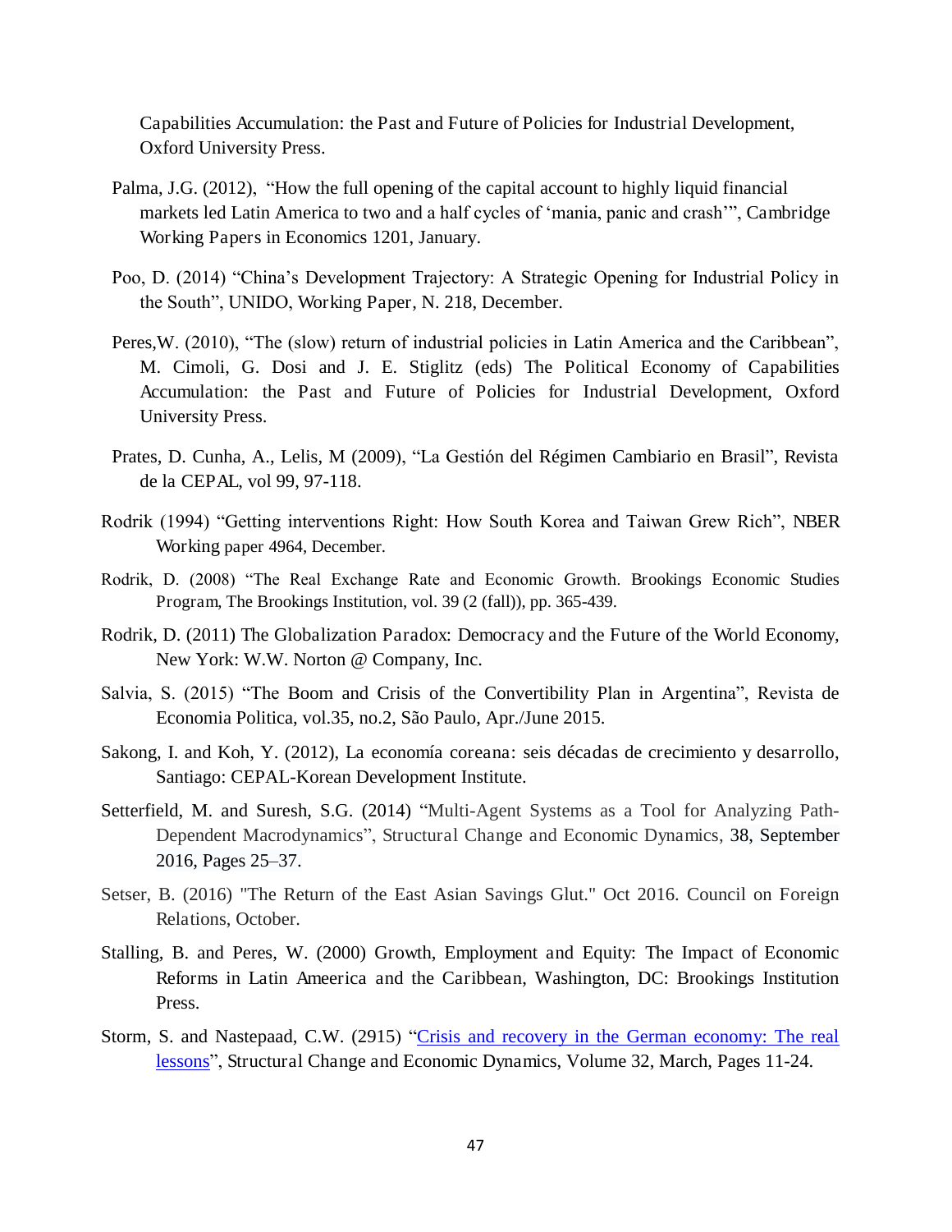Capabilities Accumulation: the Past and Future of Policies for Industrial Development, Oxford University Press.

Palma, J.G. (2012), "How the full opening of the capital account to highly liquid financial markets led Latin America to two and a half cycles of 'mania, panic and crash'", Cambridge Working Papers in Economics 1201, January.

Poo, D. (2014) "China's Development Trajectory: A Strategic Opening for Industrial Policy in the South", UNIDO, Working Paper, N. 218, December.

Peres,W. (2010), "The (slow) return of industrial policies in Latin America and the Caribbean", M. Cimoli, G. Dosi and J. E. Stiglitz (eds) The Political Economy of Capabilities Accumulation: the Past and Future of Policies for Industrial Development, Oxford University Press.

Prates, D. Cunha, A., Lelis, M (2009), "La Gestión del Régimen Cambiario en Brasil", Revista de la CEPAL, vol 99, 97-118.

Rodrik (1994) "Getting interventions Right: How South Korea and Taiwan Grew Rich", NBER Working paper 4964, December.

Rodrik, D. (2008) "The Real Exchange Rate and Economic Growth. Brookings Economic Studies Program, The Brookings Institution, vol. 39 (2 (fall)), pp. 365-439.

Rodrik, D. (2011) The Globalization Paradox: Democracy and the Future of the World Economy, New York: W.W. Norton @ Company, Inc.

Salvia, S. (2015) "The Boom and Crisis of the Convertibility Plan in Argentina", Revista de Economia Politica, vol.35, no.2, São Paulo, Apr./June 2015.

Sakong, I. and Koh, Y. (2012), La economía coreana: seis décadas de crecimiento y desarrollo, Santiago: CEPAL-Korean Development Institute.

Setterfield, M. and Suresh, S.G. (2014) "Multi-Agent Systems as a Tool for Analyzing Path-Dependent Macrodynamics", Structural Change and Economic Dynamics, 38, September 2016, Pages 25–37.

Setser, B. (2016) "The Return of the East Asian Savings Glut." Oct 2016. Council on Foreign Relations, October.

Stalling, B. and Peres, W. (2000) Growth, Employment and Equity: The Impact of Economic Reforms in Latin Ameerica and the Caribbean, Washington, DC: Brookings Institution Press.

Storm, S. and Nastepaad, C.W. (2915) "Crisis and recovery in the German economy: The real lessons", Structural Change and Economic Dynamics, Volume 32, March, Pages 11-24.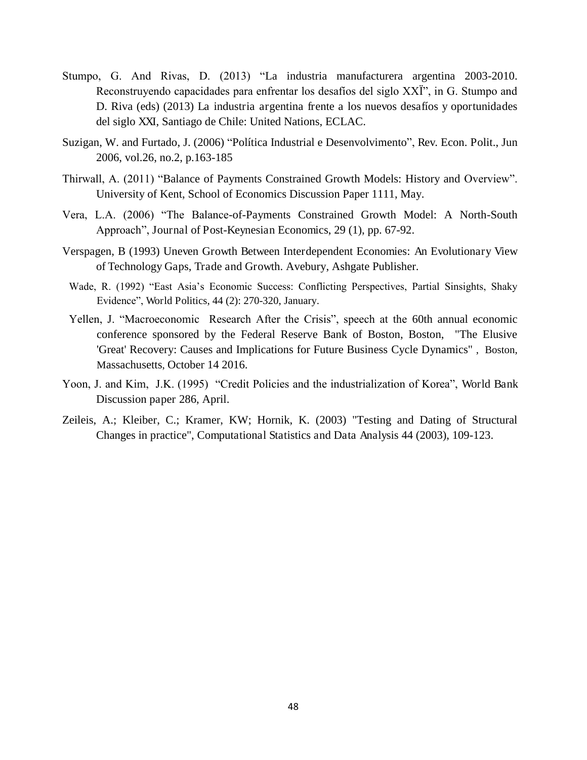Stumpo, G. And Rivas, D. (2013) "La industria manufacturera argentina 2003-2010. Reconstruyendo capacidades para enfrentar los desafíos del siglo XXÏ", in G. Stumpo and D. Riva (eds) (2013) La industria argentina frente a los nuevos desafíos y oportunidades del siglo XXI, Santiago de Chile: United Nations, ECLAC.

Suzigan, W. and Furtado, J. (2006) "Política Industrial e Desenvolvimento", Rev. Econ. Polit., Jun 2006, vol.26, no.2, p.163-185

Thirwall, A. (2011) "Balance of Payments Constrained Growth Models: History and Overview". University of Kent, School of Economics Discussion Paper 1111, May.

Vera, L.A. (2006) "The Balance-of-Payments Constrained Growth Model: A North-South Approach", Journal of Post-Keynesian Economics, 29 (1), pp. 67-92.

Verspagen, B (1993) Uneven Growth Between Interdependent Economies: An Evolutionary View of Technology Gaps, Trade and Growth. Avebury, Ashgate Publisher.

Wade, R. (1992) "East Asia's Economic Success: Conflicting Perspectives, Partial Sinsights, Shaky Evidence", World Politics, 44 (2): 270-320, January.

Yellen, J. "Macroeconomic Research After the Crisis", speech at the 60th annual economic conference sponsored by the Federal Reserve Bank of Boston, Boston, "The Elusive 'Great' Recovery: Causes and Implications for Future Business Cycle Dynamics" , Boston, Massachusetts, October 14 2016.

Yoon, J. and Kim, J.K. (1995) "Credit Policies and the industrialization of Korea", World Bank Discussion paper 286, April.

Zeileis, A.; Kleiber, C.; Kramer, KW; Hornik, K. (2003) "Testing and Dating of Structural Changes in practice", Computational Statistics and Data Analysis 44 (2003), 109-123.